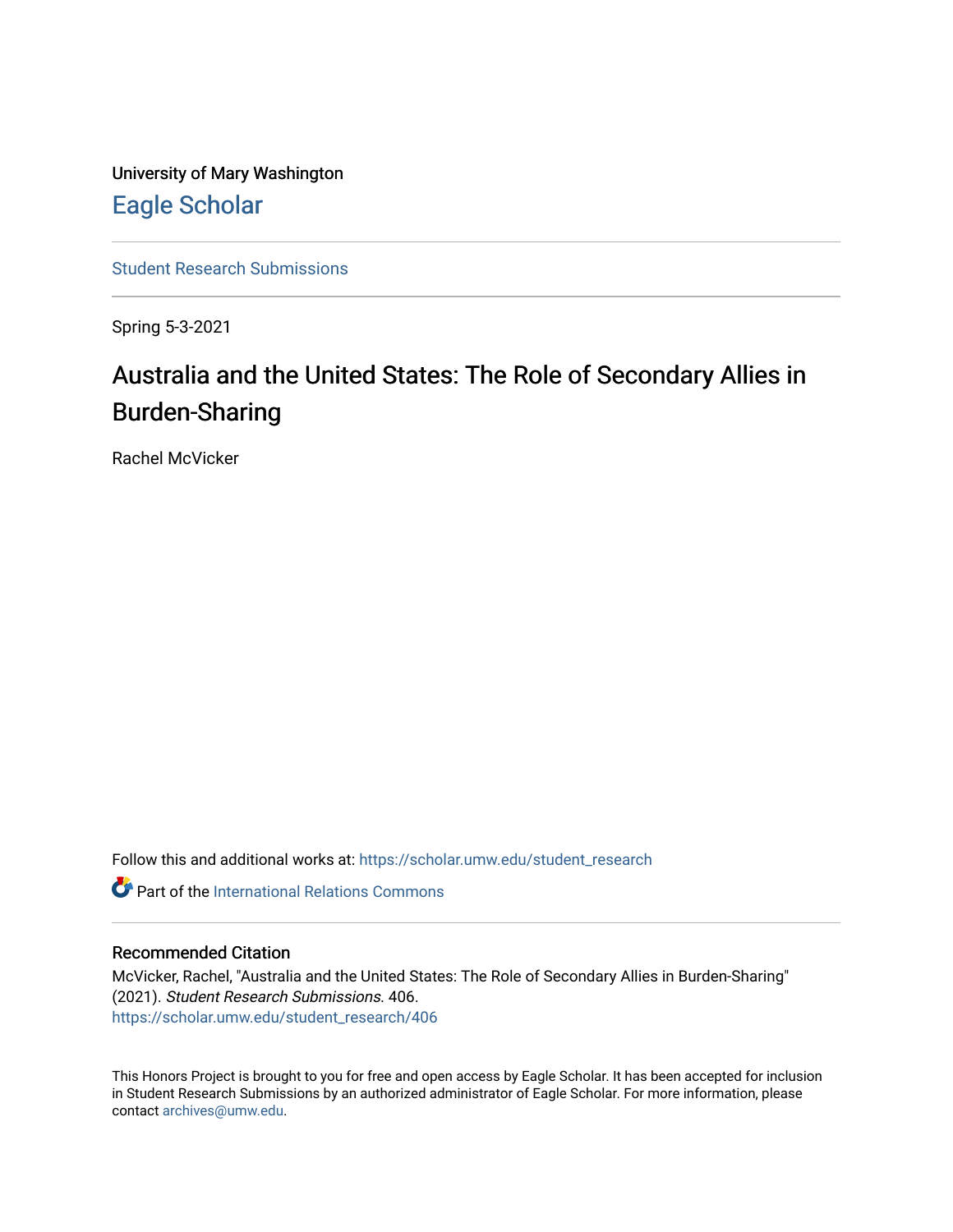University of Mary Washington

# Eagle Scholar

Student Research Submissions

Spring 5-3-2021

## Australia and the United States: The Role of Secondary Allies in Burden-Sharing

Rachel McVicker

Follow this and additional works at: https://scholar.umw.edu/student_research

Part of the International Relations Commons

### Recommended Citation

McVicker, Rachel, "Australia and the United States: The Role of Secondary Allies in Burden-Sharing" (2021). *Student Research Submissions*. 406.
https://scholar.umw.edu/student_research/406

This Honors Project is brought to you for free and open access by Eagle Scholar. It has been accepted for inclusion in Student Research Submissions by an authorized administrator of Eagle Scholar. For more information, please contact archives@umw.edu.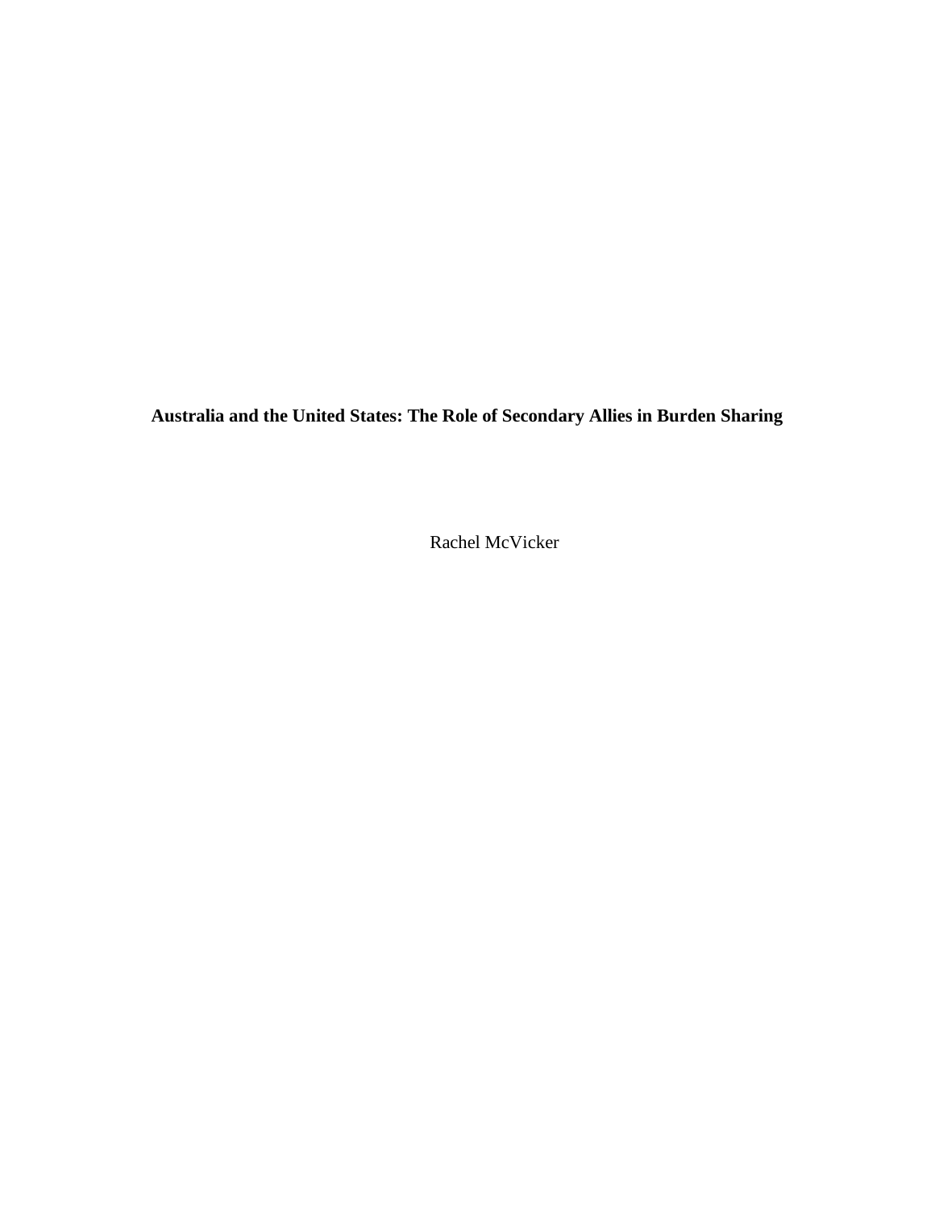# Australia and the United States: The Role of Secondary Allies in Burden Sharing

Rachel McVicker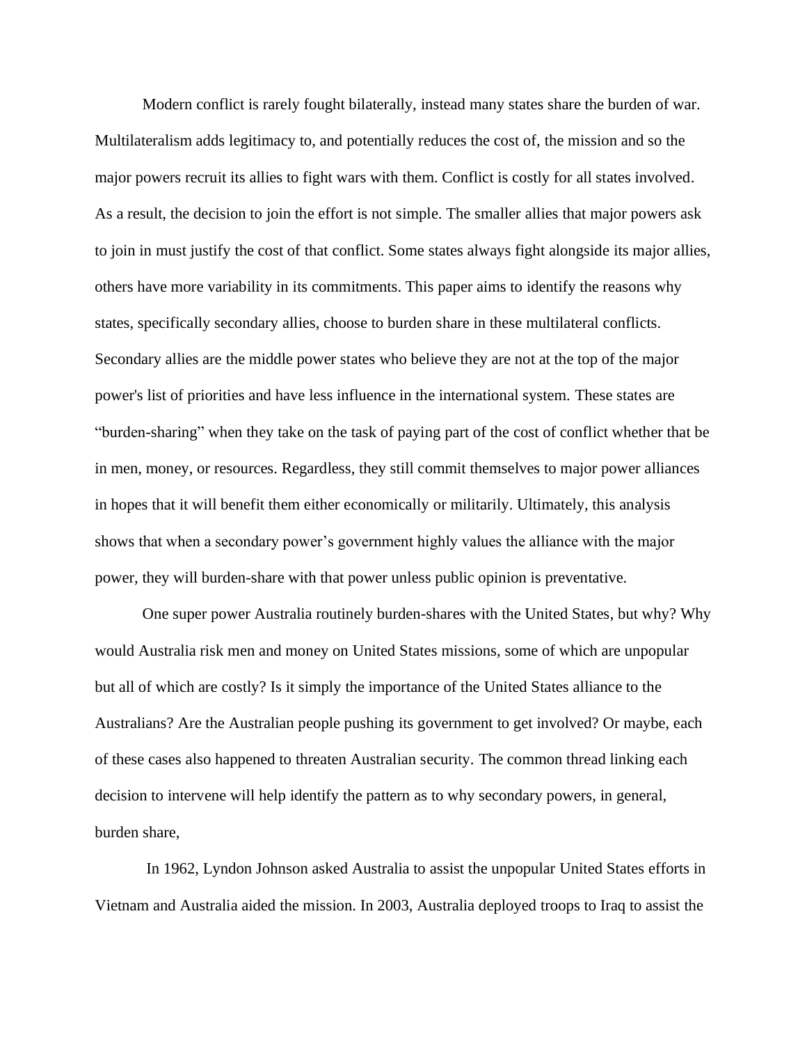Modern conflict is rarely fought bilaterally, instead many states share the burden of war. Multilateralism adds legitimacy to, and potentially reduces the cost of, the mission and so the major powers recruit its allies to fight wars with them. Conflict is costly for all states involved. As a result, the decision to join the effort is not simple. The smaller allies that major powers ask to join in must justify the cost of that conflict. Some states always fight alongside its major allies, others have more variability in its commitments. This paper aims to identify the reasons why states, specifically secondary allies, choose to burden share in these multilateral conflicts. Secondary allies are the middle power states who believe they are not at the top of the major power's list of priorities and have less influence in the international system. These states are "burden-sharing" when they take on the task of paying part of the cost of conflict whether that be in men, money, or resources. Regardless, they still commit themselves to major power alliances in hopes that it will benefit them either economically or militarily. Ultimately, this analysis shows that when a secondary power's government highly values the alliance with the major power, they will burden-share with that power unless public opinion is preventative.

One super power Australia routinely burden-shares with the United States, but why? Why would Australia risk men and money on United States missions, some of which are unpopular but all of which are costly? Is it simply the importance of the United States alliance to the Australians? Are the Australian people pushing its government to get involved? Or maybe, each of these cases also happened to threaten Australian security. The common thread linking each decision to intervene will help identify the pattern as to why secondary powers, in general, burden share,

In 1962, Lyndon Johnson asked Australia to assist the unpopular United States efforts in Vietnam and Australia aided the mission. In 2003, Australia deployed troops to Iraq to assist the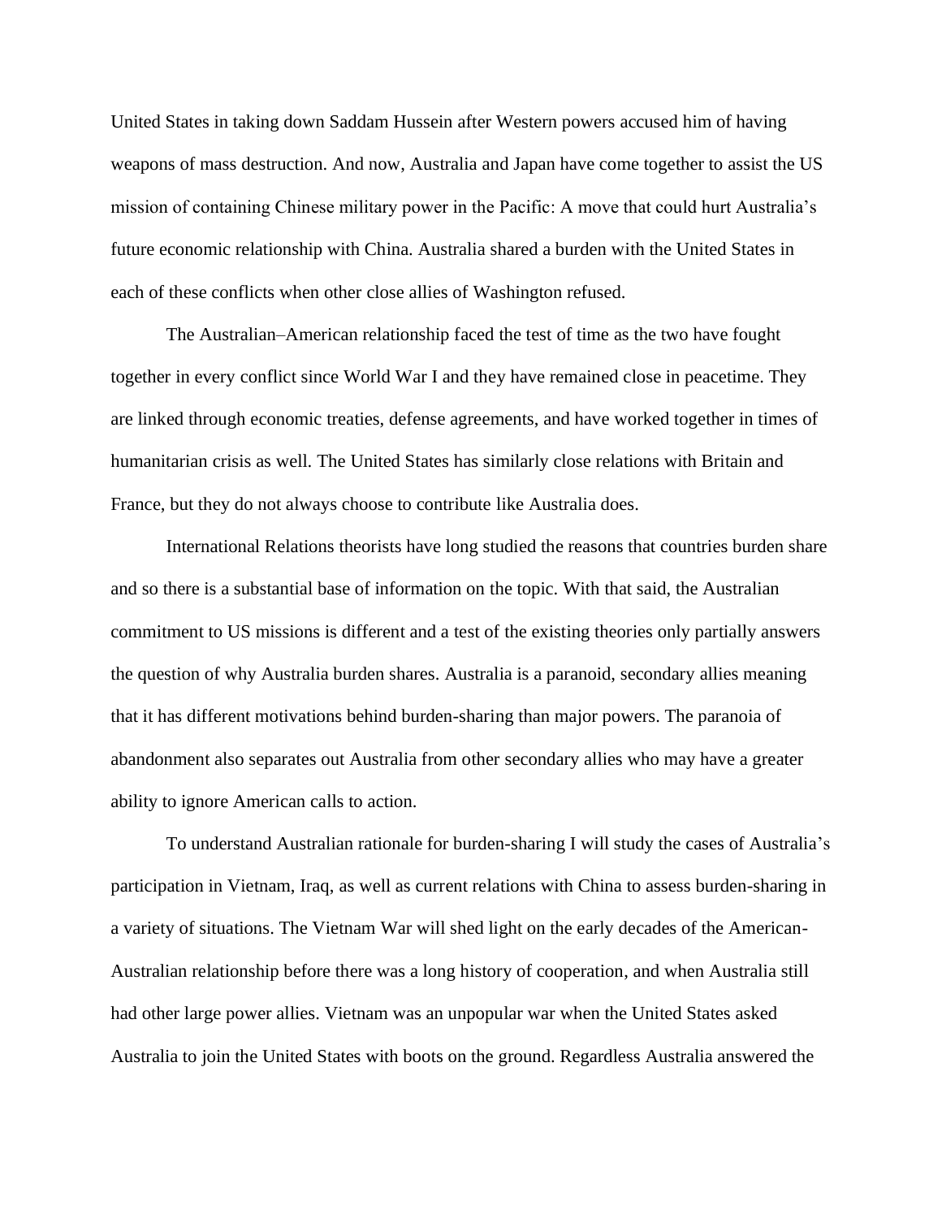United States in taking down Saddam Hussein after Western powers accused him of having weapons of mass destruction. And now, Australia and Japan have come together to assist the US mission of containing Chinese military power in the Pacific: A move that could hurt Australia's future economic relationship with China. Australia shared a burden with the United States in each of these conflicts when other close allies of Washington refused.

The Australian–American relationship faced the test of time as the two have fought together in every conflict since World War I and they have remained close in peacetime. They are linked through economic treaties, defense agreements, and have worked together in times of humanitarian crisis as well. The United States has similarly close relations with Britain and France, but they do not always choose to contribute like Australia does.

International Relations theorists have long studied the reasons that countries burden share and so there is a substantial base of information on the topic. With that said, the Australian commitment to US missions is different and a test of the existing theories only partially answers the question of why Australia burden shares. Australia is a paranoid, secondary allies meaning that it has different motivations behind burden-sharing than major powers. The paranoia of abandonment also separates out Australia from other secondary allies who may have a greater ability to ignore American calls to action.

To understand Australian rationale for burden-sharing I will study the cases of Australia's participation in Vietnam, Iraq, as well as current relations with China to assess burden-sharing in a variety of situations. The Vietnam War will shed light on the early decades of the American-Australian relationship before there was a long history of cooperation, and when Australia still had other large power allies. Vietnam was an unpopular war when the United States asked Australia to join the United States with boots on the ground. Regardless Australia answered the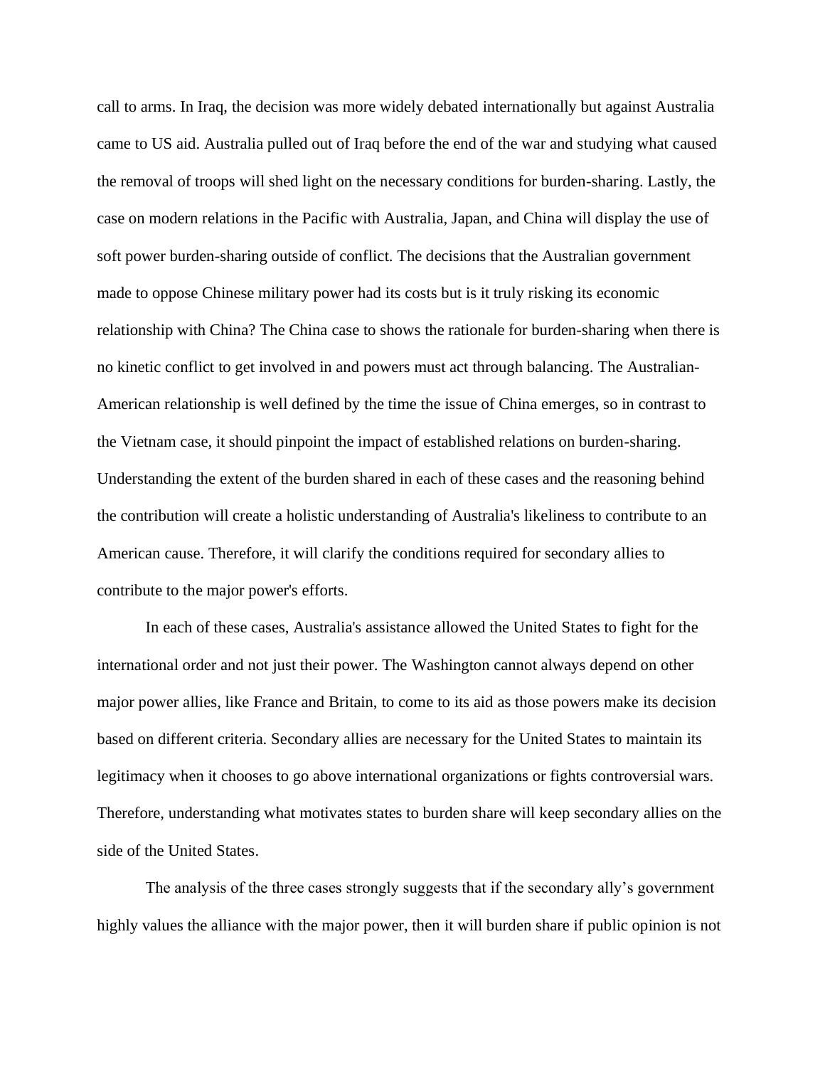call to arms. In Iraq, the decision was more widely debated internationally but against Australia came to US aid. Australia pulled out of Iraq before the end of the war and studying what caused the removal of troops will shed light on the necessary conditions for burden-sharing. Lastly, the case on modern relations in the Pacific with Australia, Japan, and China will display the use of soft power burden-sharing outside of conflict. The decisions that the Australian government made to oppose Chinese military power had its costs but is it truly risking its economic relationship with China? The China case to shows the rationale for burden-sharing when there is no kinetic conflict to get involved in and powers must act through balancing. The Australian-American relationship is well defined by the time the issue of China emerges, so in contrast to the Vietnam case, it should pinpoint the impact of established relations on burden-sharing. Understanding the extent of the burden shared in each of these cases and the reasoning behind the contribution will create a holistic understanding of Australia's likeliness to contribute to an American cause. Therefore, it will clarify the conditions required for secondary allies to contribute to the major power's efforts.

In each of these cases, Australia's assistance allowed the United States to fight for the international order and not just their power. The Washington cannot always depend on other major power allies, like France and Britain, to come to its aid as those powers make its decision based on different criteria. Secondary allies are necessary for the United States to maintain its legitimacy when it chooses to go above international organizations or fights controversial wars. Therefore, understanding what motivates states to burden share will keep secondary allies on the side of the United States.

The analysis of the three cases strongly suggests that if the secondary ally's government highly values the alliance with the major power, then it will burden share if public opinion is not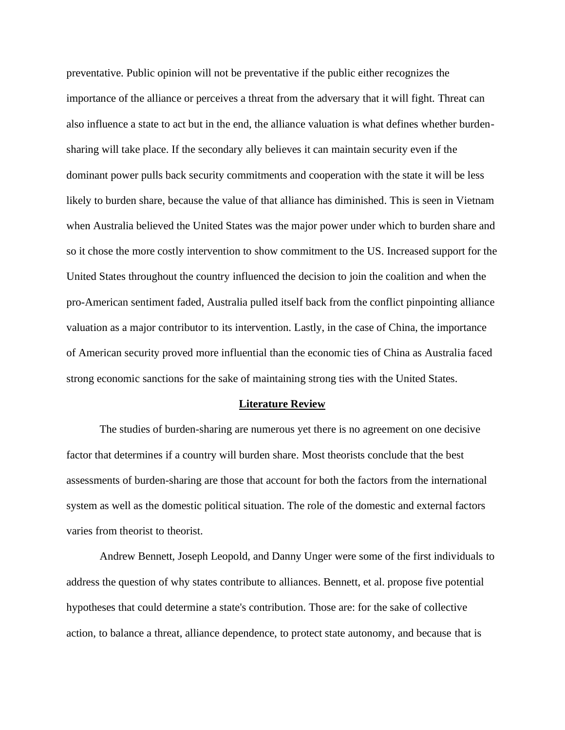preventative. Public opinion will not be preventative if the public either recognizes the importance of the alliance or perceives a threat from the adversary that it will fight. Threat can also influence a state to act but in the end, the alliance valuation is what defines whether burden-sharing will take place. If the secondary ally believes it can maintain security even if the dominant power pulls back security commitments and cooperation with the state it will be less likely to burden share, because the value of that alliance has diminished. This is seen in Vietnam when Australia believed the United States was the major power under which to burden share and so it chose the more costly intervention to show commitment to the US. Increased support for the United States throughout the country influenced the decision to join the coalition and when the pro-American sentiment faded, Australia pulled itself back from the conflict pinpointing alliance valuation as a major contributor to its intervention. Lastly, in the case of China, the importance of American security proved more influential than the economic ties of China as Australia faced strong economic sanctions for the sake of maintaining strong ties with the United States.

## Literature Review

The studies of burden-sharing are numerous yet there is no agreement on one decisive factor that determines if a country will burden share. Most theorists conclude that the best assessments of burden-sharing are those that account for both the factors from the international system as well as the domestic political situation. The role of the domestic and external factors varies from theorist to theorist.

Andrew Bennett, Joseph Leopold, and Danny Unger were some of the first individuals to address the question of why states contribute to alliances. Bennett, et al. propose five potential hypotheses that could determine a state's contribution. Those are: for the sake of collective action, to balance a threat, alliance dependence, to protect state autonomy, and because that is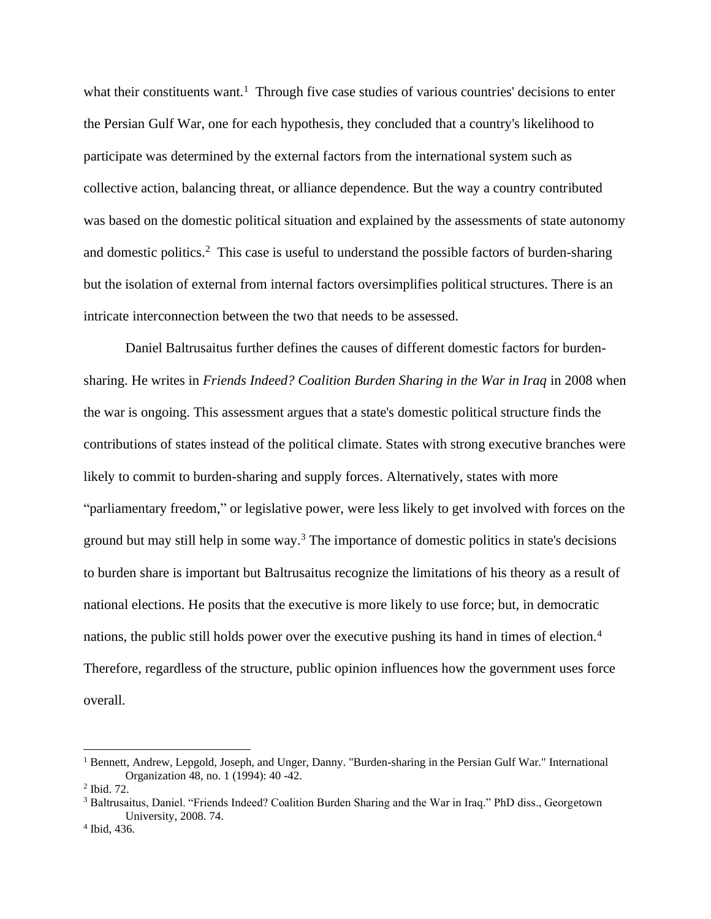what their constituents want.[1] Through five case studies of various countries' decisions to enter the Persian Gulf War, one for each hypothesis, they concluded that a country's likelihood to participate was determined by the external factors from the international system such as collective action, balancing threat, or alliance dependence. But the way a country contributed was based on the domestic political situation and explained by the assessments of state autonomy and domestic politics.[2] This case is useful to understand the possible factors of burden-sharing but the isolation of external from internal factors oversimplifies political structures. There is an intricate interconnection between the two that needs to be assessed.

Daniel Baltrusaitus further defines the causes of different domestic factors for burden-sharing. He writes in *Friends Indeed? Coalition Burden Sharing in the War in Iraq* in 2008 when the war is ongoing. This assessment argues that a state's domestic political structure finds the contributions of states instead of the political climate. States with strong executive branches were likely to commit to burden-sharing and supply forces. Alternatively, states with more "parliamentary freedom," or legislative power, were less likely to get involved with forces on the ground but may still help in some way.[3] The importance of domestic politics in state's decisions to burden share is important but Baltrusaitus recognize the limitations of his theory as a result of national elections. He posits that the executive is more likely to use force; but, in democratic nations, the public still holds power over the executive pushing its hand in times of election.[4] Therefore, regardless of the structure, public opinion influences how the government uses force overall.

---

[1] Bennett, Andrew, Lepgold, Joseph, and Unger, Danny. "Burden-sharing in the Persian Gulf War." International Organization 48, no. 1 (1994): 40 -42.

[2] Ibid. 72.

[3] Baltrusaitus, Daniel. "Friends Indeed? Coalition Burden Sharing and the War in Iraq." PhD diss., Georgetown University, 2008. 74.

[4] Ibid, 436.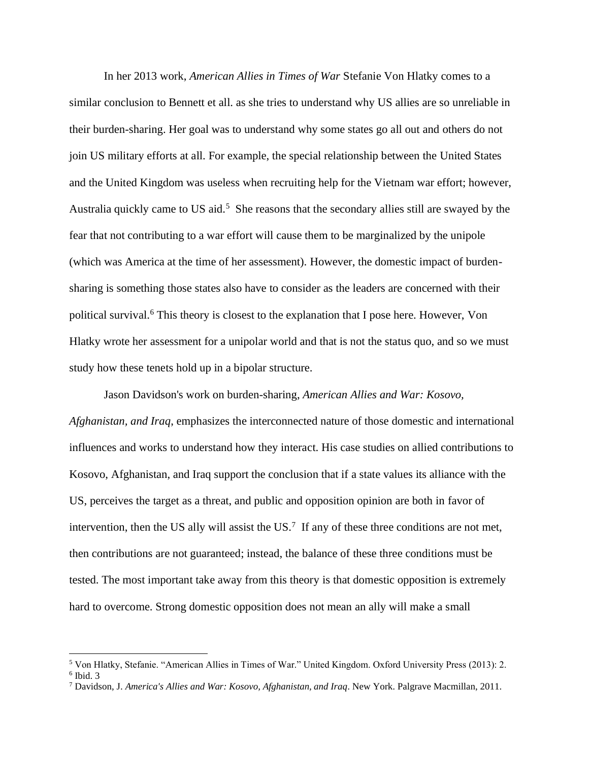In her 2013 work, *American Allies in Times of War* Stefanie Von Hlatky comes to a similar conclusion to Bennett et all. as she tries to understand why US allies are so unreliable in their burden-sharing. Her goal was to understand why some states go all out and others do not join US military efforts at all. For example, the special relationship between the United States and the United Kingdom was useless when recruiting help for the Vietnam war effort; however, Australia quickly came to US aid.[5] She reasons that the secondary allies still are swayed by the fear that not contributing to a war effort will cause them to be marginalized by the unipole (which was America at the time of her assessment). However, the domestic impact of burden-sharing is something those states also have to consider as the leaders are concerned with their political survival.[6] This theory is closest to the explanation that I pose here. However, Von Hlatky wrote her assessment for a unipolar world and that is not the status quo, and so we must study how these tenets hold up in a bipolar structure.

Jason Davidson's work on burden-sharing, *American Allies and War: Kosovo, Afghanistan, and Iraq*, emphasizes the interconnected nature of those domestic and international influences and works to understand how they interact. His case studies on allied contributions to Kosovo, Afghanistan, and Iraq support the conclusion that if a state values its alliance with the US, perceives the target as a threat, and public and opposition opinion are both in favor of intervention, then the US ally will assist the US.[7] If any of these three conditions are not met, then contributions are not guaranteed; instead, the balance of these three conditions must be tested. The most important take away from this theory is that domestic opposition is extremely hard to overcome. Strong domestic opposition does not mean an ally will make a small

---

[5] Von Hlatky, Stefanie. "American Allies in Times of War." United Kingdom. Oxford University Press (2013): 2.

[6] Ibid. 3

[7] Davidson, J. *America's Allies and War: Kosovo, Afghanistan, and Iraq*. New York. Palgrave Macmillan, 2011.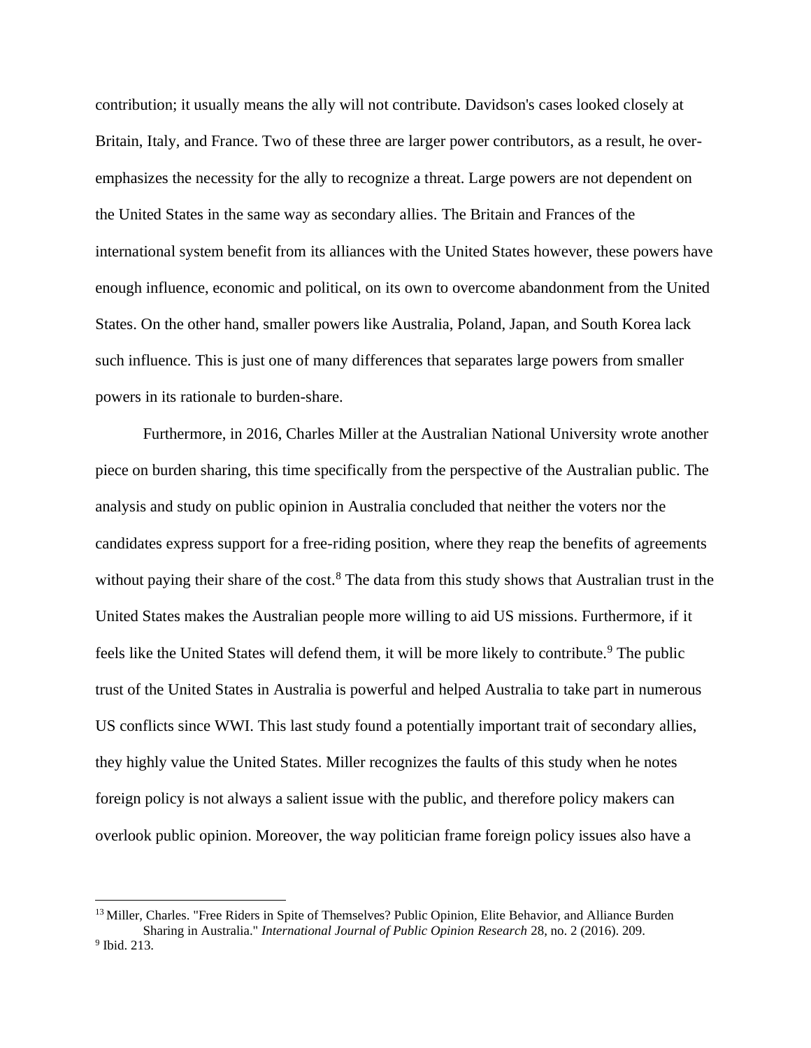contribution; it usually means the ally will not contribute. Davidson's cases looked closely at Britain, Italy, and France. Two of these three are larger power contributors, as a result, he over-emphasizes the necessity for the ally to recognize a threat. Large powers are not dependent on the United States in the same way as secondary allies. The Britain and Frances of the international system benefit from its alliances with the United States however, these powers have enough influence, economic and political, on its own to overcome abandonment from the United States. On the other hand, smaller powers like Australia, Poland, Japan, and South Korea lack such influence. This is just one of many differences that separates large powers from smaller powers in its rationale to burden-share.

Furthermore, in 2016, Charles Miller at the Australian National University wrote another piece on burden sharing, this time specifically from the perspective of the Australian public. The analysis and study on public opinion in Australia concluded that neither the voters nor the candidates express support for a free-riding position, where they reap the benefits of agreements without paying their share of the cost.[8] The data from this study shows that Australian trust in the United States makes the Australian people more willing to aid US missions. Furthermore, if it feels like the United States will defend them, it will be more likely to contribute.[9] The public trust of the United States in Australia is powerful and helped Australia to take part in numerous US conflicts since WWI. This last study found a potentially important trait of secondary allies, they highly value the United States. Miller recognizes the faults of this study when he notes foreign policy is not always a salient issue with the public, and therefore policy makers can overlook public opinion. Moreover, the way politician frame foreign policy issues also have a

---

[13] Miller, Charles. "Free Riders in Spite of Themselves? Public Opinion, Elite Behavior, and Alliance Burden Sharing in Australia." *International Journal of Public Opinion Research* 28, no. 2 (2016). 209.

[9] Ibid. 213.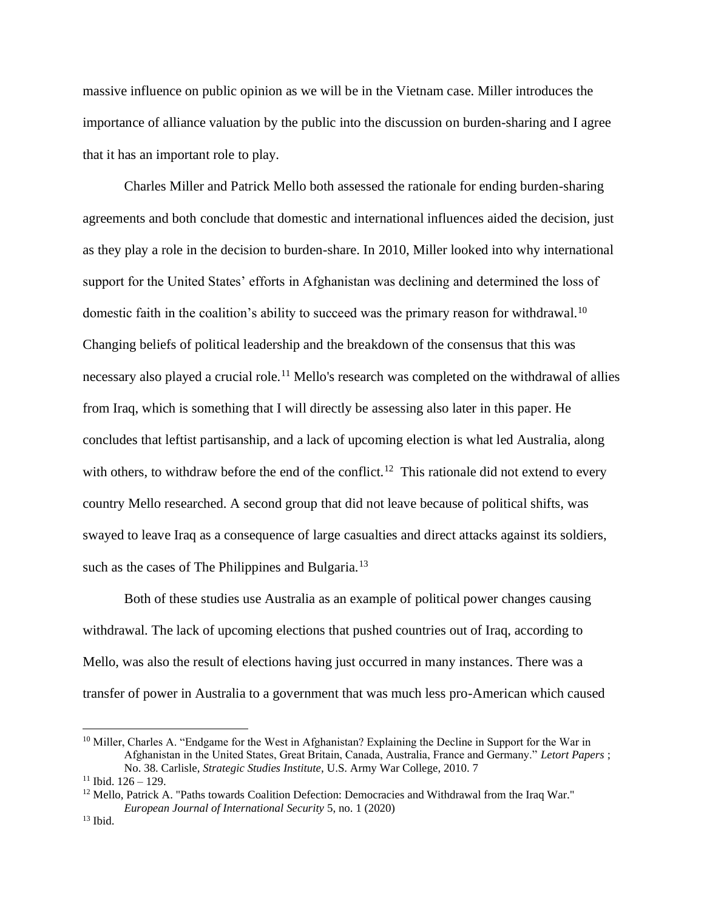massive influence on public opinion as we will be in the Vietnam case. Miller introduces the importance of alliance valuation by the public into the discussion on burden-sharing and I agree that it has an important role to play.

Charles Miller and Patrick Mello both assessed the rationale for ending burden-sharing agreements and both conclude that domestic and international influences aided the decision, just as they play a role in the decision to burden-share. In 2010, Miller looked into why international support for the United States' efforts in Afghanistan was declining and determined the loss of domestic faith in the coalition's ability to succeed was the primary reason for withdrawal.[10] Changing beliefs of political leadership and the breakdown of the consensus that this was necessary also played a crucial role.[11] Mello's research was completed on the withdrawal of allies from Iraq, which is something that I will directly be assessing also later in this paper. He concludes that leftist partisanship, and a lack of upcoming election is what led Australia, along with others, to withdraw before the end of the conflict.[12] This rationale did not extend to every country Mello researched. A second group that did not leave because of political shifts, was swayed to leave Iraq as a consequence of large casualties and direct attacks against its soldiers, such as the cases of The Philippines and Bulgaria.[13]

Both of these studies use Australia as an example of political power changes causing withdrawal. The lack of upcoming elections that pushed countries out of Iraq, according to Mello, was also the result of elections having just occurred in many instances. There was a transfer of power in Australia to a government that was much less pro-American which caused

---

[10] Miller, Charles A. "Endgame for the West in Afghanistan? Explaining the Decline in Support for the War in Afghanistan in the United States, Great Britain, Canada, Australia, France and Germany." *Letort Papers* ; No. 38. Carlisle, *Strategic Studies Institute*, U.S. Army War College, 2010. 7

[11] Ibid. 126 – 129.

[12] Mello, Patrick A. "Paths towards Coalition Defection: Democracies and Withdrawal from the Iraq War." *European Journal of International Security* 5, no. 1 (2020)

[13] Ibid.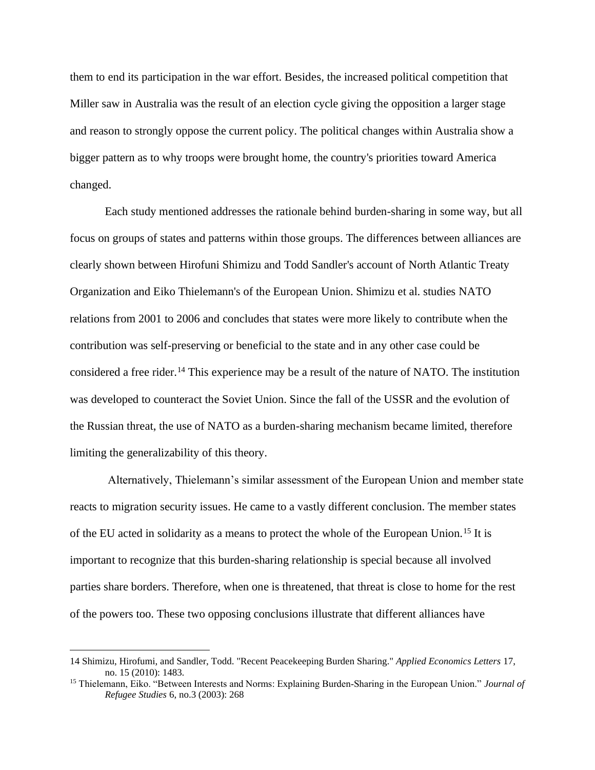them to end its participation in the war effort. Besides, the increased political competition that Miller saw in Australia was the result of an election cycle giving the opposition a larger stage and reason to strongly oppose the current policy. The political changes within Australia show a bigger pattern as to why troops were brought home, the country's priorities toward America changed.

Each study mentioned addresses the rationale behind burden-sharing in some way, but all focus on groups of states and patterns within those groups. The differences between alliances are clearly shown between Hirofuni Shimizu and Todd Sandler's account of North Atlantic Treaty Organization and Eiko Thielemann's of the European Union. Shimizu et al. studies NATO relations from 2001 to 2006 and concludes that states were more likely to contribute when the contribution was self-preserving or beneficial to the state and in any other case could be considered a free rider.[14] This experience may be a result of the nature of NATO. The institution was developed to counteract the Soviet Union. Since the fall of the USSR and the evolution of the Russian threat, the use of NATO as a burden-sharing mechanism became limited, therefore limiting the generalizability of this theory.

Alternatively, Thielemann's similar assessment of the European Union and member state reacts to migration security issues. He came to a vastly different conclusion. The member states of the EU acted in solidarity as a means to protect the whole of the European Union.[15] It is important to recognize that this burden-sharing relationship is special because all involved parties share borders. Therefore, when one is threatened, that threat is close to home for the rest of the powers too. These two opposing conclusions illustrate that different alliances have

---

14 Shimizu, Hirofumi, and Sandler, Todd. "Recent Peacekeeping Burden Sharing." *Applied Economics Letters* 17, no. 15 (2010): 1483.

15 Thielemann, Eiko. "Between Interests and Norms: Explaining Burden-Sharing in the European Union." *Journal of Refugee Studies* 6, no.3 (2003): 268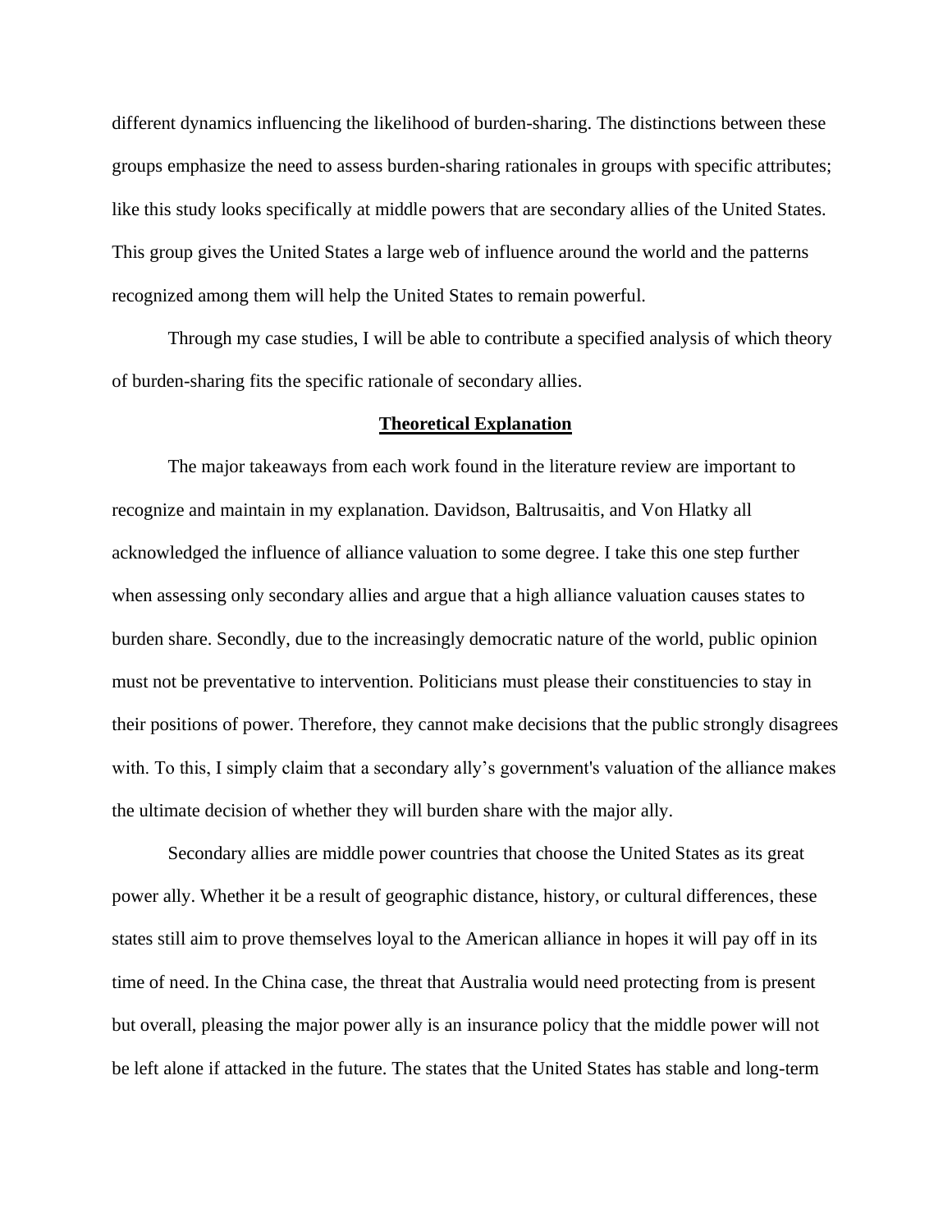different dynamics influencing the likelihood of burden-sharing. The distinctions between these groups emphasize the need to assess burden-sharing rationales in groups with specific attributes; like this study looks specifically at middle powers that are secondary allies of the United States. This group gives the United States a large web of influence around the world and the patterns recognized among them will help the United States to remain powerful.

Through my case studies, I will be able to contribute a specified analysis of which theory of burden-sharing fits the specific rationale of secondary allies.

## Theoretical Explanation

The major takeaways from each work found in the literature review are important to recognize and maintain in my explanation. Davidson, Baltrusaitis, and Von Hlatky all acknowledged the influence of alliance valuation to some degree. I take this one step further when assessing only secondary allies and argue that a high alliance valuation causes states to burden share. Secondly, due to the increasingly democratic nature of the world, public opinion must not be preventative to intervention. Politicians must please their constituencies to stay in their positions of power. Therefore, they cannot make decisions that the public strongly disagrees with. To this, I simply claim that a secondary ally's government's valuation of the alliance makes the ultimate decision of whether they will burden share with the major ally.

Secondary allies are middle power countries that choose the United States as its great power ally. Whether it be a result of geographic distance, history, or cultural differences, these states still aim to prove themselves loyal to the American alliance in hopes it will pay off in its time of need. In the China case, the threat that Australia would need protecting from is present but overall, pleasing the major power ally is an insurance policy that the middle power will not be left alone if attacked in the future. The states that the United States has stable and long-term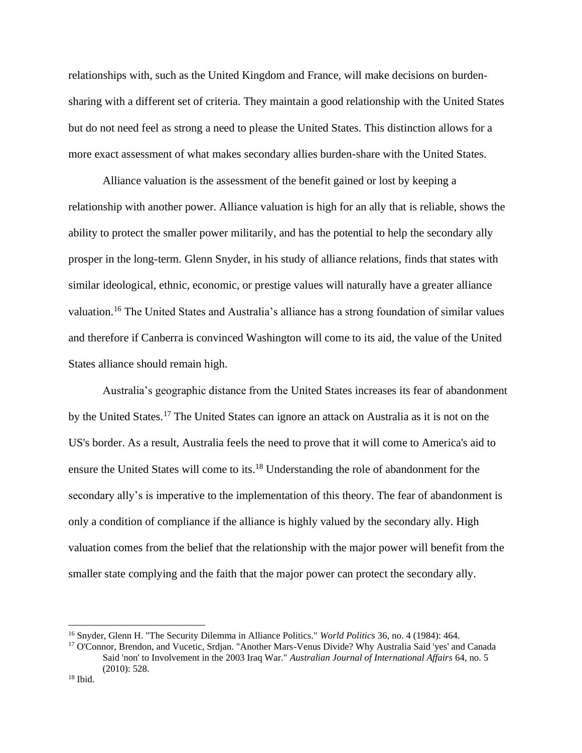relationships with, such as the United Kingdom and France, will make decisions on burden-sharing with a different set of criteria. They maintain a good relationship with the United States but do not need feel as strong a need to please the United States. This distinction allows for a more exact assessment of what makes secondary allies burden-share with the United States.

Alliance valuation is the assessment of the benefit gained or lost by keeping a relationship with another power. Alliance valuation is high for an ally that is reliable, shows the ability to protect the smaller power militarily, and has the potential to help the secondary ally prosper in the long-term. Glenn Snyder, in his study of alliance relations, finds that states with similar ideological, ethnic, economic, or prestige values will naturally have a greater alliance valuation.[16] The United States and Australia's alliance has a strong foundation of similar values and therefore if Canberra is convinced Washington will come to its aid, the value of the United States alliance should remain high.

Australia's geographic distance from the United States increases its fear of abandonment by the United States.[17] The United States can ignore an attack on Australia as it is not on the US's border. As a result, Australia feels the need to prove that it will come to America's aid to ensure the United States will come to its.[18] Understanding the role of abandonment for the secondary ally's is imperative to the implementation of this theory. The fear of abandonment is only a condition of compliance if the alliance is highly valued by the secondary ally. High valuation comes from the belief that the relationship with the major power will benefit from the smaller state complying and the faith that the major power can protect the secondary ally.

---

[16] Snyder, Glenn H. "The Security Dilemma in Alliance Politics." *World Politics* 36, no. 4 (1984): 464.

[17] O'Connor, Brendon, and Vucetic, Srdjan. "Another Mars-Venus Divide? Why Australia Said 'yes' and Canada Said 'non' to Involvement in the 2003 Iraq War." *Australian Journal of International Affairs* 64, no. 5 (2010): 528.

[18] Ibid.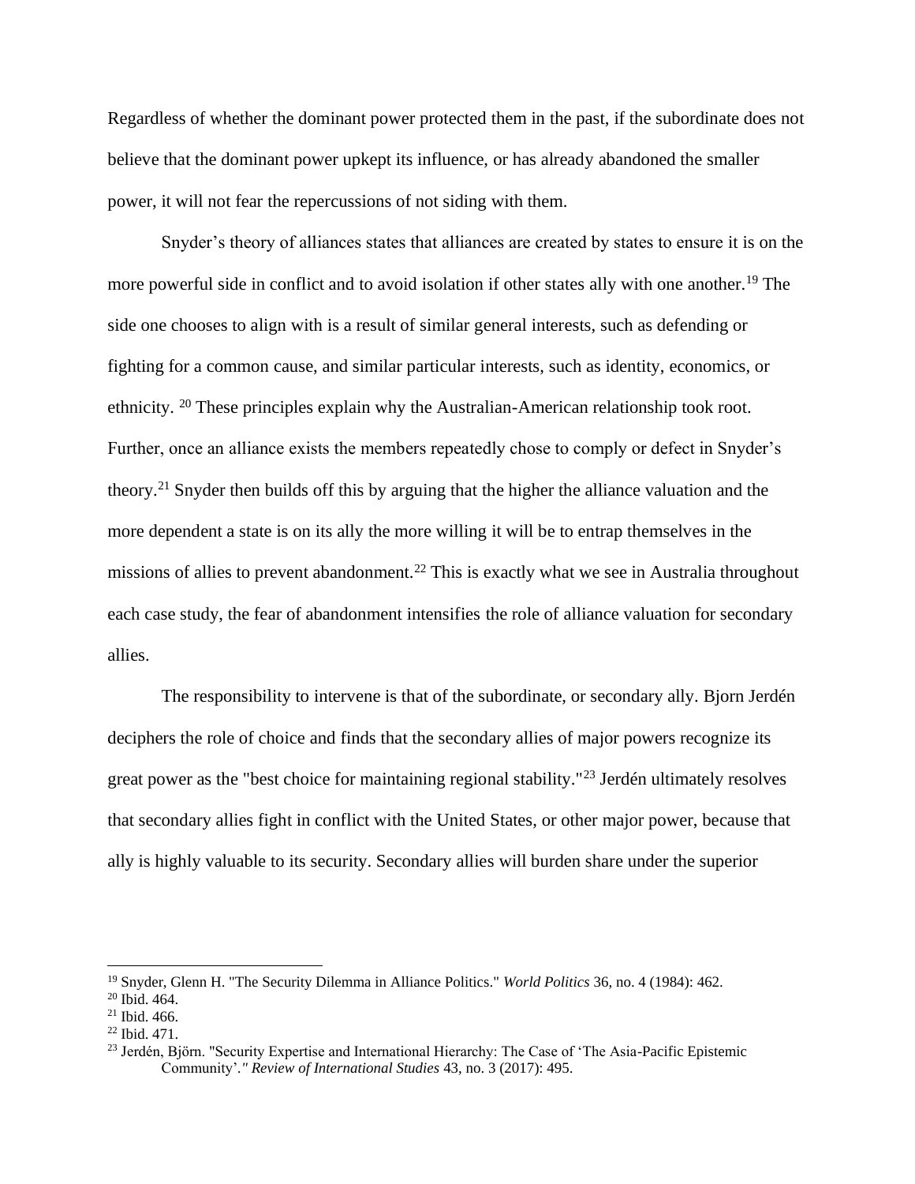Regardless of whether the dominant power protected them in the past, if the subordinate does not believe that the dominant power upkept its influence, or has already abandoned the smaller power, it will not fear the repercussions of not siding with them.

Snyder's theory of alliances states that alliances are created by states to ensure it is on the more powerful side in conflict and to avoid isolation if other states ally with one another.[19] The side one chooses to align with is a result of similar general interests, such as defending or fighting for a common cause, and similar particular interests, such as identity, economics, or ethnicity. [20] These principles explain why the Australian-American relationship took root. Further, once an alliance exists the members repeatedly chose to comply or defect in Snyder's theory.[21] Snyder then builds off this by arguing that the higher the alliance valuation and the more dependent a state is on its ally the more willing it will be to entrap themselves in the missions of allies to prevent abandonment.[22] This is exactly what we see in Australia throughout each case study, the fear of abandonment intensifies the role of alliance valuation for secondary allies.

The responsibility to intervene is that of the subordinate, or secondary ally. Bjorn Jerdén deciphers the role of choice and finds that the secondary allies of major powers recognize its great power as the "best choice for maintaining regional stability."[23] Jerdén ultimately resolves that secondary allies fight in conflict with the United States, or other major power, because that ally is highly valuable to its security. Secondary allies will burden share under the superior

---

[19] Snyder, Glenn H. "The Security Dilemma in Alliance Politics." *World Politics* 36, no. 4 (1984): 462.

[20] Ibid. 464.

[21] Ibid. 466.

[22] Ibid. 471.

[23] Jerdén, Björn. "Security Expertise and International Hierarchy: The Case of 'The Asia-Pacific Epistemic Community'." *Review of International Studies* 43, no. 3 (2017): 495.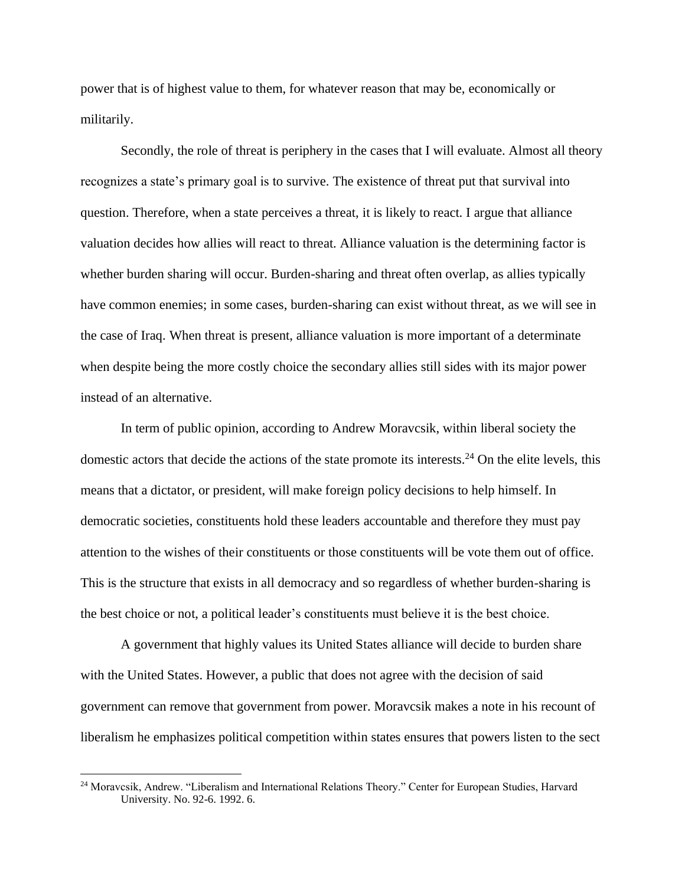power that is of highest value to them, for whatever reason that may be, economically or militarily.

Secondly, the role of threat is periphery in the cases that I will evaluate. Almost all theory recognizes a state's primary goal is to survive. The existence of threat put that survival into question. Therefore, when a state perceives a threat, it is likely to react. I argue that alliance valuation decides how allies will react to threat. Alliance valuation is the determining factor is whether burden sharing will occur. Burden-sharing and threat often overlap, as allies typically have common enemies; in some cases, burden-sharing can exist without threat, as we will see in the case of Iraq. When threat is present, alliance valuation is more important of a determinate when despite being the more costly choice the secondary allies still sides with its major power instead of an alternative.

In term of public opinion, according to Andrew Moravcsik, within liberal society the domestic actors that decide the actions of the state promote its interests.[24] On the elite levels, this means that a dictator, or president, will make foreign policy decisions to help himself. In democratic societies, constituents hold these leaders accountable and therefore they must pay attention to the wishes of their constituents or those constituents will be vote them out of office. This is the structure that exists in all democracy and so regardless of whether burden-sharing is the best choice or not, a political leader's constituents must believe it is the best choice.

A government that highly values its United States alliance will decide to burden share with the United States. However, a public that does not agree with the decision of said government can remove that government from power. Moravcsik makes a note in his recount of liberalism he emphasizes political competition within states ensures that powers listen to the sect

---

[24] Moravcsik, Andrew. "Liberalism and International Relations Theory." Center for European Studies, Harvard University. No. 92-6. 1992. 6.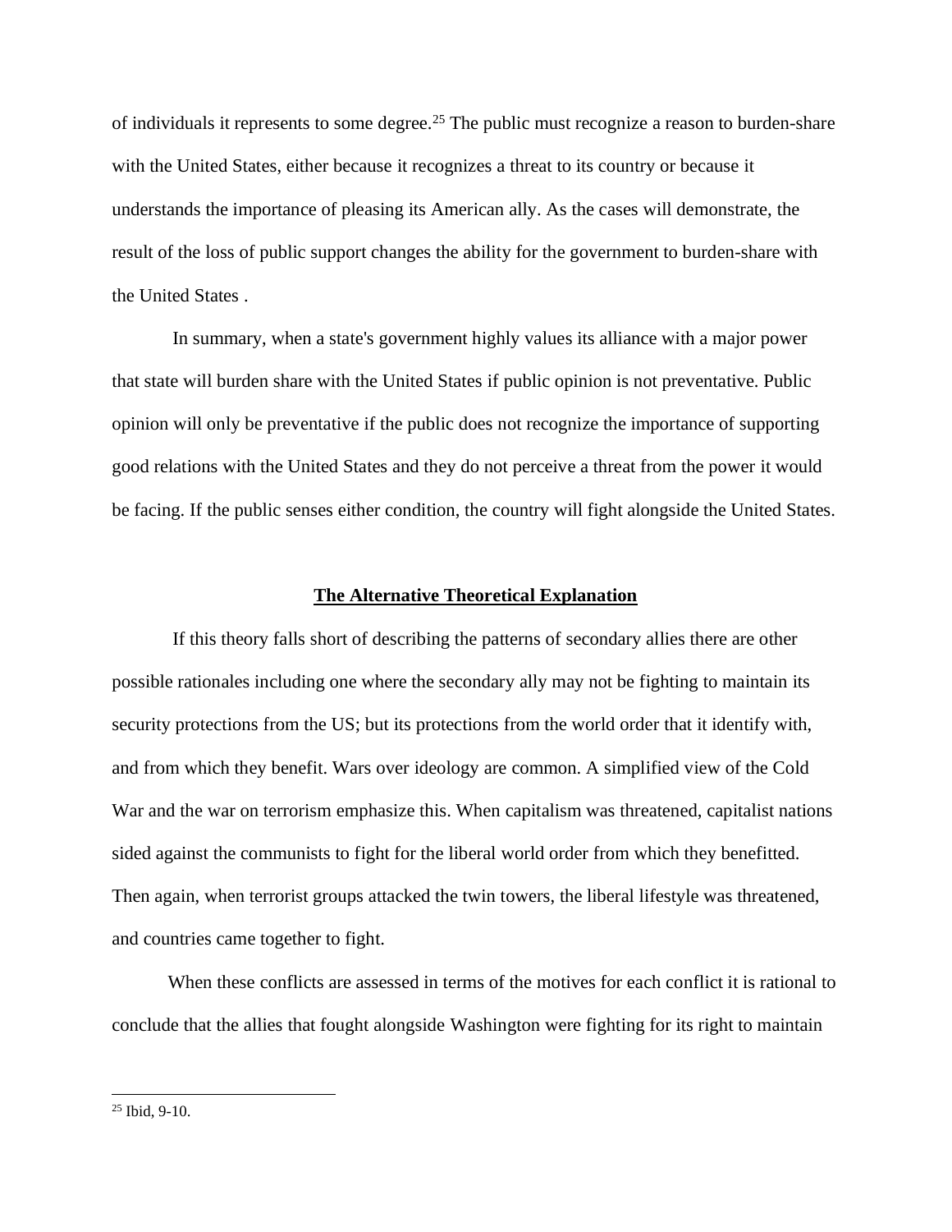of individuals it represents to some degree.[25] The public must recognize a reason to burden-share with the United States, either because it recognizes a threat to its country or because it understands the importance of pleasing its American ally. As the cases will demonstrate, the result of the loss of public support changes the ability for the government to burden-share with the United States .

In summary, when a state's government highly values its alliance with a major power that state will burden share with the United States if public opinion is not preventative. Public opinion will only be preventative if the public does not recognize the importance of supporting good relations with the United States and they do not perceive a threat from the power it would be facing. If the public senses either condition, the country will fight alongside the United States.

## The Alternative Theoretical Explanation

If this theory falls short of describing the patterns of secondary allies there are other possible rationales including one where the secondary ally may not be fighting to maintain its security protections from the US; but its protections from the world order that it identify with, and from which they benefit. Wars over ideology are common. A simplified view of the Cold War and the war on terrorism emphasize this. When capitalism was threatened, capitalist nations sided against the communists to fight for the liberal world order from which they benefitted. Then again, when terrorist groups attacked the twin towers, the liberal lifestyle was threatened, and countries came together to fight.

When these conflicts are assessed in terms of the motives for each conflict it is rational to conclude that the allies that fought alongside Washington were fighting for its right to maintain

[25] Ibid, 9-10.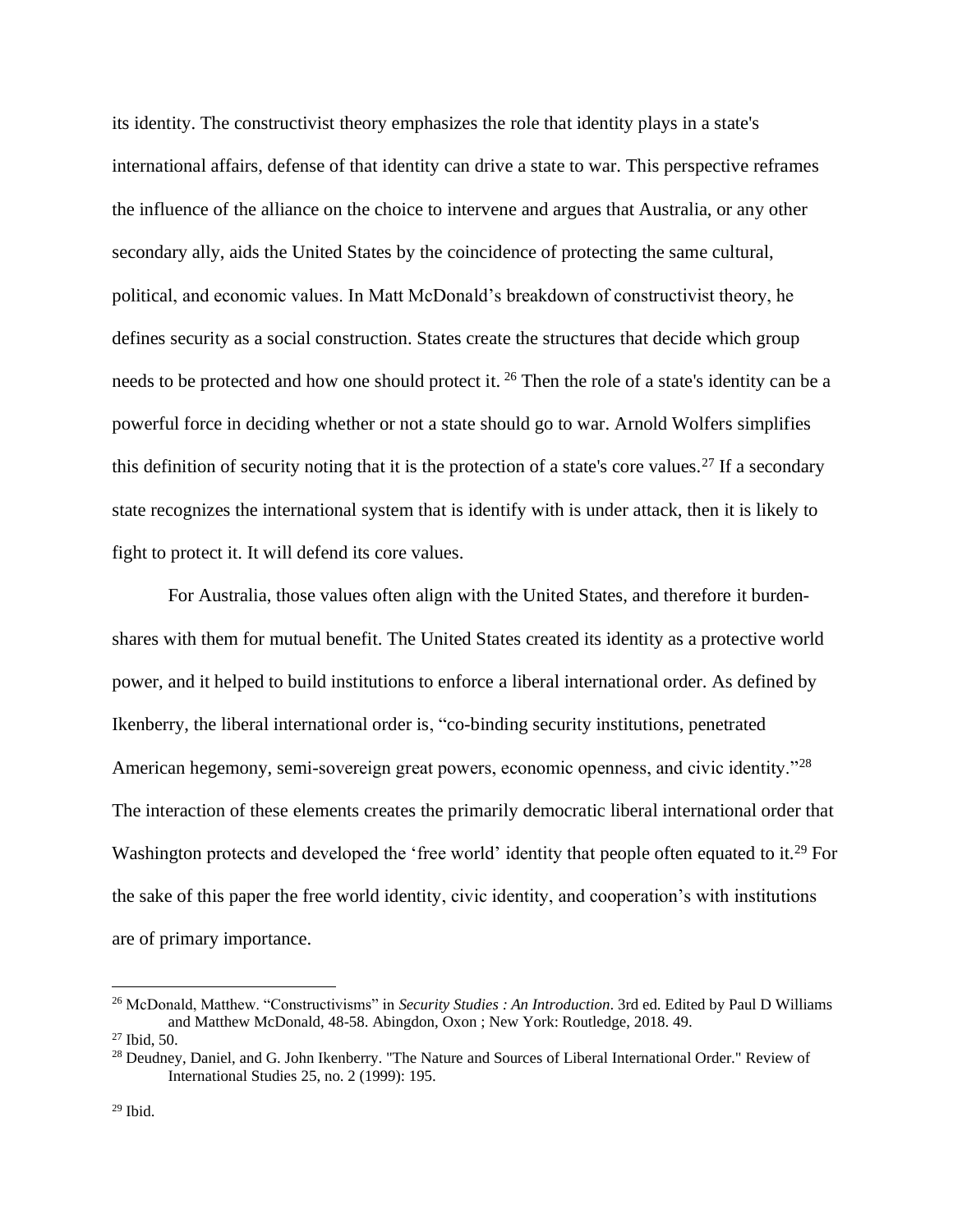its identity. The constructivist theory emphasizes the role that identity plays in a state's international affairs, defense of that identity can drive a state to war. This perspective reframes the influence of the alliance on the choice to intervene and argues that Australia, or any other secondary ally, aids the United States by the coincidence of protecting the same cultural, political, and economic values. In Matt McDonald's breakdown of constructivist theory, he defines security as a social construction. States create the structures that decide which group needs to be protected and how one should protect it. [26] Then the role of a state's identity can be a powerful force in deciding whether or not a state should go to war. Arnold Wolfers simplifies this definition of security noting that it is the protection of a state's core values.[27] If a secondary state recognizes the international system that is identify with is under attack, then it is likely to fight to protect it. It will defend its core values.

For Australia, those values often align with the United States, and therefore it burden-shares with them for mutual benefit. The United States created its identity as a protective world power, and it helped to build institutions to enforce a liberal international order. As defined by Ikenberry, the liberal international order is, "co-binding security institutions, penetrated American hegemony, semi-sovereign great powers, economic openness, and civic identity."[28] The interaction of these elements creates the primarily democratic liberal international order that Washington protects and developed the 'free world' identity that people often equated to it.[29] For the sake of this paper the free world identity, civic identity, and cooperation's with institutions are of primary importance.

---

[26] McDonald, Matthew. "Constructivisms" in *Security Studies : An Introduction*. 3rd ed. Edited by Paul D Williams and Matthew McDonald, 48-58. Abingdon, Oxon ; New York: Routledge, 2018. 49.

[27] Ibid, 50.

[28] Deudney, Daniel, and G. John Ikenberry. "The Nature and Sources of Liberal International Order." Review of International Studies 25, no. 2 (1999): 195.

[29] Ibid.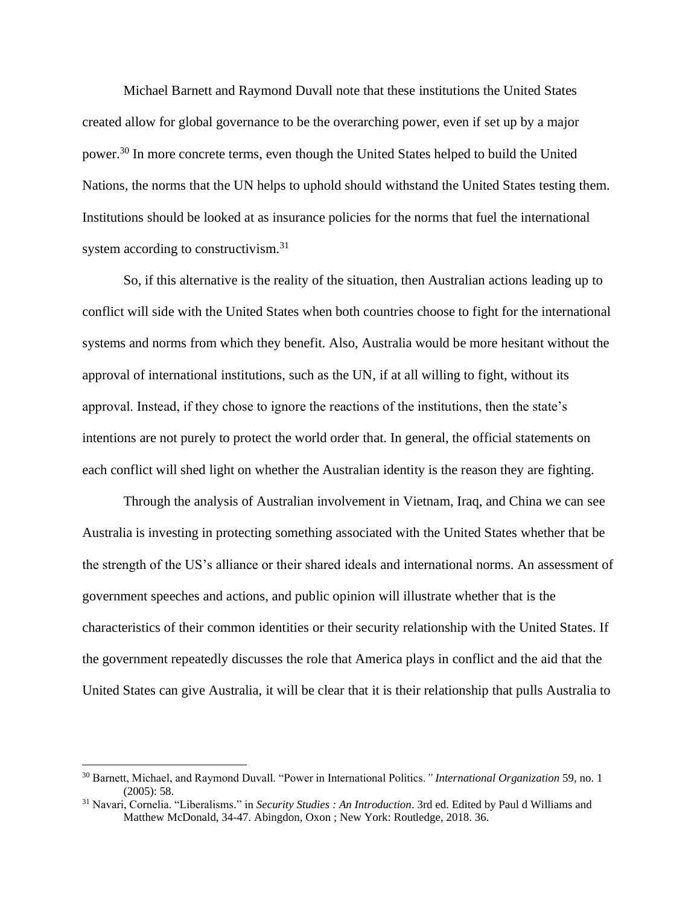Michael Barnett and Raymond Duvall note that these institutions the United States created allow for global governance to be the overarching power, even if set up by a major power.[30] In more concrete terms, even though the United States helped to build the United Nations, the norms that the UN helps to uphold should withstand the United States testing them. Institutions should be looked at as insurance policies for the norms that fuel the international system according to constructivism.[31]

So, if this alternative is the reality of the situation, then Australian actions leading up to conflict will side with the United States when both countries choose to fight for the international systems and norms from which they benefit. Also, Australia would be more hesitant without the approval of international institutions, such as the UN, if at all willing to fight, without its approval. Instead, if they chose to ignore the reactions of the institutions, then the state's intentions are not purely to protect the world order that. In general, the official statements on each conflict will shed light on whether the Australian identity is the reason they are fighting.

Through the analysis of Australian involvement in Vietnam, Iraq, and China we can see Australia is investing in protecting something associated with the United States whether that be the strength of the US's alliance or their shared ideals and international norms. An assessment of government speeches and actions, and public opinion will illustrate whether that is the characteristics of their common identities or their security relationship with the United States. If the government repeatedly discusses the role that America plays in conflict and the aid that the United States can give Australia, it will be clear that it is their relationship that pulls Australia to

---

[30] Barnett, Michael, and Raymond Duvall. "Power in International Politics." *International Organization* 59, no. 1 (2005): 58.

[31] Navari, Cornelia. "Liberalisms." in *Security Studies : An Introduction*. 3rd ed. Edited by Paul d Williams and Matthew McDonald, 34-47. Abingdon, Oxon ; New York: Routledge, 2018. 36.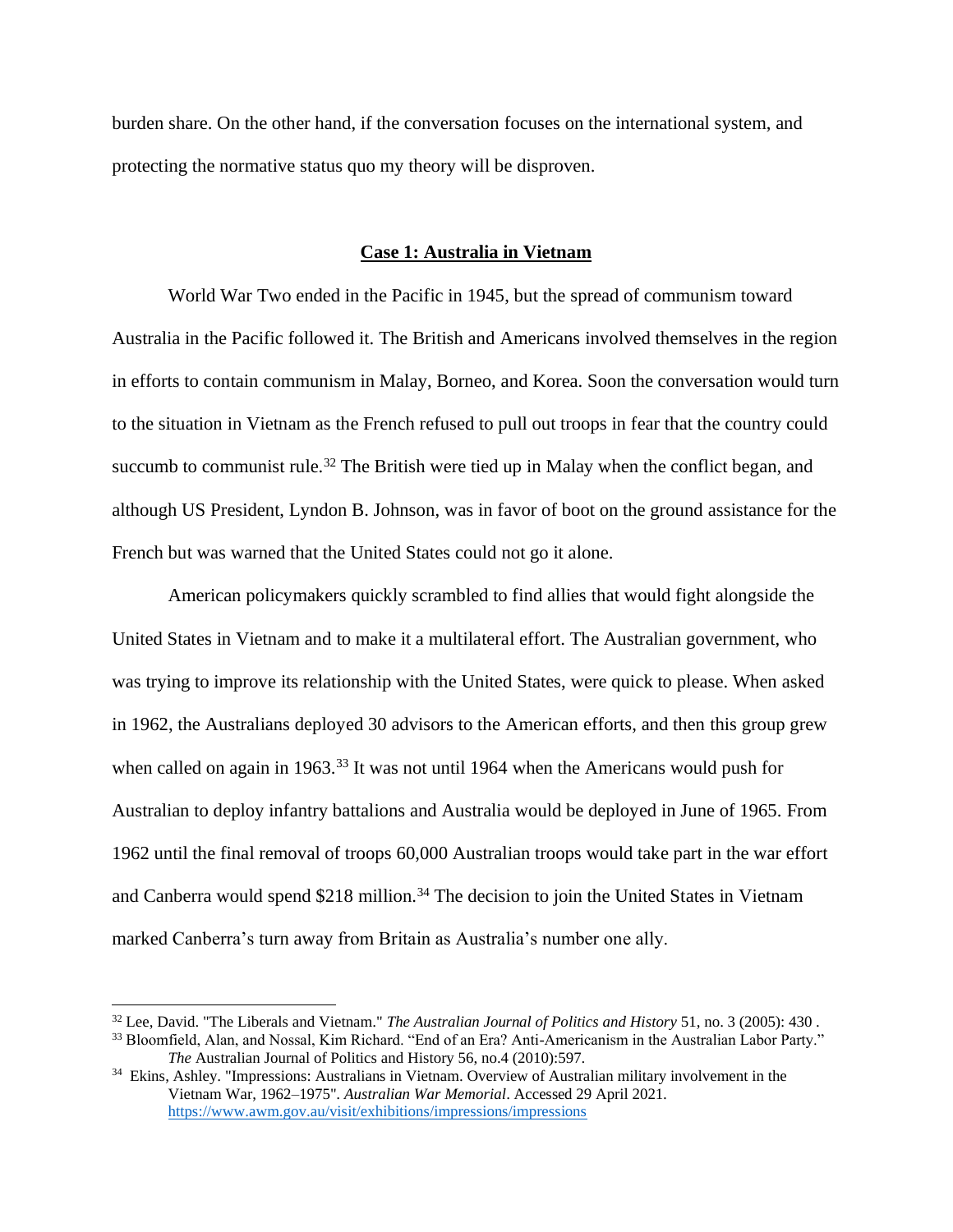burden share. On the other hand, if the conversation focuses on the international system, and protecting the normative status quo my theory will be disproven.

## **Case 1: Australia in Vietnam**

World War Two ended in the Pacific in 1945, but the spread of communism toward Australia in the Pacific followed it. The British and Americans involved themselves in the region in efforts to contain communism in Malay, Borneo, and Korea. Soon the conversation would turn to the situation in Vietnam as the French refused to pull out troops in fear that the country could succumb to communist rule.[32] The British were tied up in Malay when the conflict began, and although US President, Lyndon B. Johnson, was in favor of boot on the ground assistance for the French but was warned that the United States could not go it alone.

American policymakers quickly scrambled to find allies that would fight alongside the United States in Vietnam and to make it a multilateral effort. The Australian government, who was trying to improve its relationship with the United States, were quick to please. When asked in 1962, the Australians deployed 30 advisors to the American efforts, and then this group grew when called on again in 1963.[33] It was not until 1964 when the Americans would push for Australian to deploy infantry battalions and Australia would be deployed in June of 1965. From 1962 until the final removal of troops 60,000 Australian troops would take part in the war effort and Canberra would spend $218 million.[34] The decision to join the United States in Vietnam marked Canberra's turn away from Britain as Australia's number one ally.

---

[32] Lee, David. "The Liberals and Vietnam." *The Australian Journal of Politics and History* 51, no. 3 (2005): 430 .

[33] Bloomfield, Alan, and Nossal, Kim Richard. "End of an Era? Anti-Americanism in the Australian Labor Party." *The* Australian Journal of Politics and History 56, no.4 (2010):597.

[34] Ekins, Ashley. "Impressions: Australians in Vietnam. Overview of Australian military involvement in the Vietnam War, 1962–1975". *Australian War Memorial*. Accessed 29 April 2021. https://www.awm.gov.au/visit/exhibitions/impressions/impressions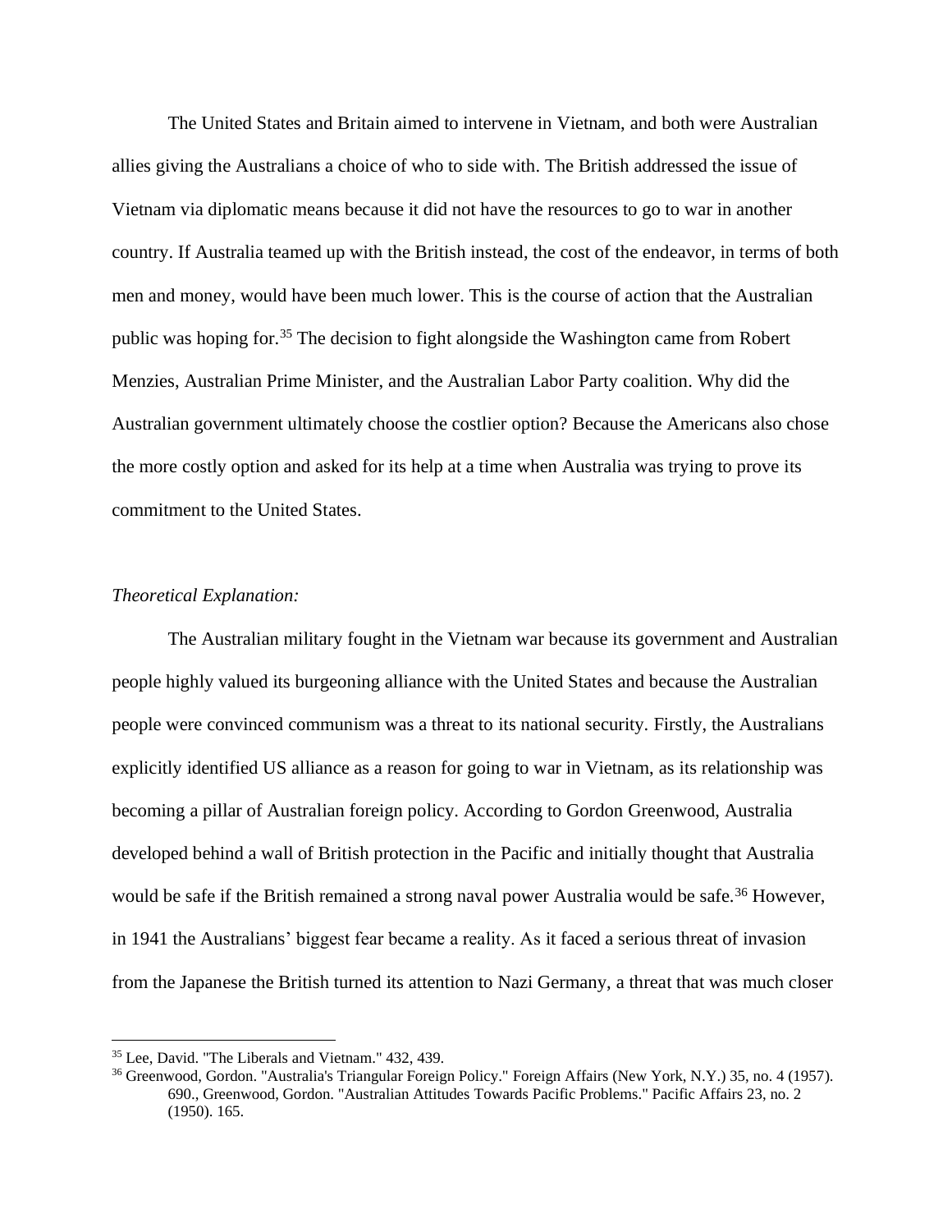The United States and Britain aimed to intervene in Vietnam, and both were Australian allies giving the Australians a choice of who to side with. The British addressed the issue of Vietnam via diplomatic means because it did not have the resources to go to war in another country. If Australia teamed up with the British instead, the cost of the endeavor, in terms of both men and money, would have been much lower. This is the course of action that the Australian public was hoping for.[35] The decision to fight alongside the Washington came from Robert Menzies, Australian Prime Minister, and the Australian Labor Party coalition. Why did the Australian government ultimately choose the costlier option? Because the Americans also chose the more costly option and asked for its help at a time when Australia was trying to prove its commitment to the United States.

*Theoretical Explanation:*

The Australian military fought in the Vietnam war because its government and Australian people highly valued its burgeoning alliance with the United States and because the Australian people were convinced communism was a threat to its national security. Firstly, the Australians explicitly identified US alliance as a reason for going to war in Vietnam, as its relationship was becoming a pillar of Australian foreign policy. According to Gordon Greenwood, Australia developed behind a wall of British protection in the Pacific and initially thought that Australia would be safe if the British remained a strong naval power Australia would be safe.[36] However, in 1941 the Australians' biggest fear became a reality. As it faced a serious threat of invasion from the Japanese the British turned its attention to Nazi Germany, a threat that was much closer

---

[35] Lee, David. "The Liberals and Vietnam." 432, 439.

[36] Greenwood, Gordon. "Australia's Triangular Foreign Policy." Foreign Affairs (New York, N.Y.) 35, no. 4 (1957). 690., Greenwood, Gordon. "Australian Attitudes Towards Pacific Problems." Pacific Affairs 23, no. 2 (1950). 165.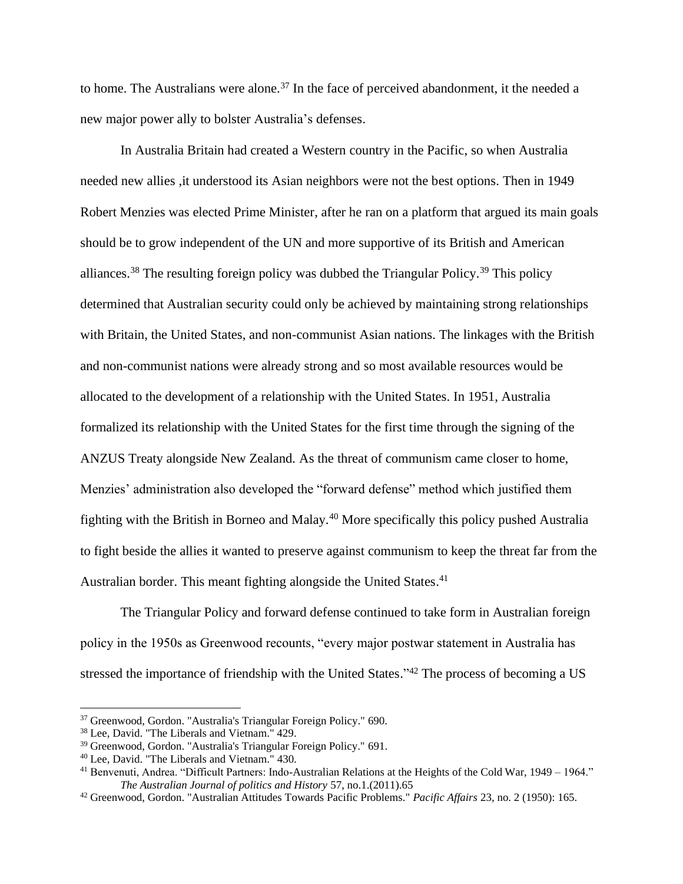to home. The Australians were alone.[37] In the face of perceived abandonment, it the needed a new major power ally to bolster Australia's defenses.

In Australia Britain had created a Western country in the Pacific, so when Australia needed new allies ,it understood its Asian neighbors were not the best options. Then in 1949 Robert Menzies was elected Prime Minister, after he ran on a platform that argued its main goals should be to grow independent of the UN and more supportive of its British and American alliances.[38] The resulting foreign policy was dubbed the Triangular Policy.[39] This policy determined that Australian security could only be achieved by maintaining strong relationships with Britain, the United States, and non-communist Asian nations. The linkages with the British and non-communist nations were already strong and so most available resources would be allocated to the development of a relationship with the United States. In 1951, Australia formalized its relationship with the United States for the first time through the signing of the ANZUS Treaty alongside New Zealand. As the threat of communism came closer to home, Menzies' administration also developed the "forward defense" method which justified them fighting with the British in Borneo and Malay.[40] More specifically this policy pushed Australia to fight beside the allies it wanted to preserve against communism to keep the threat far from the Australian border. This meant fighting alongside the United States.[41]

The Triangular Policy and forward defense continued to take form in Australian foreign policy in the 1950s as Greenwood recounts, "every major postwar statement in Australia has stressed the importance of friendship with the United States."[42] The process of becoming a US

---

[37] Greenwood, Gordon. "Australia's Triangular Foreign Policy." 690.

[38] Lee, David. "The Liberals and Vietnam." 429.

[39] Greenwood, Gordon. "Australia's Triangular Foreign Policy." 691.

[40] Lee, David. "The Liberals and Vietnam." 430.

[41] Benvenuti, Andrea. "Difficult Partners: Indo-Australian Relations at the Heights of the Cold War, 1949 – 1964." *The Australian Journal of politics and History* 57, no.1.(2011).65

[42] Greenwood, Gordon. "Australian Attitudes Towards Pacific Problems." *Pacific Affairs* 23, no. 2 (1950): 165.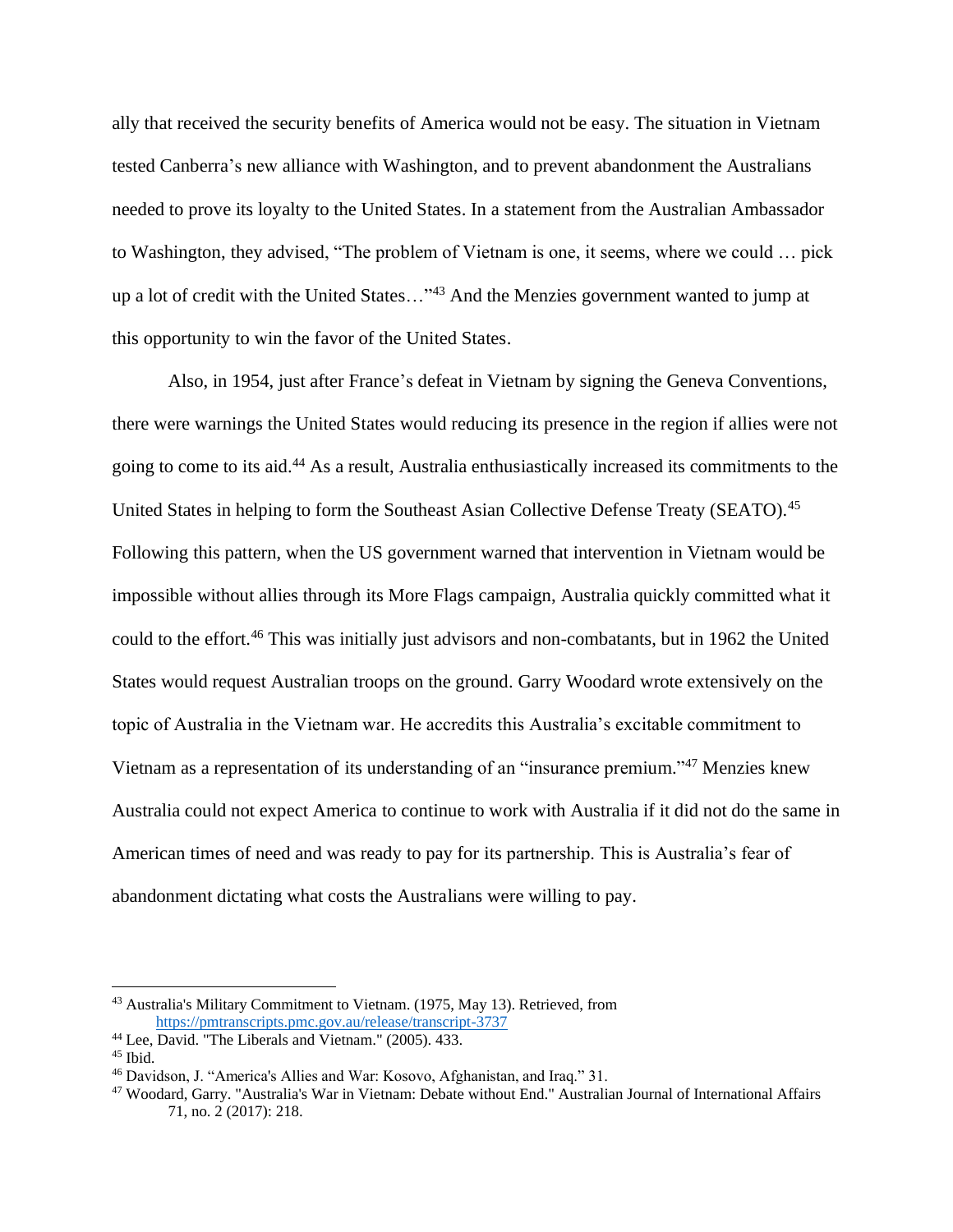ally that received the security benefits of America would not be easy. The situation in Vietnam tested Canberra's new alliance with Washington, and to prevent abandonment the Australians needed to prove its loyalty to the United States. In a statement from the Australian Ambassador to Washington, they advised, "The problem of Vietnam is one, it seems, where we could … pick up a lot of credit with the United States…"[43] And the Menzies government wanted to jump at this opportunity to win the favor of the United States.

Also, in 1954, just after France's defeat in Vietnam by signing the Geneva Conventions, there were warnings the United States would reducing its presence in the region if allies were not going to come to its aid.[44] As a result, Australia enthusiastically increased its commitments to the United States in helping to form the Southeast Asian Collective Defense Treaty (SEATO).[45] Following this pattern, when the US government warned that intervention in Vietnam would be impossible without allies through its More Flags campaign, Australia quickly committed what it could to the effort.[46] This was initially just advisors and non-combatants, but in 1962 the United States would request Australian troops on the ground. Garry Woodard wrote extensively on the topic of Australia in the Vietnam war. He accredits this Australia's excitable commitment to Vietnam as a representation of its understanding of an "insurance premium."[47] Menzies knew Australia could not expect America to continue to work with Australia if it did not do the same in American times of need and was ready to pay for its partnership. This is Australia's fear of abandonment dictating what costs the Australians were willing to pay.

---

[43] Australia's Military Commitment to Vietnam. (1975, May 13). Retrieved, from https://pmtranscripts.pmc.gov.au/release/transcript-3737

[44] Lee, David. "The Liberals and Vietnam." (2005). 433.

[45] Ibid.

[46] Davidson, J. "America's Allies and War: Kosovo, Afghanistan, and Iraq." 31.

[47] Woodard, Garry. "Australia's War in Vietnam: Debate without End." Australian Journal of International Affairs 71, no. 2 (2017): 218.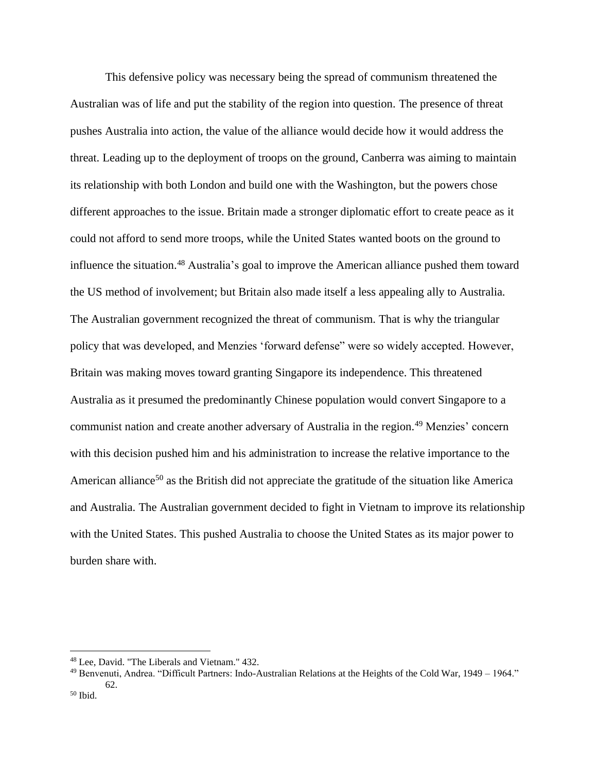This defensive policy was necessary being the spread of communism threatened the Australian was of life and put the stability of the region into question. The presence of threat pushes Australia into action, the value of the alliance would decide how it would address the threat. Leading up to the deployment of troops on the ground, Canberra was aiming to maintain its relationship with both London and build one with the Washington, but the powers chose different approaches to the issue. Britain made a stronger diplomatic effort to create peace as it could not afford to send more troops, while the United States wanted boots on the ground to influence the situation.[48] Australia's goal to improve the American alliance pushed them toward the US method of involvement; but Britain also made itself a less appealing ally to Australia. The Australian government recognized the threat of communism. That is why the triangular policy that was developed, and Menzies 'forward defense" were so widely accepted. However, Britain was making moves toward granting Singapore its independence. This threatened Australia as it presumed the predominantly Chinese population would convert Singapore to a communist nation and create another adversary of Australia in the region.[49] Menzies' concern with this decision pushed him and his administration to increase the relative importance to the American alliance[50] as the British did not appreciate the gratitude of the situation like America and Australia. The Australian government decided to fight in Vietnam to improve its relationship with the United States. This pushed Australia to choose the United States as its major power to burden share with.

---

[48] Lee, David. "The Liberals and Vietnam." 432.

[49] Benvenuti, Andrea. "Difficult Partners: Indo-Australian Relations at the Heights of the Cold War, 1949 – 1964." 62.

[50] Ibid.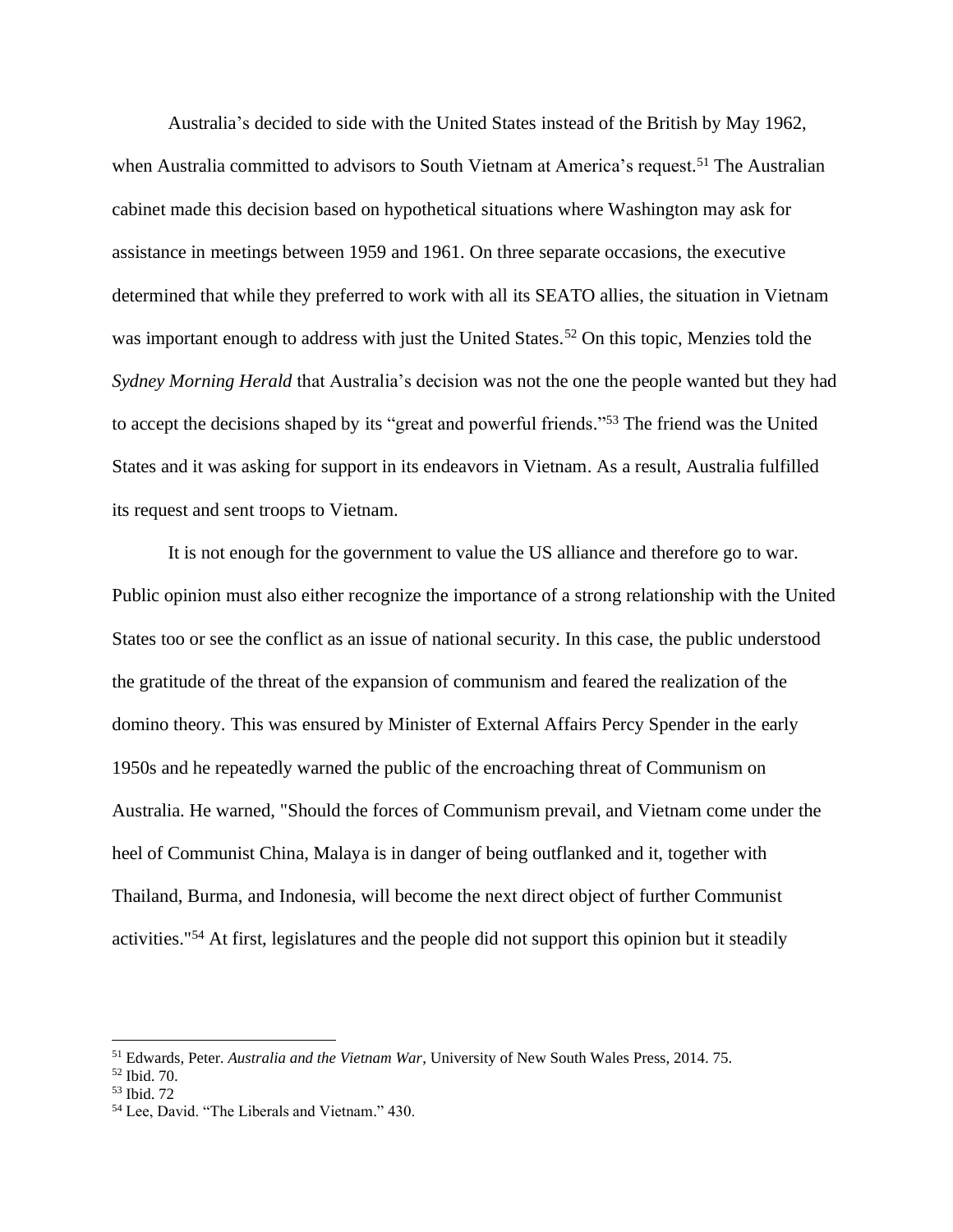Australia's decided to side with the United States instead of the British by May 1962, when Australia committed to advisors to South Vietnam at America's request.[51] The Australian cabinet made this decision based on hypothetical situations where Washington may ask for assistance in meetings between 1959 and 1961. On three separate occasions, the executive determined that while they preferred to work with all its SEATO allies, the situation in Vietnam was important enough to address with just the United States.[52] On this topic, Menzies told the *Sydney Morning Herald* that Australia's decision was not the one the people wanted but they had to accept the decisions shaped by its "great and powerful friends."[53] The friend was the United States and it was asking for support in its endeavors in Vietnam. As a result, Australia fulfilled its request and sent troops to Vietnam.

It is not enough for the government to value the US alliance and therefore go to war. Public opinion must also either recognize the importance of a strong relationship with the United States too or see the conflict as an issue of national security. In this case, the public understood the gratitude of the threat of the expansion of communism and feared the realization of the domino theory. This was ensured by Minister of External Affairs Percy Spender in the early 1950s and he repeatedly warned the public of the encroaching threat of Communism on Australia. He warned, "Should the forces of Communism prevail, and Vietnam come under the heel of Communist China, Malaya is in danger of being outflanked and it, together with Thailand, Burma, and Indonesia, will become the next direct object of further Communist activities."[54] At first, legislatures and the people did not support this opinion but it steadily

---

[51] Edwards, Peter. *Australia and the Vietnam War*, University of New South Wales Press, 2014. 75.

[52] Ibid. 70.

[53] Ibid. 72

[54] Lee, David. "The Liberals and Vietnam." 430.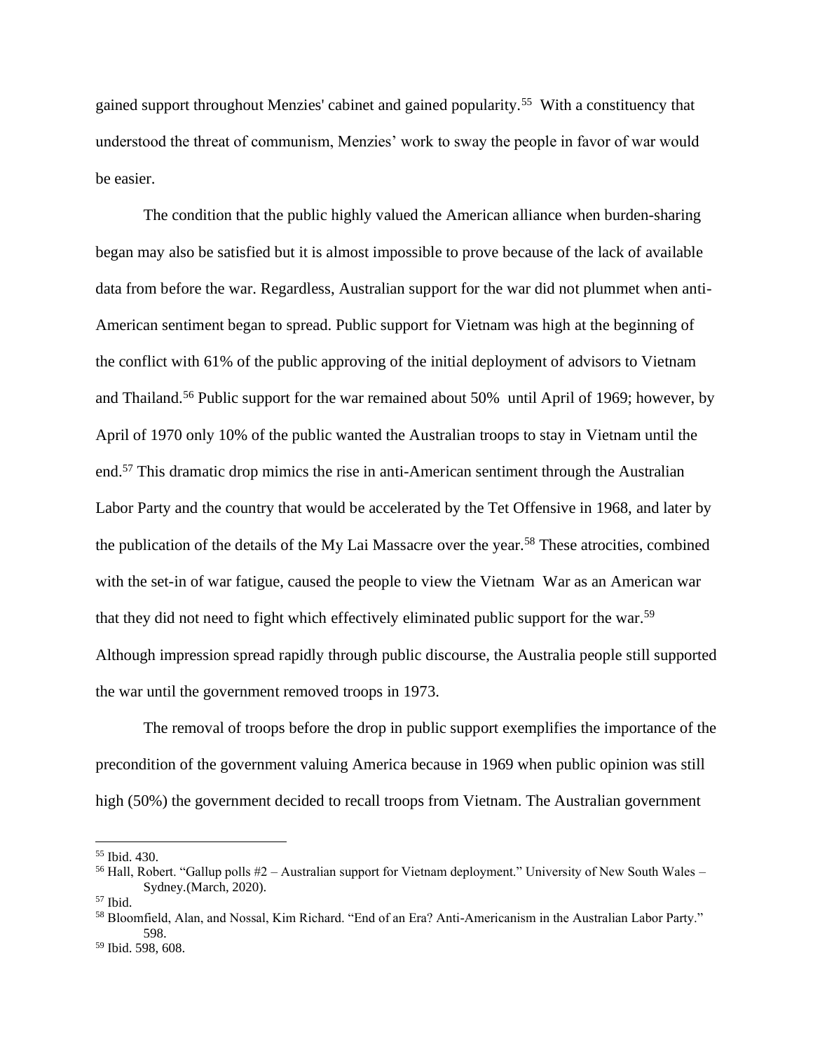gained support throughout Menzies' cabinet and gained popularity.[55] With a constituency that understood the threat of communism, Menzies' work to sway the people in favor of war would be easier.

The condition that the public highly valued the American alliance when burden-sharing began may also be satisfied but it is almost impossible to prove because of the lack of available data from before the war. Regardless, Australian support for the war did not plummet when anti-American sentiment began to spread. Public support for Vietnam was high at the beginning of the conflict with 61% of the public approving of the initial deployment of advisors to Vietnam and Thailand.[56] Public support for the war remained about 50% until April of 1969; however, by April of 1970 only 10% of the public wanted the Australian troops to stay in Vietnam until the end.[57] This dramatic drop mimics the rise in anti-American sentiment through the Australian Labor Party and the country that would be accelerated by the Tet Offensive in 1968, and later by the publication of the details of the My Lai Massacre over the year.[58] These atrocities, combined with the set-in of war fatigue, caused the people to view the Vietnam War as an American war that they did not need to fight which effectively eliminated public support for the war.[59] Although impression spread rapidly through public discourse, the Australia people still supported the war until the government removed troops in 1973.

The removal of troops before the drop in public support exemplifies the importance of the precondition of the government valuing America because in 1969 when public opinion was still high (50%) the government decided to recall troops from Vietnam. The Australian government

---

[55] Ibid. 430.

[56] Hall, Robert. "Gallup polls #2 – Australian support for Vietnam deployment." University of New South Wales – Sydney.(March, 2020).

[57] Ibid.

[58] Bloomfield, Alan, and Nossal, Kim Richard. "End of an Era? Anti-Americanism in the Australian Labor Party." 598.

[59] Ibid. 598, 608.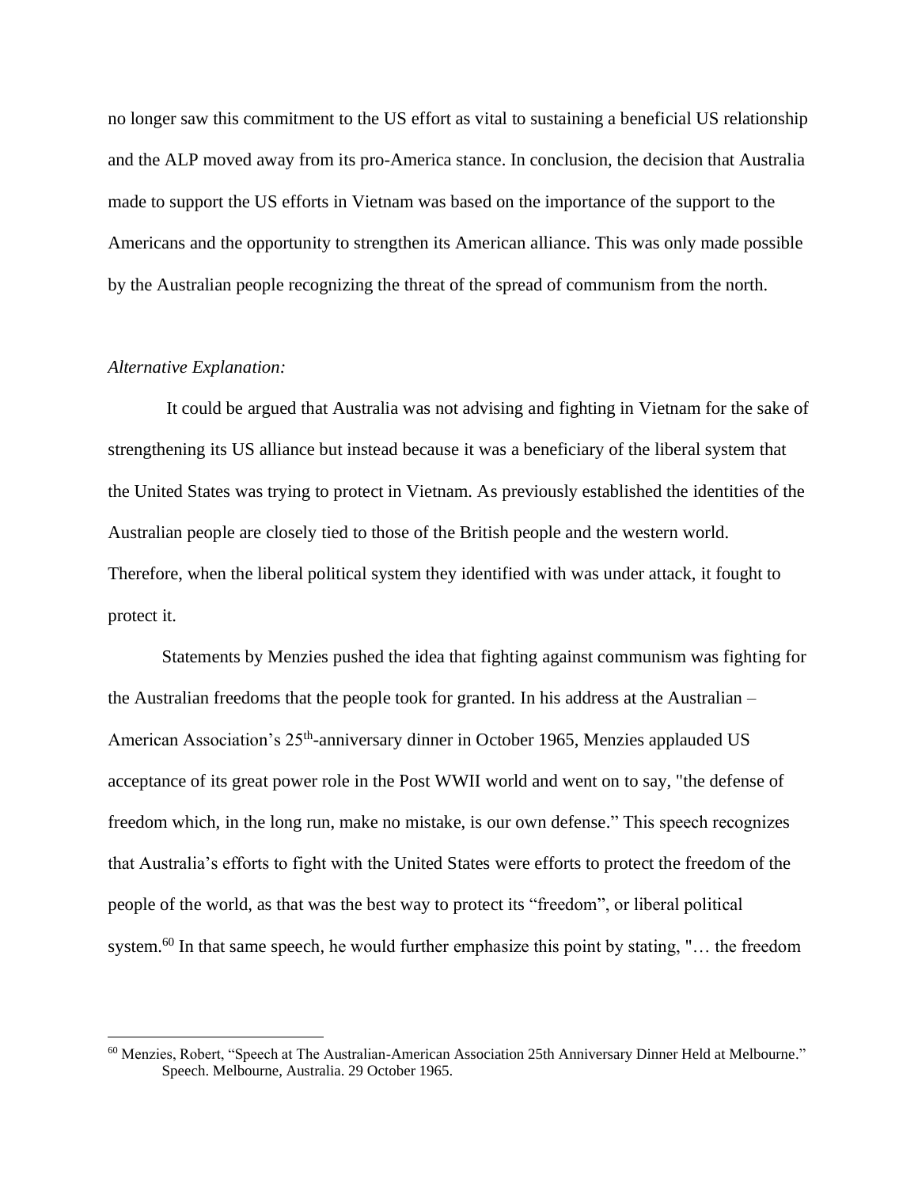no longer saw this commitment to the US effort as vital to sustaining a beneficial US relationship and the ALP moved away from its pro-America stance. In conclusion, the decision that Australia made to support the US efforts in Vietnam was based on the importance of the support to the Americans and the opportunity to strengthen its American alliance. This was only made possible by the Australian people recognizing the threat of the spread of communism from the north.

*Alternative Explanation:*

It could be argued that Australia was not advising and fighting in Vietnam for the sake of strengthening its US alliance but instead because it was a beneficiary of the liberal system that the United States was trying to protect in Vietnam. As previously established the identities of the Australian people are closely tied to those of the British people and the western world. Therefore, when the liberal political system they identified with was under attack, it fought to protect it.

Statements by Menzies pushed the idea that fighting against communism was fighting for the Australian freedoms that the people took for granted. In his address at the Australian – American Association's 25th-anniversary dinner in October 1965, Menzies applauded US acceptance of its great power role in the Post WWII world and went on to say, "the defense of freedom which, in the long run, make no mistake, is our own defense." This speech recognizes that Australia's efforts to fight with the United States were efforts to protect the freedom of the people of the world, as that was the best way to protect its "freedom", or liberal political system.[60] In that same speech, he would further emphasize this point by stating, "… the freedom

---

[60] Menzies, Robert, "Speech at The Australian-American Association 25th Anniversary Dinner Held at Melbourne." Speech. Melbourne, Australia. 29 October 1965.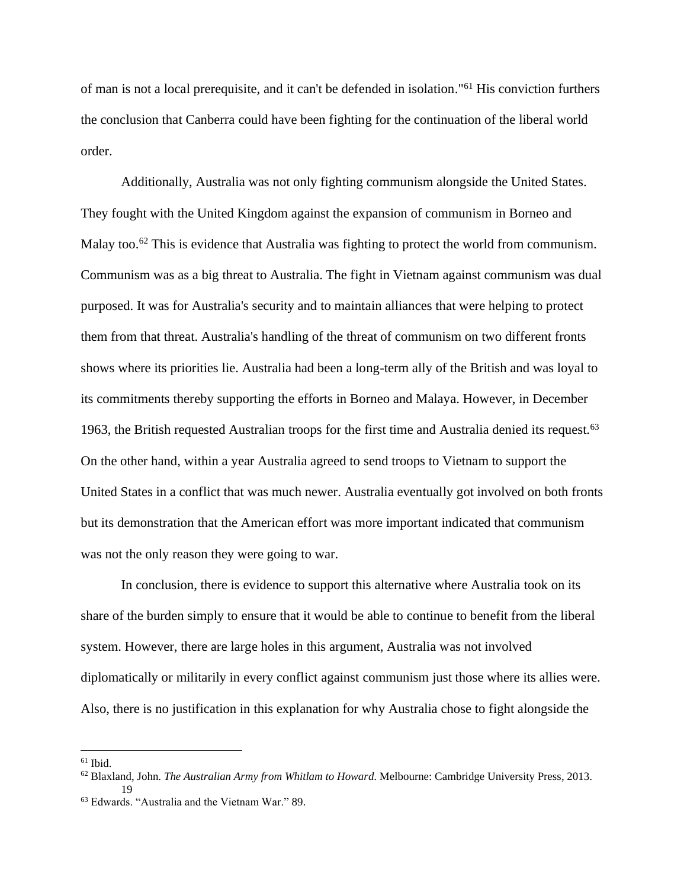of man is not a local prerequisite, and it can't be defended in isolation."[61] His conviction furthers the conclusion that Canberra could have been fighting for the continuation of the liberal world order.

Additionally, Australia was not only fighting communism alongside the United States. They fought with the United Kingdom against the expansion of communism in Borneo and Malay too.[62] This is evidence that Australia was fighting to protect the world from communism. Communism was as a big threat to Australia. The fight in Vietnam against communism was dual purposed. It was for Australia's security and to maintain alliances that were helping to protect them from that threat. Australia's handling of the threat of communism on two different fronts shows where its priorities lie. Australia had been a long-term ally of the British and was loyal to its commitments thereby supporting the efforts in Borneo and Malaya. However, in December 1963, the British requested Australian troops for the first time and Australia denied its request.[63] On the other hand, within a year Australia agreed to send troops to Vietnam to support the United States in a conflict that was much newer. Australia eventually got involved on both fronts but its demonstration that the American effort was more important indicated that communism was not the only reason they were going to war.

In conclusion, there is evidence to support this alternative where Australia took on its share of the burden simply to ensure that it would be able to continue to benefit from the liberal system. However, there are large holes in this argument, Australia was not involved diplomatically or militarily in every conflict against communism just those where its allies were. Also, there is no justification in this explanation for why Australia chose to fight alongside the

---

[61] Ibid.

[62] Blaxland, John. *The Australian Army from Whitlam to Howard.* Melbourne: Cambridge University Press, 2013. 19

[63] Edwards. "Australia and the Vietnam War." 89.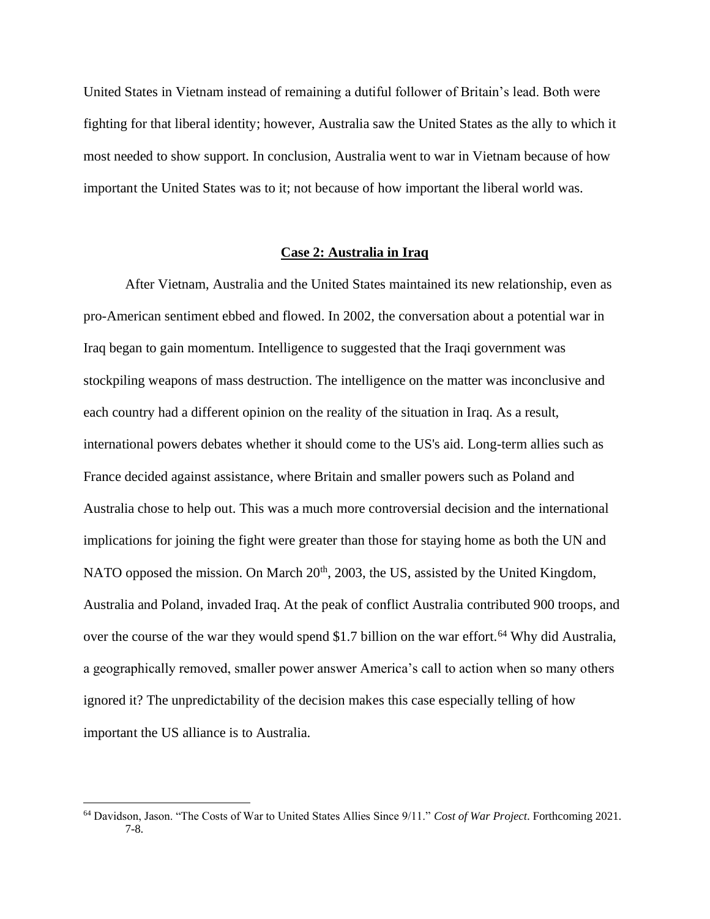United States in Vietnam instead of remaining a dutiful follower of Britain's lead. Both were fighting for that liberal identity; however, Australia saw the United States as the ally to which it most needed to show support. In conclusion, Australia went to war in Vietnam because of how important the United States was to it; not because of how important the liberal world was.

## **Case 2: Australia in Iraq**

After Vietnam, Australia and the United States maintained its new relationship, even as pro-American sentiment ebbed and flowed. In 2002, the conversation about a potential war in Iraq began to gain momentum. Intelligence to suggested that the Iraqi government was stockpiling weapons of mass destruction. The intelligence on the matter was inconclusive and each country had a different opinion on the reality of the situation in Iraq. As a result, international powers debates whether it should come to the US's aid. Long-term allies such as France decided against assistance, where Britain and smaller powers such as Poland and Australia chose to help out. This was a much more controversial decision and the international implications for joining the fight were greater than those for staying home as both the UN and NATO opposed the mission. On March 20th, 2003, the US, assisted by the United Kingdom, Australia and Poland, invaded Iraq. At the peak of conflict Australia contributed 900 troops, and over the course of the war they would spend $1.7 billion on the war effort.[64] Why did Australia, a geographically removed, smaller power answer America's call to action when so many others ignored it? The unpredictability of the decision makes this case especially telling of how important the US alliance is to Australia.

---

[64] Davidson, Jason. "The Costs of War to United States Allies Since 9/11." *Cost of War Project*. Forthcoming 2021. 7-8.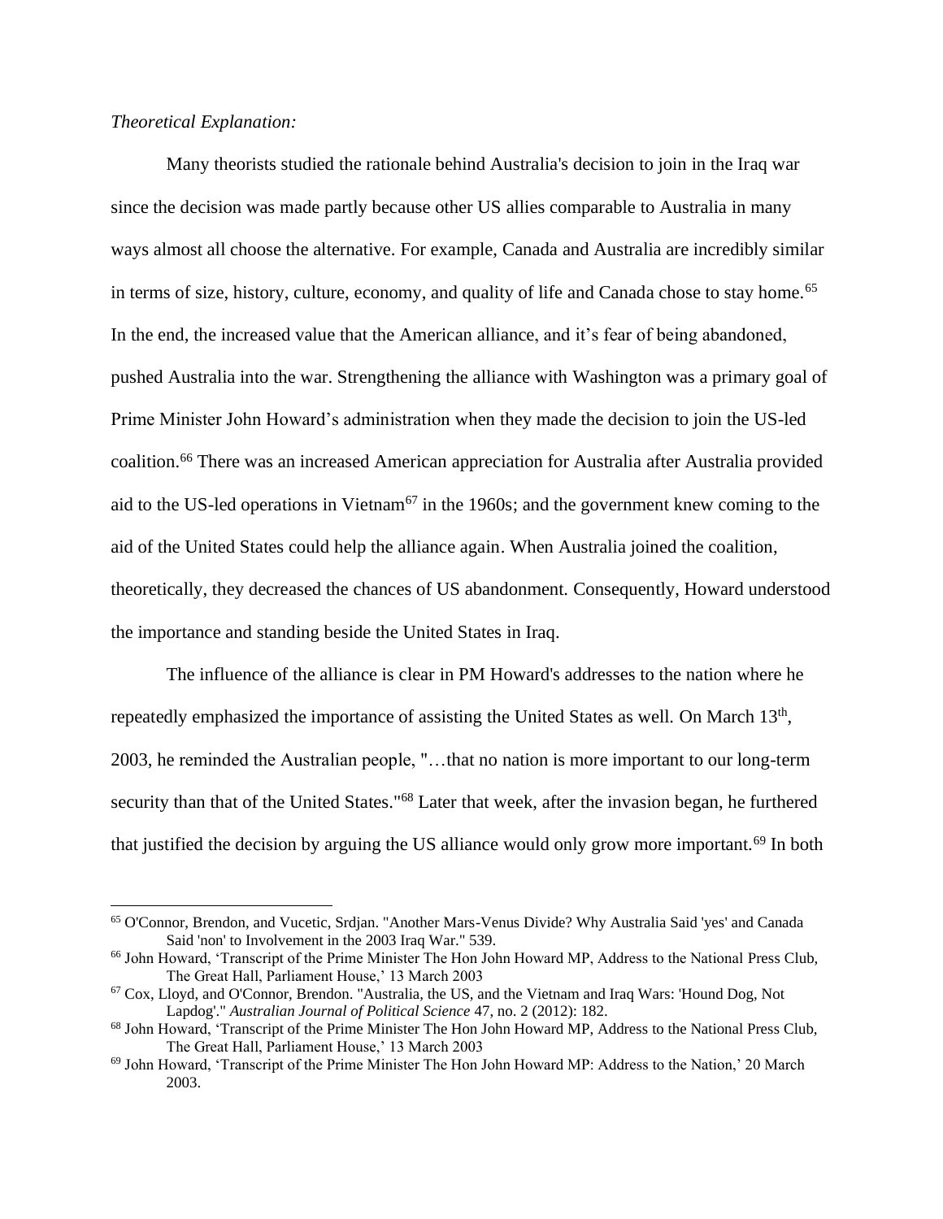*Theoretical Explanation:*

Many theorists studied the rationale behind Australia's decision to join in the Iraq war since the decision was made partly because other US allies comparable to Australia in many ways almost all choose the alternative. For example, Canada and Australia are incredibly similar in terms of size, history, culture, economy, and quality of life and Canada chose to stay home.[65] In the end, the increased value that the American alliance, and it's fear of being abandoned, pushed Australia into the war. Strengthening the alliance with Washington was a primary goal of Prime Minister John Howard's administration when they made the decision to join the US-led coalition.[66] There was an increased American appreciation for Australia after Australia provided aid to the US-led operations in Vietnam[67] in the 1960s; and the government knew coming to the aid of the United States could help the alliance again. When Australia joined the coalition, theoretically, they decreased the chances of US abandonment. Consequently, Howard understood the importance and standing beside the United States in Iraq.

The influence of the alliance is clear in PM Howard's addresses to the nation where he repeatedly emphasized the importance of assisting the United States as well. On March 13th, 2003, he reminded the Australian people, "…that no nation is more important to our long-term security than that of the United States."[68] Later that week, after the invasion began, he furthered that justified the decision by arguing the US alliance would only grow more important.[69] In both

---

[65] O'Connor, Brendon, and Vucetic, Srdjan. "Another Mars-Venus Divide? Why Australia Said 'yes' and Canada Said 'non' to Involvement in the 2003 Iraq War." 539.

[66] John Howard, 'Transcript of the Prime Minister The Hon John Howard MP, Address to the National Press Club, The Great Hall, Parliament House,' 13 March 2003

[67] Cox, Lloyd, and O'Connor, Brendon. "Australia, the US, and the Vietnam and Iraq Wars: 'Hound Dog, Not Lapdog'." *Australian Journal of Political Science* 47, no. 2 (2012): 182.

[68] John Howard, 'Transcript of the Prime Minister The Hon John Howard MP, Address to the National Press Club, The Great Hall, Parliament House,' 13 March 2003

[69] John Howard, 'Transcript of the Prime Minister The Hon John Howard MP: Address to the Nation,' 20 March 2003.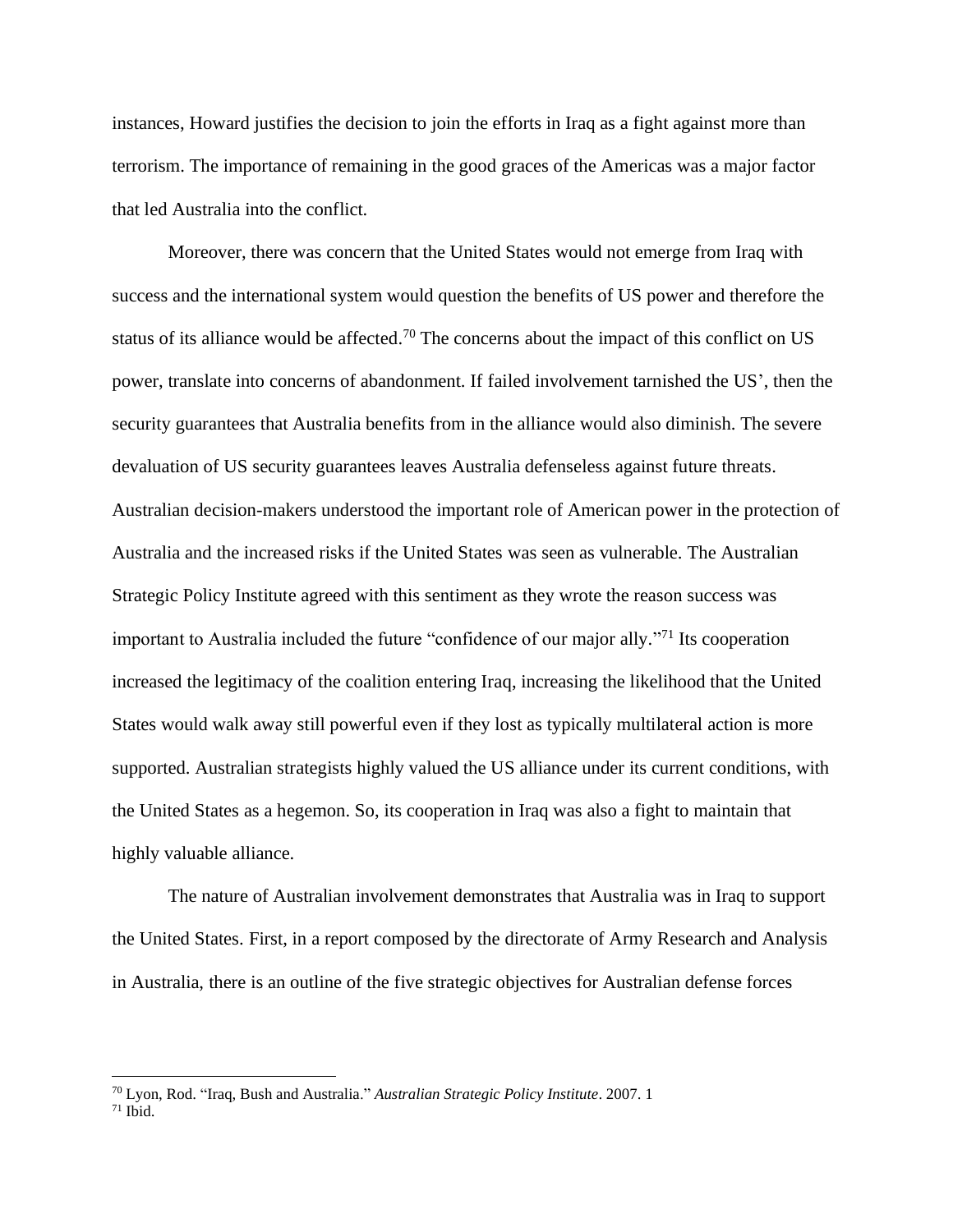instances, Howard justifies the decision to join the efforts in Iraq as a fight against more than terrorism. The importance of remaining in the good graces of the Americas was a major factor that led Australia into the conflict.

Moreover, there was concern that the United States would not emerge from Iraq with success and the international system would question the benefits of US power and therefore the status of its alliance would be affected.[70] The concerns about the impact of this conflict on US power, translate into concerns of abandonment. If failed involvement tarnished the US', then the security guarantees that Australia benefits from in the alliance would also diminish. The severe devaluation of US security guarantees leaves Australia defenseless against future threats. Australian decision-makers understood the important role of American power in the protection of Australia and the increased risks if the United States was seen as vulnerable. The Australian Strategic Policy Institute agreed with this sentiment as they wrote the reason success was important to Australia included the future "confidence of our major ally."[71] Its cooperation increased the legitimacy of the coalition entering Iraq, increasing the likelihood that the United States would walk away still powerful even if they lost as typically multilateral action is more supported. Australian strategists highly valued the US alliance under its current conditions, with the United States as a hegemon. So, its cooperation in Iraq was also a fight to maintain that highly valuable alliance.

The nature of Australian involvement demonstrates that Australia was in Iraq to support the United States. First, in a report composed by the directorate of Army Research and Analysis in Australia, there is an outline of the five strategic objectives for Australian defense forces

---

[70] Lyon, Rod. "Iraq, Bush and Australia." *Australian Strategic Policy Institute*. 2007. 1

[71] Ibid.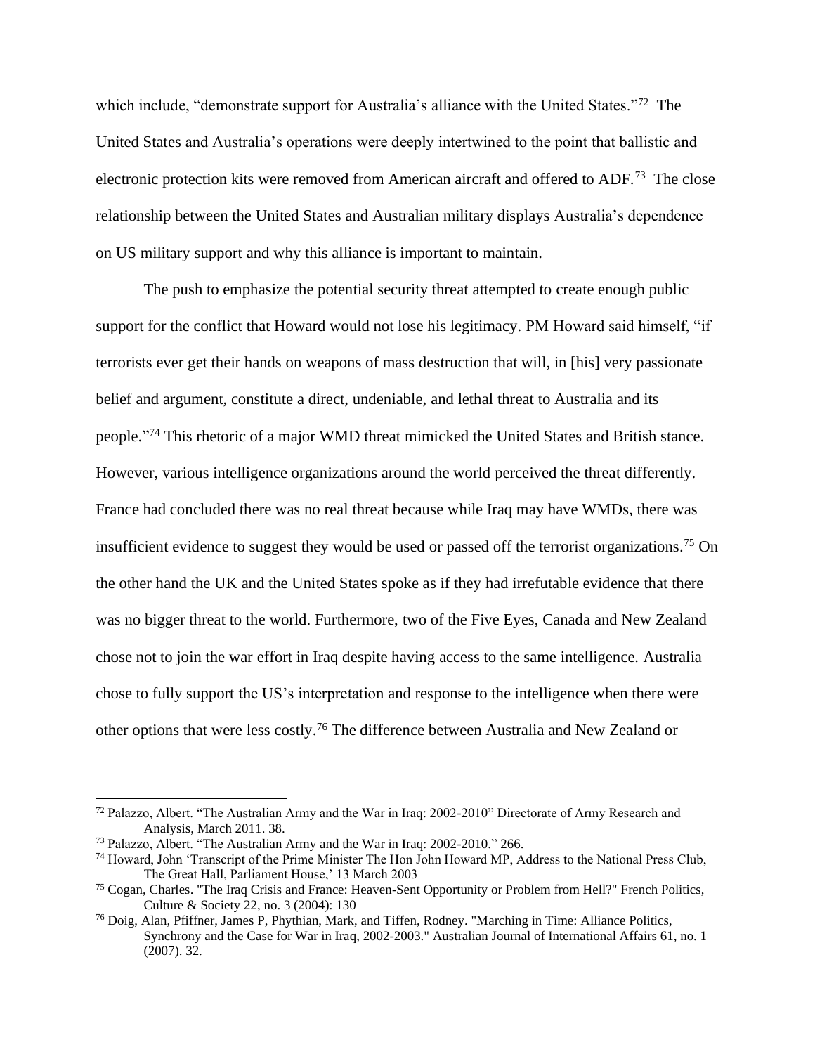which include, "demonstrate support for Australia's alliance with the United States."[72] The United States and Australia's operations were deeply intertwined to the point that ballistic and electronic protection kits were removed from American aircraft and offered to ADF.[73] The close relationship between the United States and Australian military displays Australia's dependence on US military support and why this alliance is important to maintain.

The push to emphasize the potential security threat attempted to create enough public support for the conflict that Howard would not lose his legitimacy. PM Howard said himself, "if terrorists ever get their hands on weapons of mass destruction that will, in [his] very passionate belief and argument, constitute a direct, undeniable, and lethal threat to Australia and its people."[74] This rhetoric of a major WMD threat mimicked the United States and British stance. However, various intelligence organizations around the world perceived the threat differently. France had concluded there was no real threat because while Iraq may have WMDs, there was insufficient evidence to suggest they would be used or passed off the terrorist organizations.[75] On the other hand the UK and the United States spoke as if they had irrefutable evidence that there was no bigger threat to the world. Furthermore, two of the Five Eyes, Canada and New Zealand chose not to join the war effort in Iraq despite having access to the same intelligence. Australia chose to fully support the US's interpretation and response to the intelligence when there were other options that were less costly.[76] The difference between Australia and New Zealand or

---

[72] Palazzo, Albert. "The Australian Army and the War in Iraq: 2002-2010" Directorate of Army Research and Analysis, March 2011. 38.

[73] Palazzo, Albert. "The Australian Army and the War in Iraq: 2002-2010." 266.

[74] Howard, John 'Transcript of the Prime Minister The Hon John Howard MP, Address to the National Press Club, The Great Hall, Parliament House,' 13 March 2003

[75] Cogan, Charles. "The Iraq Crisis and France: Heaven-Sent Opportunity or Problem from Hell?" French Politics, Culture & Society 22, no. 3 (2004): 130

[76] Doig, Alan, Pfiffner, James P, Phythian, Mark, and Tiffen, Rodney. "Marching in Time: Alliance Politics, Synchrony and the Case for War in Iraq, 2002-2003." Australian Journal of International Affairs 61, no. 1 (2007). 32.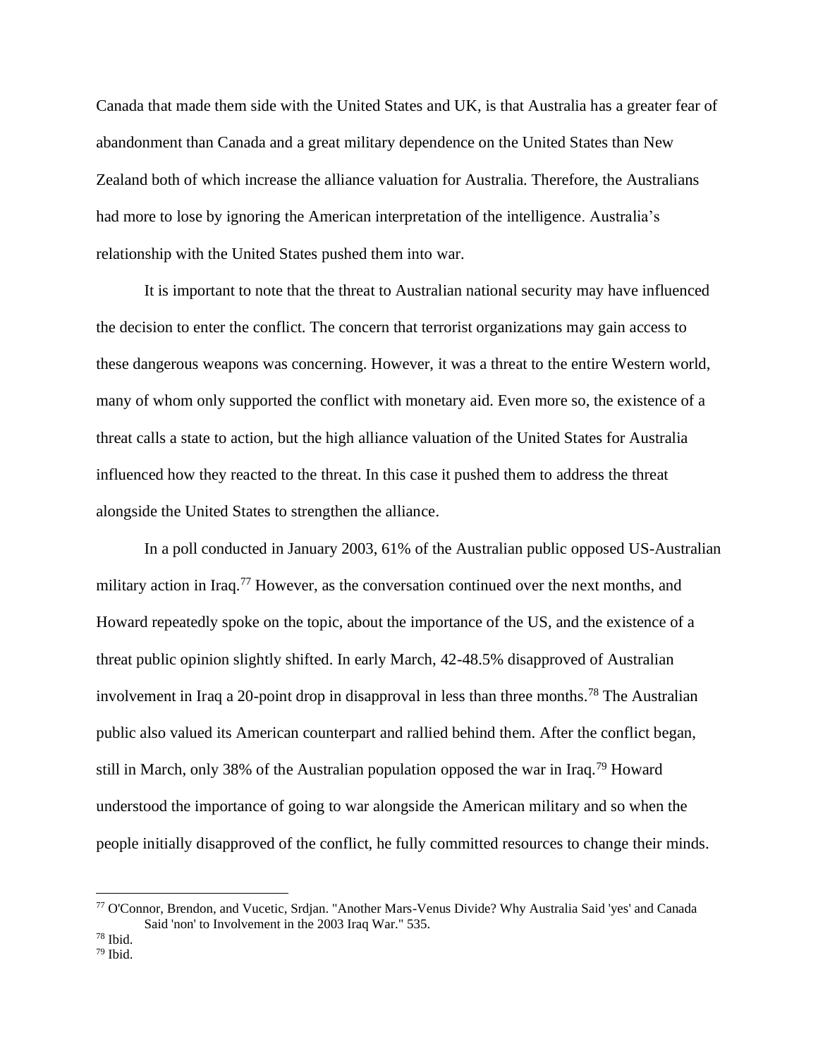Canada that made them side with the United States and UK, is that Australia has a greater fear of abandonment than Canada and a great military dependence on the United States than New Zealand both of which increase the alliance valuation for Australia. Therefore, the Australians had more to lose by ignoring the American interpretation of the intelligence. Australia's relationship with the United States pushed them into war.

It is important to note that the threat to Australian national security may have influenced the decision to enter the conflict. The concern that terrorist organizations may gain access to these dangerous weapons was concerning. However, it was a threat to the entire Western world, many of whom only supported the conflict with monetary aid. Even more so, the existence of a threat calls a state to action, but the high alliance valuation of the United States for Australia influenced how they reacted to the threat. In this case it pushed them to address the threat alongside the United States to strengthen the alliance.

In a poll conducted in January 2003, 61% of the Australian public opposed US-Australian military action in Iraq.[77] However, as the conversation continued over the next months, and Howard repeatedly spoke on the topic, about the importance of the US, and the existence of a threat public opinion slightly shifted. In early March, 42-48.5% disapproved of Australian involvement in Iraq a 20-point drop in disapproval in less than three months.[78] The Australian public also valued its American counterpart and rallied behind them. After the conflict began, still in March, only 38% of the Australian population opposed the war in Iraq.[79] Howard understood the importance of going to war alongside the American military and so when the people initially disapproved of the conflict, he fully committed resources to change their minds.

---

[77] O'Connor, Brendon, and Vucetic, Srdjan. "Another Mars-Venus Divide? Why Australia Said 'yes' and Canada Said 'non' to Involvement in the 2003 Iraq War." 535.

[78] Ibid.

[79] Ibid.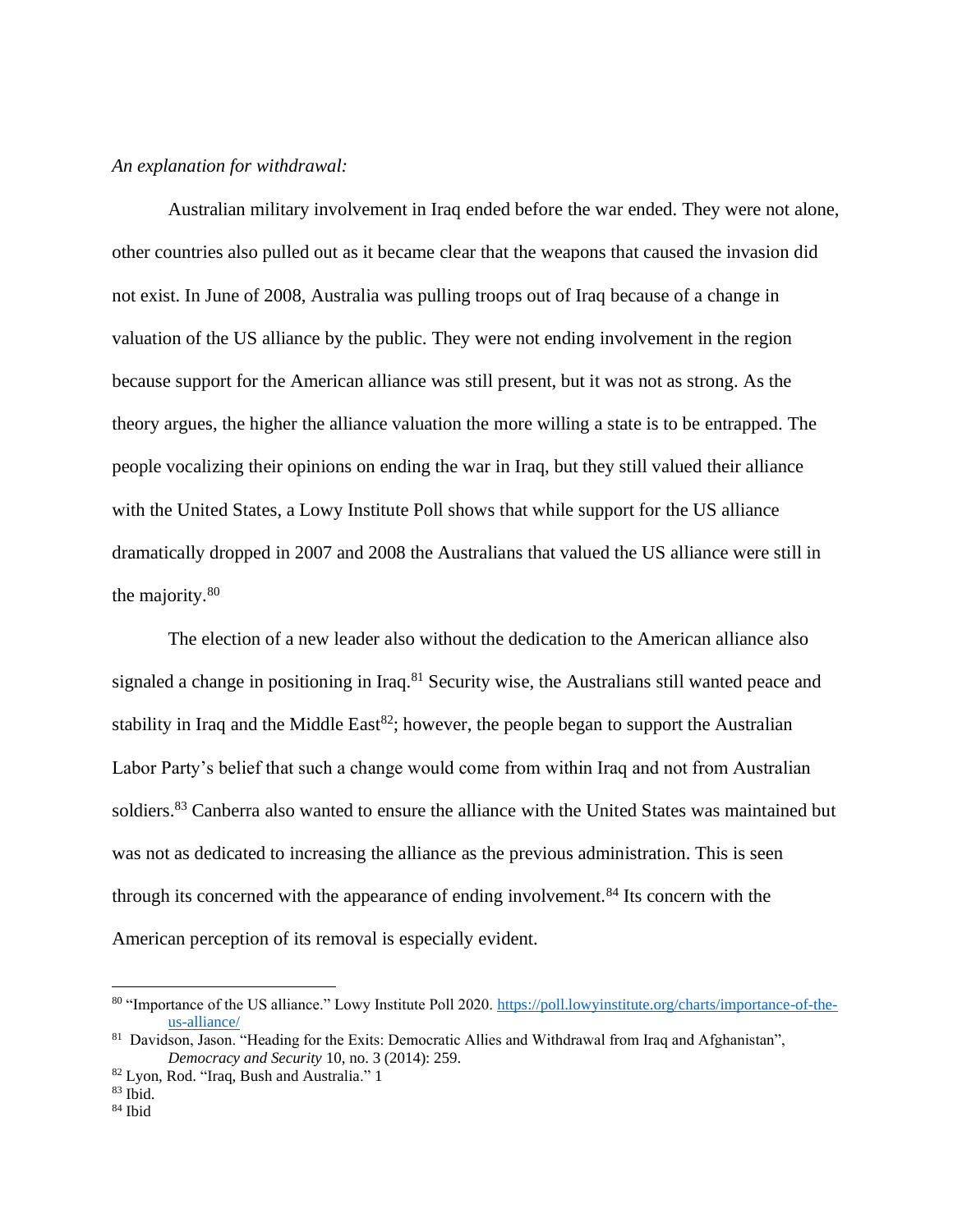*An explanation for withdrawal:*

Australian military involvement in Iraq ended before the war ended. They were not alone, other countries also pulled out as it became clear that the weapons that caused the invasion did not exist. In June of 2008, Australia was pulling troops out of Iraq because of a change in valuation of the US alliance by the public. They were not ending involvement in the region because support for the American alliance was still present, but it was not as strong. As the theory argues, the higher the alliance valuation the more willing a state is to be entrapped. The people vocalizing their opinions on ending the war in Iraq, but they still valued their alliance with the United States, a Lowy Institute Poll shows that while support for the US alliance dramatically dropped in 2007 and 2008 the Australians that valued the US alliance were still in the majority.[80]

The election of a new leader also without the dedication to the American alliance also signaled a change in positioning in Iraq.[81] Security wise, the Australians still wanted peace and stability in Iraq and the Middle East[82]; however, the people began to support the Australian Labor Party's belief that such a change would come from within Iraq and not from Australian soldiers.[83] Canberra also wanted to ensure the alliance with the United States was maintained but was not as dedicated to increasing the alliance as the previous administration. This is seen through its concerned with the appearance of ending involvement.[84] Its concern with the American perception of its removal is especially evident.

---

[80] "Importance of the US alliance." Lowy Institute Poll 2020. https://poll.lowyinstitute.org/charts/importance-of-the-us-alliance/

[81] Davidson, Jason. "Heading for the Exits: Democratic Allies and Withdrawal from Iraq and Afghanistan", *Democracy and Security* 10, no. 3 (2014): 259.

[82] Lyon, Rod. "Iraq, Bush and Australia." 1

[83] Ibid.

[84] Ibid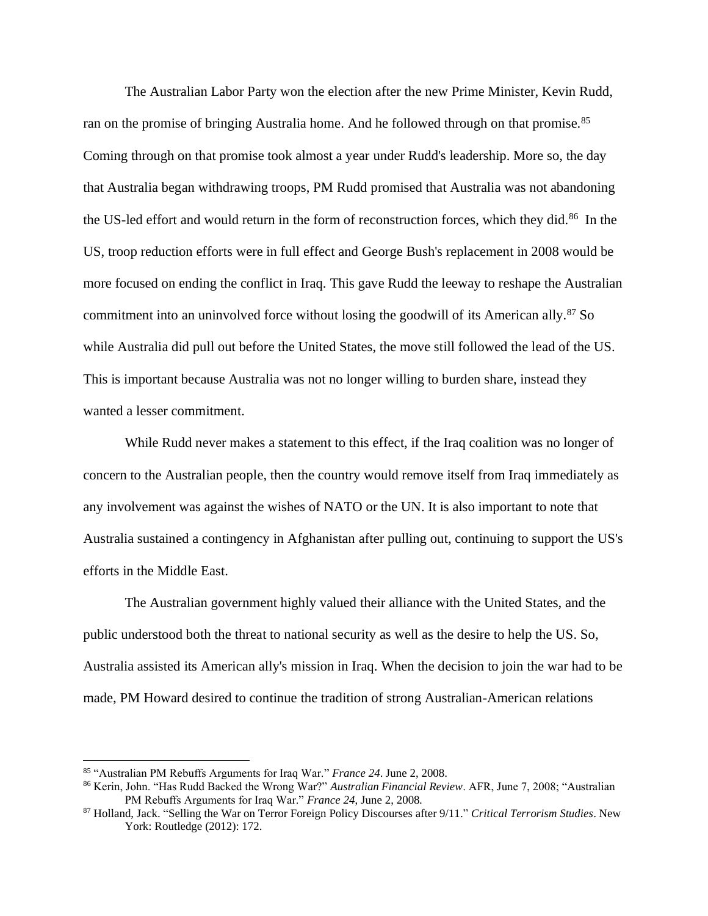The Australian Labor Party won the election after the new Prime Minister, Kevin Rudd, ran on the promise of bringing Australia home. And he followed through on that promise.[85] Coming through on that promise took almost a year under Rudd's leadership. More so, the day that Australia began withdrawing troops, PM Rudd promised that Australia was not abandoning the US-led effort and would return in the form of reconstruction forces, which they did.[86] In the US, troop reduction efforts were in full effect and George Bush's replacement in 2008 would be more focused on ending the conflict in Iraq. This gave Rudd the leeway to reshape the Australian commitment into an uninvolved force without losing the goodwill of its American ally.[87] So while Australia did pull out before the United States, the move still followed the lead of the US. This is important because Australia was not no longer willing to burden share, instead they wanted a lesser commitment.

While Rudd never makes a statement to this effect, if the Iraq coalition was no longer of concern to the Australian people, then the country would remove itself from Iraq immediately as any involvement was against the wishes of NATO or the UN. It is also important to note that Australia sustained a contingency in Afghanistan after pulling out, continuing to support the US's efforts in the Middle East.

The Australian government highly valued their alliance with the United States, and the public understood both the threat to national security as well as the desire to help the US. So, Australia assisted its American ally's mission in Iraq. When the decision to join the war had to be made, PM Howard desired to continue the tradition of strong Australian-American relations

---

[85] "Australian PM Rebuffs Arguments for Iraq War." *France 24*. June 2, 2008.

[86] Kerin, John. "Has Rudd Backed the Wrong War?" *Australian Financial Review*. AFR, June 7, 2008; "Australian PM Rebuffs Arguments for Iraq War." *France 24*, June 2, 2008.

[87] Holland, Jack. "Selling the War on Terror Foreign Policy Discourses after 9/11." *Critical Terrorism Studies*. New York: Routledge (2012): 172.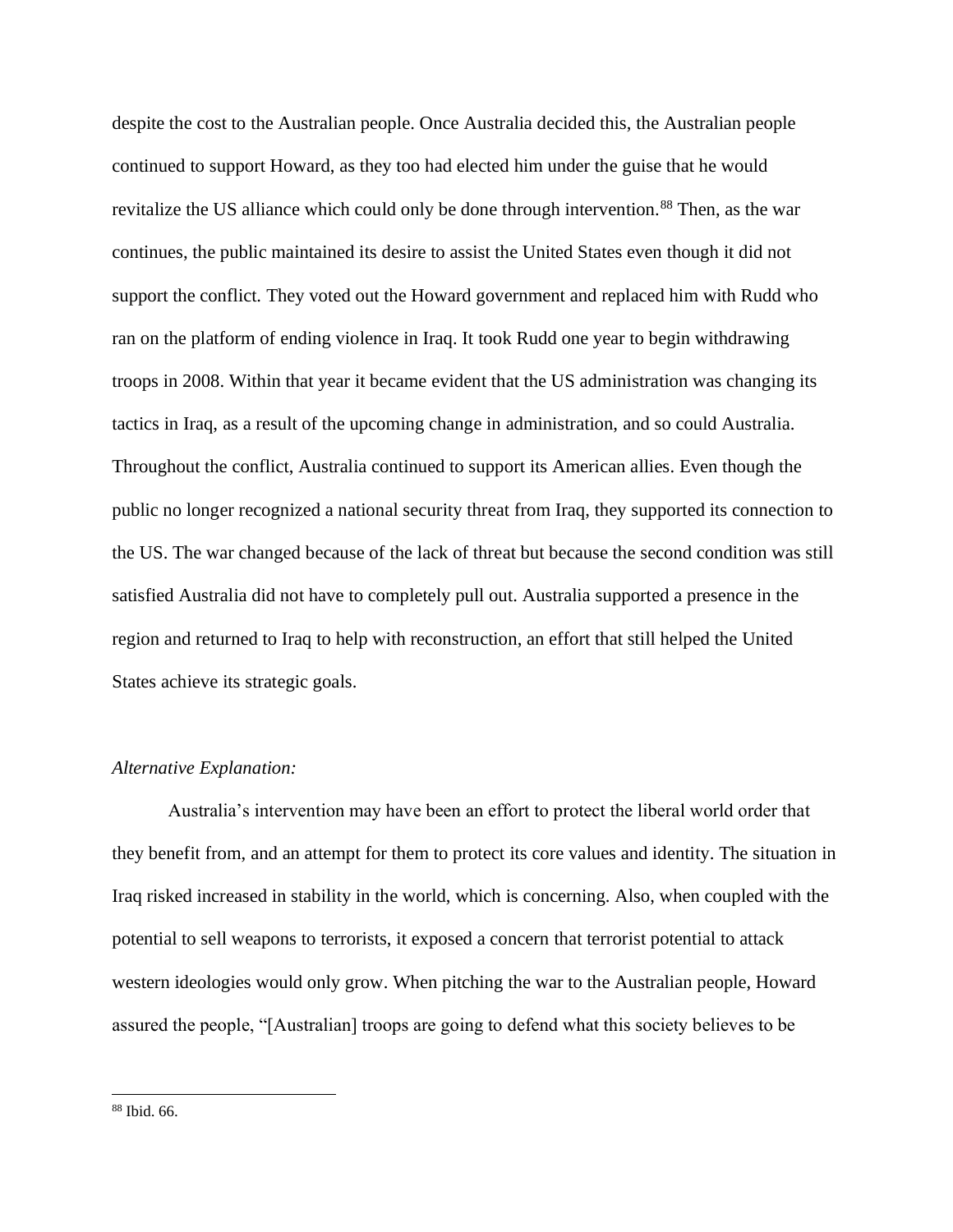despite the cost to the Australian people. Once Australia decided this, the Australian people continued to support Howard, as they too had elected him under the guise that he would revitalize the US alliance which could only be done through intervention.[88] Then, as the war continues, the public maintained its desire to assist the United States even though it did not support the conflict. They voted out the Howard government and replaced him with Rudd who ran on the platform of ending violence in Iraq. It took Rudd one year to begin withdrawing troops in 2008. Within that year it became evident that the US administration was changing its tactics in Iraq, as a result of the upcoming change in administration, and so could Australia. Throughout the conflict, Australia continued to support its American allies. Even though the public no longer recognized a national security threat from Iraq, they supported its connection to the US. The war changed because of the lack of threat but because the second condition was still satisfied Australia did not have to completely pull out. Australia supported a presence in the region and returned to Iraq to help with reconstruction, an effort that still helped the United States achieve its strategic goals.

*Alternative Explanation:*

Australia's intervention may have been an effort to protect the liberal world order that they benefit from, and an attempt for them to protect its core values and identity. The situation in Iraq risked increased in stability in the world, which is concerning. Also, when coupled with the potential to sell weapons to terrorists, it exposed a concern that terrorist potential to attack western ideologies would only grow. When pitching the war to the Australian people, Howard assured the people, "[Australian] troops are going to defend what this society believes to be

---

[88] Ibid. 66.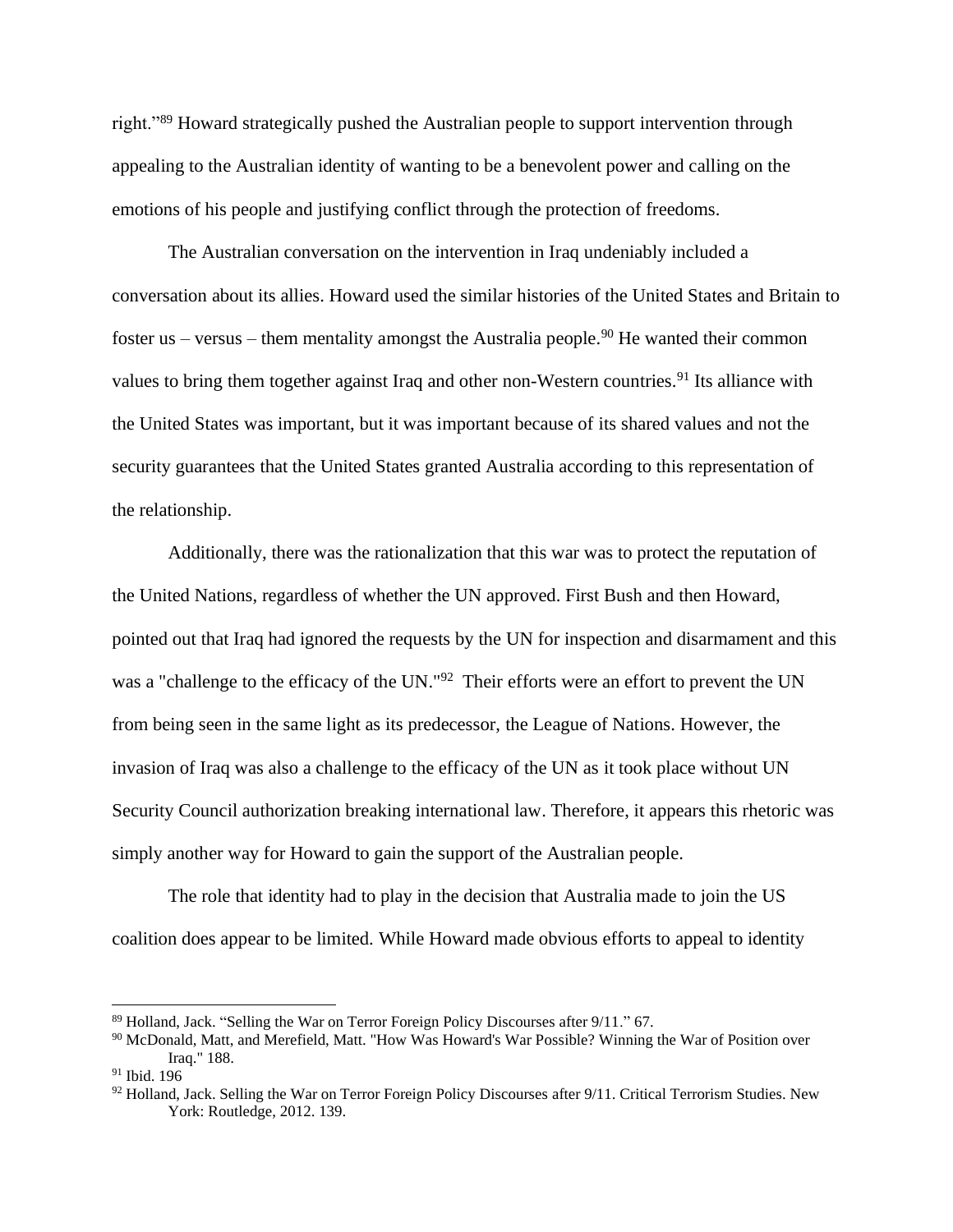right."[89] Howard strategically pushed the Australian people to support intervention through appealing to the Australian identity of wanting to be a benevolent power and calling on the emotions of his people and justifying conflict through the protection of freedoms.

The Australian conversation on the intervention in Iraq undeniably included a conversation about its allies. Howard used the similar histories of the United States and Britain to foster us – versus – them mentality amongst the Australia people.[90] He wanted their common values to bring them together against Iraq and other non-Western countries.[91] Its alliance with the United States was important, but it was important because of its shared values and not the security guarantees that the United States granted Australia according to this representation of the relationship.

Additionally, there was the rationalization that this war was to protect the reputation of the United Nations, regardless of whether the UN approved. First Bush and then Howard, pointed out that Iraq had ignored the requests by the UN for inspection and disarmament and this was a "challenge to the efficacy of the UN."[92] Their efforts were an effort to prevent the UN from being seen in the same light as its predecessor, the League of Nations. However, the invasion of Iraq was also a challenge to the efficacy of the UN as it took place without UN Security Council authorization breaking international law. Therefore, it appears this rhetoric was simply another way for Howard to gain the support of the Australian people.

The role that identity had to play in the decision that Australia made to join the US coalition does appear to be limited. While Howard made obvious efforts to appeal to identity

---

[89] Holland, Jack. "Selling the War on Terror Foreign Policy Discourses after 9/11." 67.

[90] McDonald, Matt, and Merefield, Matt. "How Was Howard's War Possible? Winning the War of Position over Iraq." 188.

[91] Ibid. 196

[92] Holland, Jack. Selling the War on Terror Foreign Policy Discourses after 9/11. Critical Terrorism Studies. New York: Routledge, 2012. 139.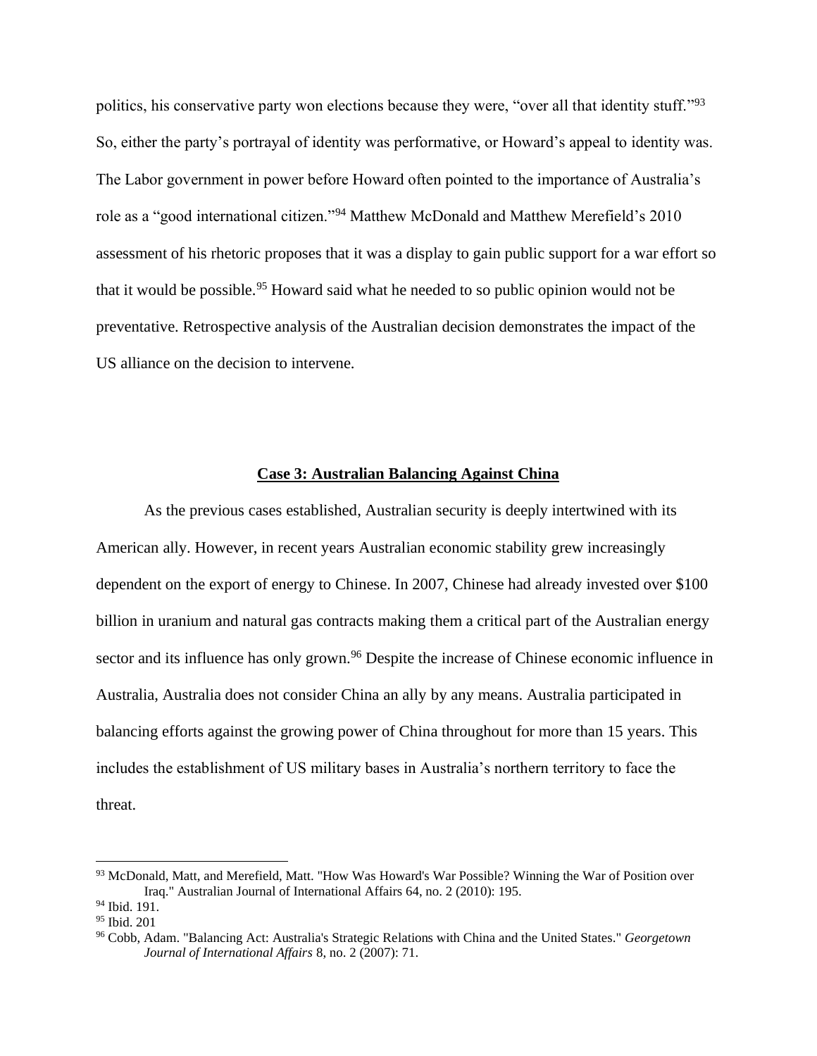politics, his conservative party won elections because they were, "over all that identity stuff."[93] So, either the party's portrayal of identity was performative, or Howard's appeal to identity was. The Labor government in power before Howard often pointed to the importance of Australia's role as a "good international citizen."[94] Matthew McDonald and Matthew Merefield's 2010 assessment of his rhetoric proposes that it was a display to gain public support for a war effort so that it would be possible.[95] Howard said what he needed to so public opinion would not be preventative. Retrospective analysis of the Australian decision demonstrates the impact of the US alliance on the decision to intervene.

## Case 3: Australian Balancing Against China

As the previous cases established, Australian security is deeply intertwined with its American ally. However, in recent years Australian economic stability grew increasingly dependent on the export of energy to Chinese. In 2007, Chinese had already invested over $100 billion in uranium and natural gas contracts making them a critical part of the Australian energy sector and its influence has only grown.[96] Despite the increase of Chinese economic influence in Australia, Australia does not consider China an ally by any means. Australia participated in balancing efforts against the growing power of China throughout for more than 15 years. This includes the establishment of US military bases in Australia's northern territory to face the threat.

---

[93] McDonald, Matt, and Merefield, Matt. "How Was Howard's War Possible? Winning the War of Position over Iraq." Australian Journal of International Affairs 64, no. 2 (2010): 195.

[94] Ibid. 191.

[95] Ibid. 201

[96] Cobb, Adam. "Balancing Act: Australia's Strategic Relations with China and the United States." *Georgetown Journal of International Affairs* 8, no. 2 (2007): 71.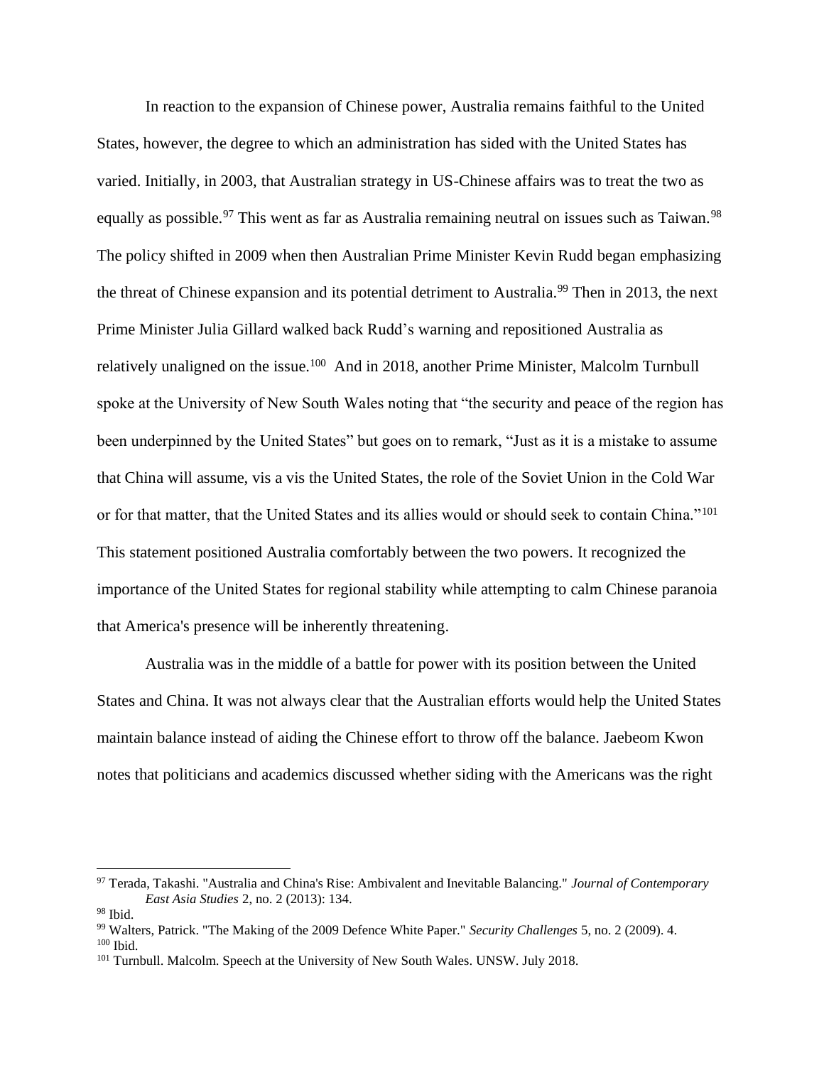In reaction to the expansion of Chinese power, Australia remains faithful to the United States, however, the degree to which an administration has sided with the United States has varied. Initially, in 2003, that Australian strategy in US-Chinese affairs was to treat the two as equally as possible.[97] This went as far as Australia remaining neutral on issues such as Taiwan.[98] The policy shifted in 2009 when then Australian Prime Minister Kevin Rudd began emphasizing the threat of Chinese expansion and its potential detriment to Australia.[99] Then in 2013, the next Prime Minister Julia Gillard walked back Rudd's warning and repositioned Australia as relatively unaligned on the issue.[100] And in 2018, another Prime Minister, Malcolm Turnbull spoke at the University of New South Wales noting that "the security and peace of the region has been underpinned by the United States" but goes on to remark, "Just as it is a mistake to assume that China will assume, vis a vis the United States, the role of the Soviet Union in the Cold War or for that matter, that the United States and its allies would or should seek to contain China."[101] This statement positioned Australia comfortably between the two powers. It recognized the importance of the United States for regional stability while attempting to calm Chinese paranoia that America's presence will be inherently threatening.

Australia was in the middle of a battle for power with its position between the United States and China. It was not always clear that the Australian efforts would help the United States maintain balance instead of aiding the Chinese effort to throw off the balance. Jaebeom Kwon notes that politicians and academics discussed whether siding with the Americans was the right

---

[97] Terada, Takashi. "Australia and China's Rise: Ambivalent and Inevitable Balancing." *Journal of Contemporary East Asia Studies* 2, no. 2 (2013): 134.

[98] Ibid.

[99] Walters, Patrick. "The Making of the 2009 Defence White Paper." *Security Challenges* 5, no. 2 (2009). 4.

[100] Ibid.

[101] Turnbull. Malcolm. Speech at the University of New South Wales. UNSW. July 2018.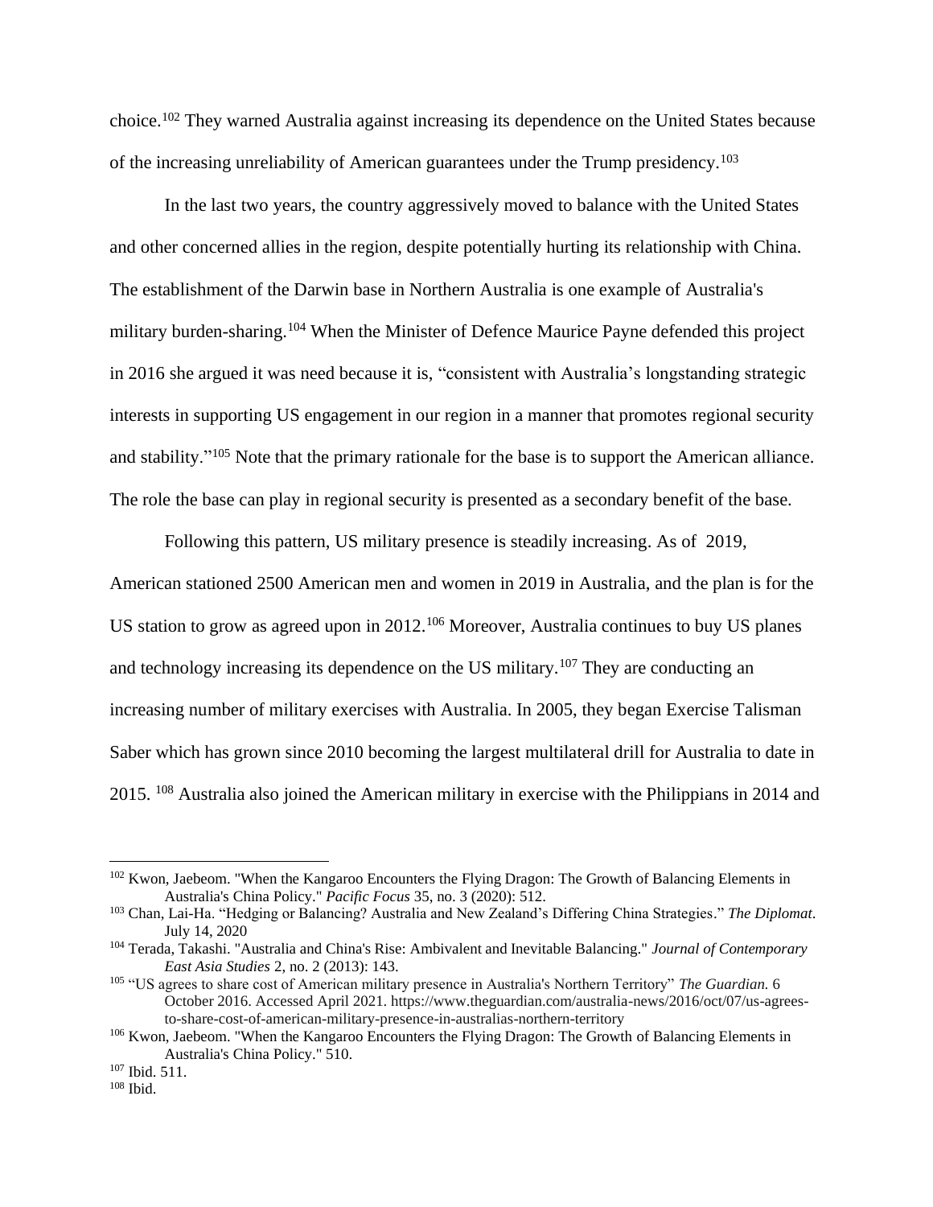choice.[102] They warned Australia against increasing its dependence on the United States because of the increasing unreliability of American guarantees under the Trump presidency.[103]

In the last two years, the country aggressively moved to balance with the United States and other concerned allies in the region, despite potentially hurting its relationship with China. The establishment of the Darwin base in Northern Australia is one example of Australia's military burden-sharing.[104] When the Minister of Defence Maurice Payne defended this project in 2016 she argued it was need because it is, "consistent with Australia's longstanding strategic interests in supporting US engagement in our region in a manner that promotes regional security and stability."[105] Note that the primary rationale for the base is to support the American alliance. The role the base can play in regional security is presented as a secondary benefit of the base.

Following this pattern, US military presence is steadily increasing. As of 2019, American stationed 2500 American men and women in 2019 in Australia, and the plan is for the US station to grow as agreed upon in 2012.[106] Moreover, Australia continues to buy US planes and technology increasing its dependence on the US military.[107] They are conducting an increasing number of military exercises with Australia. In 2005, they began Exercise Talisman Saber which has grown since 2010 becoming the largest multilateral drill for Australia to date in 2015. [108] Australia also joined the American military in exercise with the Philippians in 2014 and

---

[102] Kwon, Jaebeom. "When the Kangaroo Encounters the Flying Dragon: The Growth of Balancing Elements in Australia's China Policy." *Pacific Focus* 35, no. 3 (2020): 512.

[103] Chan, Lai-Ha. "Hedging or Balancing? Australia and New Zealand's Differing China Strategies." *The Diplomat*. July 14, 2020

[104] Terada, Takashi. "Australia and China's Rise: Ambivalent and Inevitable Balancing." *Journal of Contemporary East Asia Studies* 2, no. 2 (2013): 143.

[105] "US agrees to share cost of American military presence in Australia's Northern Territory" *The Guardian.* 6 October 2016. Accessed April 2021. https://www.theguardian.com/australia-news/2016/oct/07/us-agrees-to-share-cost-of-american-military-presence-in-australias-northern-territory

[106] Kwon, Jaebeom. "When the Kangaroo Encounters the Flying Dragon: The Growth of Balancing Elements in Australia's China Policy." 510.

[107] Ibid. 511.

[108] Ibid.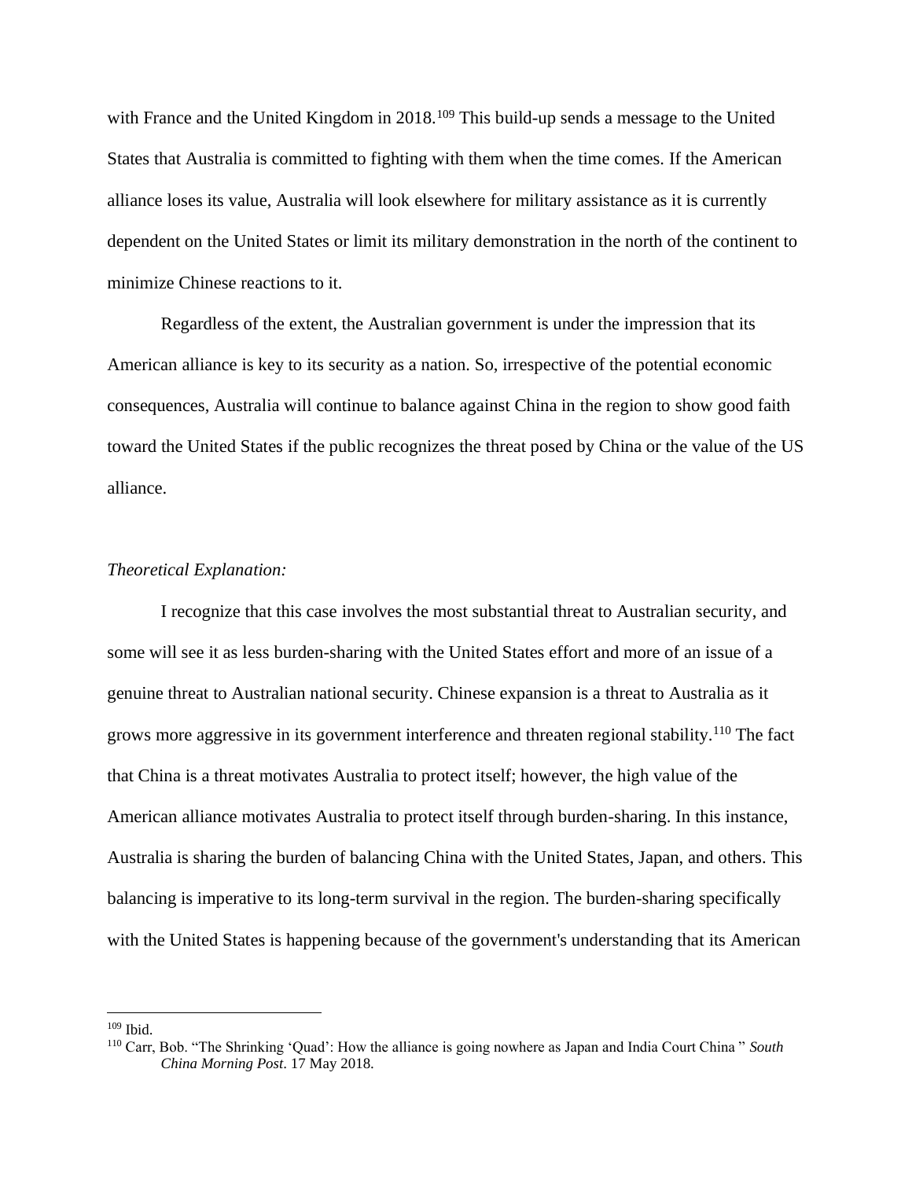with France and the United Kingdom in 2018.[109] This build-up sends a message to the United States that Australia is committed to fighting with them when the time comes. If the American alliance loses its value, Australia will look elsewhere for military assistance as it is currently dependent on the United States or limit its military demonstration in the north of the continent to minimize Chinese reactions to it.

Regardless of the extent, the Australian government is under the impression that its American alliance is key to its security as a nation. So, irrespective of the potential economic consequences, Australia will continue to balance against China in the region to show good faith toward the United States if the public recognizes the threat posed by China or the value of the US alliance.

*Theoretical Explanation:*

I recognize that this case involves the most substantial threat to Australian security, and some will see it as less burden-sharing with the United States effort and more of an issue of a genuine threat to Australian national security. Chinese expansion is a threat to Australia as it grows more aggressive in its government interference and threaten regional stability.[110] The fact that China is a threat motivates Australia to protect itself; however, the high value of the American alliance motivates Australia to protect itself through burden-sharing. In this instance, Australia is sharing the burden of balancing China with the United States, Japan, and others. This balancing is imperative to its long-term survival in the region. The burden-sharing specifically with the United States is happening because of the government's understanding that its American

---

[109] Ibid.

[110] Carr, Bob. "The Shrinking 'Quad': How the alliance is going nowhere as Japan and India Court China " *South China Morning Post*. 17 May 2018.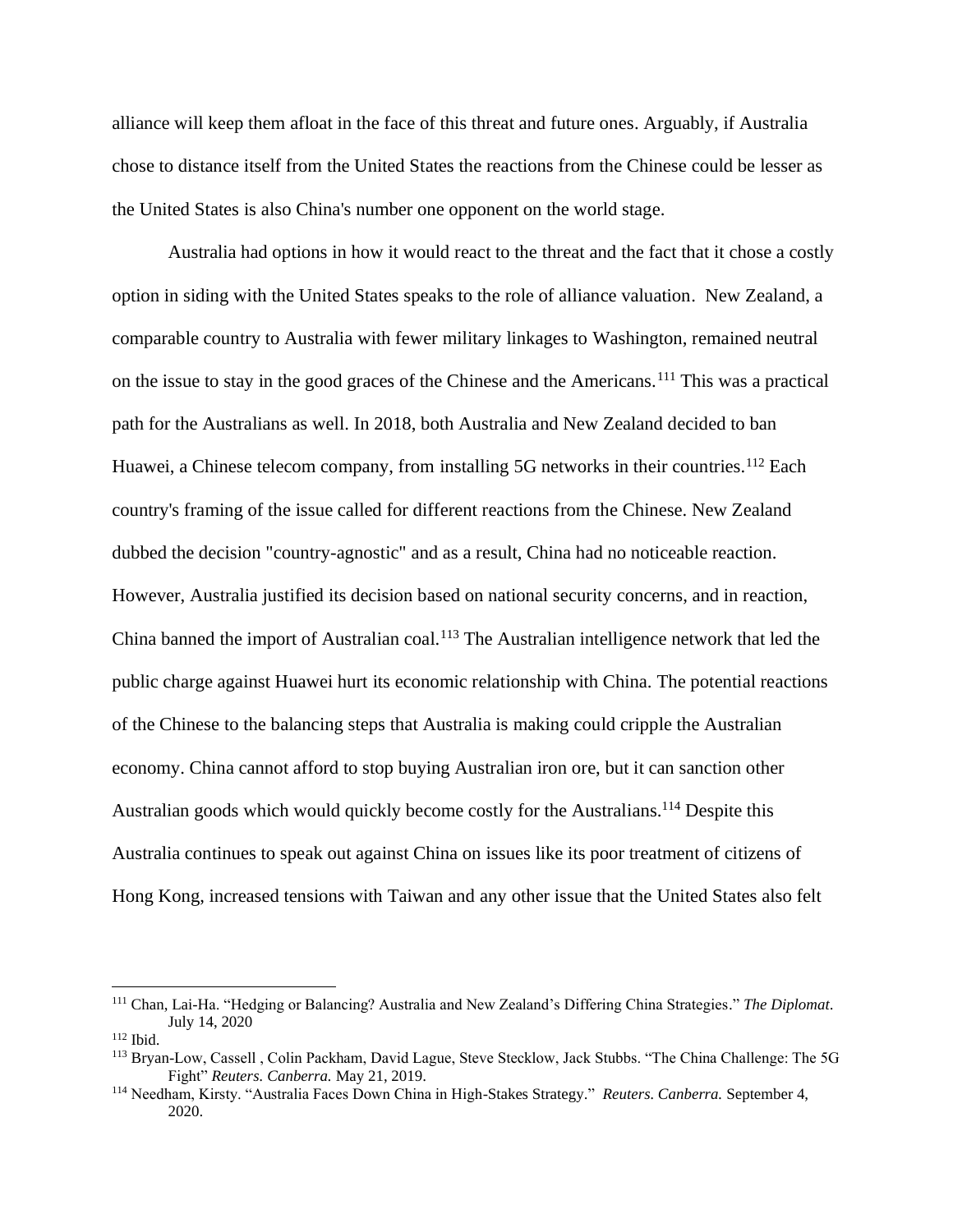alliance will keep them afloat in the face of this threat and future ones. Arguably, if Australia chose to distance itself from the United States the reactions from the Chinese could be lesser as the United States is also China's number one opponent on the world stage.

Australia had options in how it would react to the threat and the fact that it chose a costly option in siding with the United States speaks to the role of alliance valuation. New Zealand, a comparable country to Australia with fewer military linkages to Washington, remained neutral on the issue to stay in the good graces of the Chinese and the Americans.[111] This was a practical path for the Australians as well. In 2018, both Australia and New Zealand decided to ban Huawei, a Chinese telecom company, from installing 5G networks in their countries.[112] Each country's framing of the issue called for different reactions from the Chinese. New Zealand dubbed the decision "country-agnostic" and as a result, China had no noticeable reaction. However, Australia justified its decision based on national security concerns, and in reaction, China banned the import of Australian coal.[113] The Australian intelligence network that led the public charge against Huawei hurt its economic relationship with China. The potential reactions of the Chinese to the balancing steps that Australia is making could cripple the Australian economy. China cannot afford to stop buying Australian iron ore, but it can sanction other Australian goods which would quickly become costly for the Australians.[114] Despite this Australia continues to speak out against China on issues like its poor treatment of citizens of Hong Kong, increased tensions with Taiwan and any other issue that the United States also felt

---

[111] Chan, Lai-Ha. "Hedging or Balancing? Australia and New Zealand's Differing China Strategies." *The Diplomat*. July 14, 2020

[112] Ibid.

[113] Bryan-Low, Cassell , Colin Packham, David Lague, Steve Stecklow, Jack Stubbs. "The China Challenge: The 5G Fight" *Reuters. Canberra.* May 21, 2019.

[114] Needham, Kirsty. "Australia Faces Down China in High-Stakes Strategy." *Reuters. Canberra.* September 4, 2020.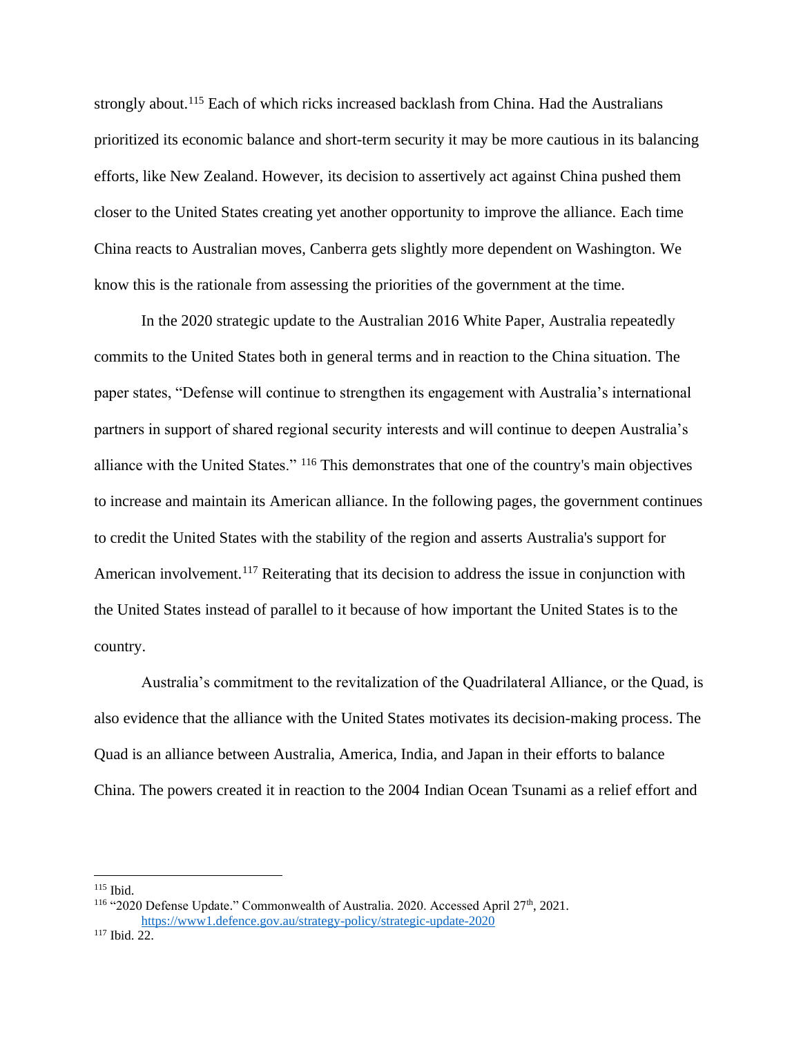strongly about.[115] Each of which ricks increased backlash from China. Had the Australians prioritized its economic balance and short-term security it may be more cautious in its balancing efforts, like New Zealand. However, its decision to assertively act against China pushed them closer to the United States creating yet another opportunity to improve the alliance. Each time China reacts to Australian moves, Canberra gets slightly more dependent on Washington. We know this is the rationale from assessing the priorities of the government at the time.

In the 2020 strategic update to the Australian 2016 White Paper, Australia repeatedly commits to the United States both in general terms and in reaction to the China situation. The paper states, "Defense will continue to strengthen its engagement with Australia's international partners in support of shared regional security interests and will continue to deepen Australia's alliance with the United States." [116] This demonstrates that one of the country's main objectives to increase and maintain its American alliance. In the following pages, the government continues to credit the United States with the stability of the region and asserts Australia's support for American involvement.[117] Reiterating that its decision to address the issue in conjunction with the United States instead of parallel to it because of how important the United States is to the country.

Australia's commitment to the revitalization of the Quadrilateral Alliance, or the Quad, is also evidence that the alliance with the United States motivates its decision-making process. The Quad is an alliance between Australia, America, India, and Japan in their efforts to balance China. The powers created it in reaction to the 2004 Indian Ocean Tsunami as a relief effort and

---

[115] Ibid.

[116] "2020 Defense Update." Commonwealth of Australia. 2020. Accessed April 27th, 2021. https://www1.defence.gov.au/strategy-policy/strategic-update-2020

[117] Ibid. 22.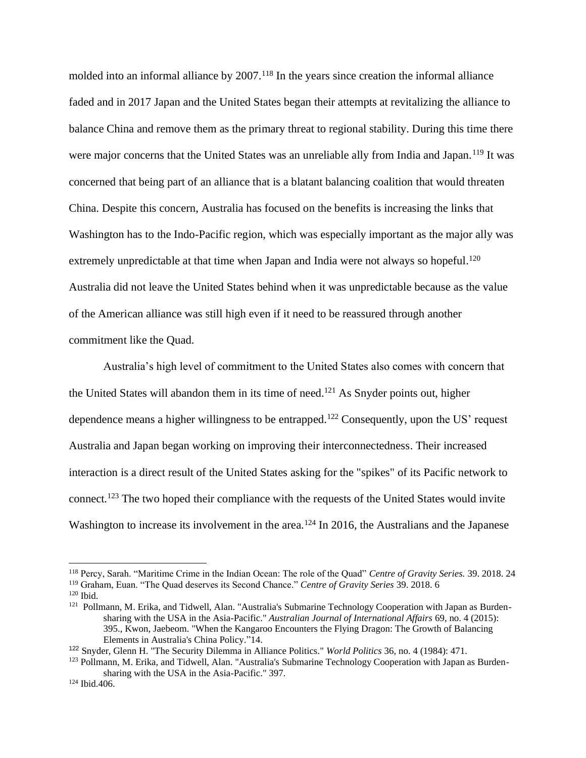molded into an informal alliance by 2007.[118] In the years since creation the informal alliance faded and in 2017 Japan and the United States began their attempts at revitalizing the alliance to balance China and remove them as the primary threat to regional stability. During this time there were major concerns that the United States was an unreliable ally from India and Japan.[119] It was concerned that being part of an alliance that is a blatant balancing coalition that would threaten China. Despite this concern, Australia has focused on the benefits is increasing the links that Washington has to the Indo-Pacific region, which was especially important as the major ally was extremely unpredictable at that time when Japan and India were not always so hopeful.[120] Australia did not leave the United States behind when it was unpredictable because as the value of the American alliance was still high even if it need to be reassured through another commitment like the Quad.

Australia's high level of commitment to the United States also comes with concern that the United States will abandon them in its time of need.[121] As Snyder points out, higher dependence means a higher willingness to be entrapped.[122] Consequently, upon the US' request Australia and Japan began working on improving their interconnectedness. Their increased interaction is a direct result of the United States asking for the "spikes" of its Pacific network to connect.[123] The two hoped their compliance with the requests of the United States would invite Washington to increase its involvement in the area.[124] In 2016, the Australians and the Japanese

---

[118] Percy, Sarah. "Maritime Crime in the Indian Ocean: The role of the Quad" *Centre of Gravity Series.* 39. 2018. 24

[119] Graham, Euan. "The Quad deserves its Second Chance." *Centre of Gravity Series* 39. 2018. 6

[120] Ibid.

[121] Pollmann, M. Erika, and Tidwell, Alan. "Australia's Submarine Technology Cooperation with Japan as Burden-sharing with the USA in the Asia-Pacific." *Australian Journal of International Affairs* 69, no. 4 (2015): 395., Kwon, Jaebeom. "When the Kangaroo Encounters the Flying Dragon: The Growth of Balancing Elements in Australia's China Policy."14.

[122] Snyder, Glenn H. "The Security Dilemma in Alliance Politics." *World Politics* 36, no. 4 (1984): 471.

[123] Pollmann, M. Erika, and Tidwell, Alan. "Australia's Submarine Technology Cooperation with Japan as Burden-sharing with the USA in the Asia-Pacific." 397.

[124] Ibid.406.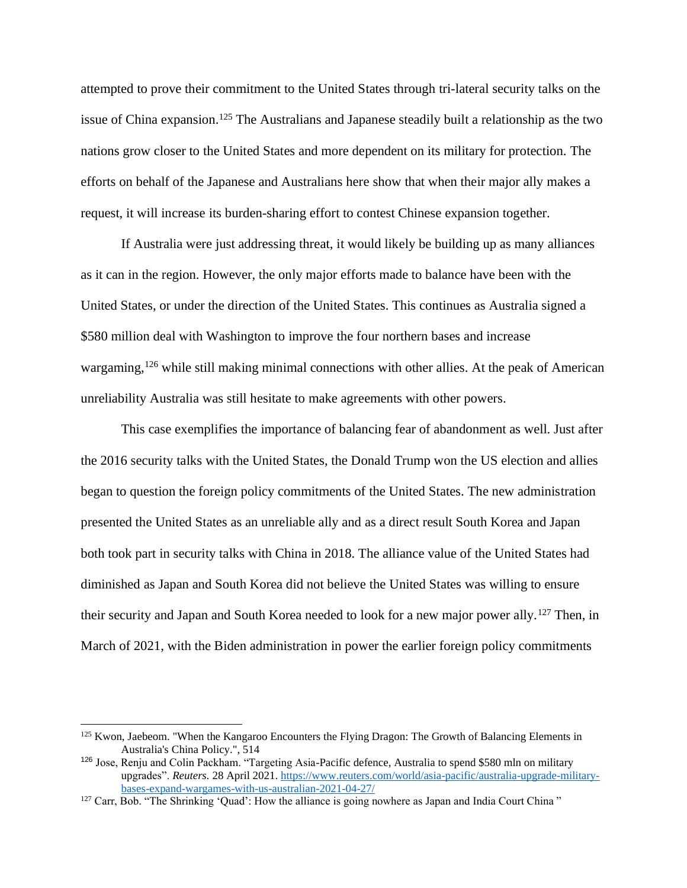attempted to prove their commitment to the United States through tri-lateral security talks on the issue of China expansion.[125] The Australians and Japanese steadily built a relationship as the two nations grow closer to the United States and more dependent on its military for protection. The efforts on behalf of the Japanese and Australians here show that when their major ally makes a request, it will increase its burden-sharing effort to contest Chinese expansion together.

If Australia were just addressing threat, it would likely be building up as many alliances as it can in the region. However, the only major efforts made to balance have been with the United States, or under the direction of the United States. This continues as Australia signed a $580 million deal with Washington to improve the four northern bases and increase wargaming,[126] while still making minimal connections with other allies. At the peak of American unreliability Australia was still hesitate to make agreements with other powers.

This case exemplifies the importance of balancing fear of abandonment as well. Just after the 2016 security talks with the United States, the Donald Trump won the US election and allies began to question the foreign policy commitments of the United States. The new administration presented the United States as an unreliable ally and as a direct result South Korea and Japan both took part in security talks with China in 2018. The alliance value of the United States had diminished as Japan and South Korea did not believe the United States was willing to ensure their security and Japan and South Korea needed to look for a new major power ally.[127] Then, in March of 2021, with the Biden administration in power the earlier foreign policy commitments

---

[125] Kwon, Jaebeom. "When the Kangaroo Encounters the Flying Dragon: The Growth of Balancing Elements in Australia's China Policy.", 514

[126] Jose, Renju and Colin Packham. "Targeting Asia-Pacific defence, Australia to spend $580 mln on military upgrades". *Reuters.* 28 April 2021. [https://www.reuters.com/world/asia-pacific/australia-upgrade-military-bases-expand-wargames-with-us-australian-2021-04-27/](https://www.reuters.com/world/asia-pacific/australia-upgrade-military-bases-expand-wargames-with-us-australian-2021-04-27/)

[127] Carr, Bob. "The Shrinking 'Quad': How the alliance is going nowhere as Japan and India Court China "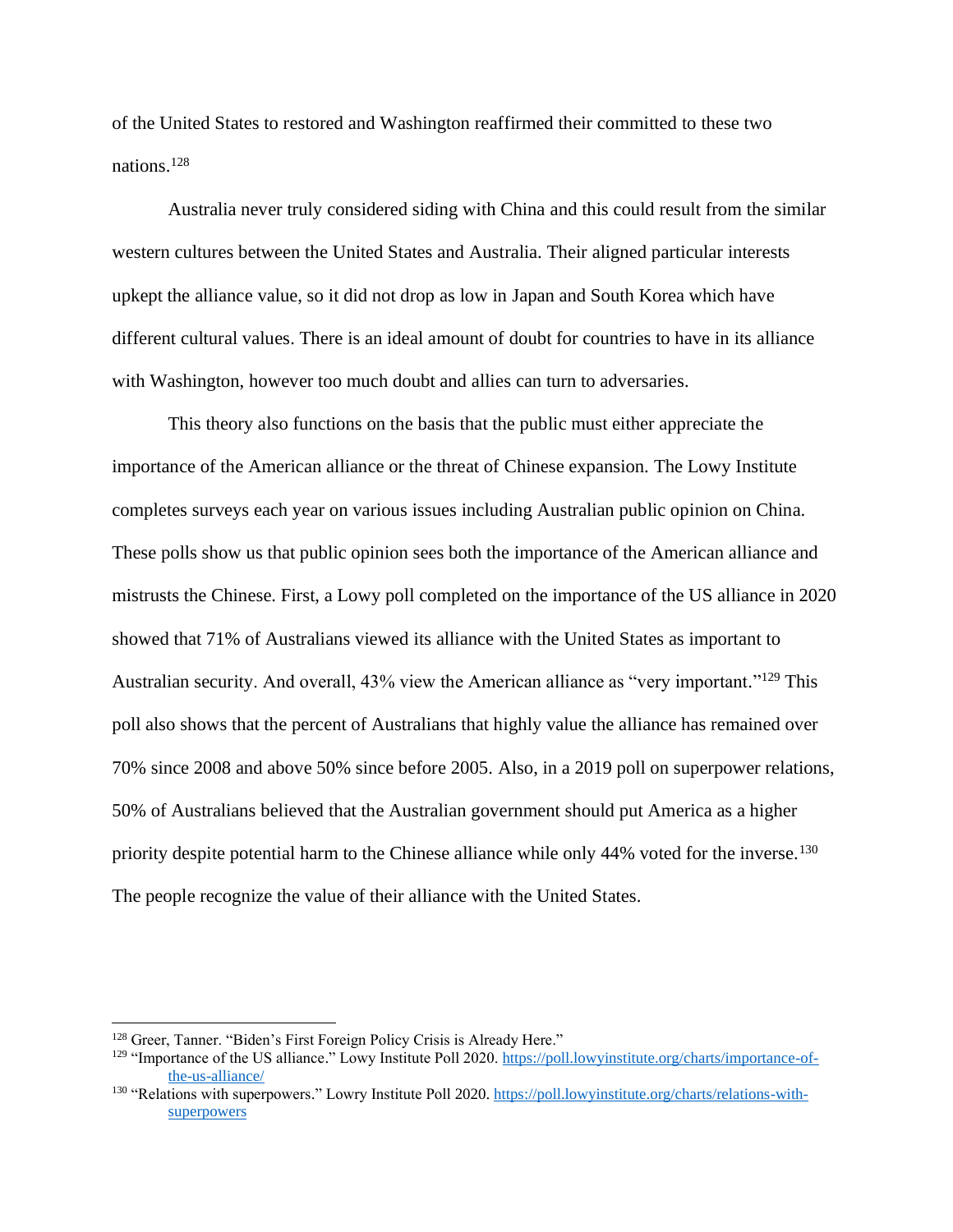of the United States to restored and Washington reaffirmed their committed to these two nations.[128]

Australia never truly considered siding with China and this could result from the similar western cultures between the United States and Australia. Their aligned particular interests upkept the alliance value, so it did not drop as low in Japan and South Korea which have different cultural values. There is an ideal amount of doubt for countries to have in its alliance with Washington, however too much doubt and allies can turn to adversaries.

This theory also functions on the basis that the public must either appreciate the importance of the American alliance or the threat of Chinese expansion. The Lowy Institute completes surveys each year on various issues including Australian public opinion on China. These polls show us that public opinion sees both the importance of the American alliance and mistrusts the Chinese. First, a Lowy poll completed on the importance of the US alliance in 2020 showed that 71% of Australians viewed its alliance with the United States as important to Australian security. And overall, 43% view the American alliance as "very important."[129] This poll also shows that the percent of Australians that highly value the alliance has remained over 70% since 2008 and above 50% since before 2005. Also, in a 2019 poll on superpower relations, 50% of Australians believed that the Australian government should put America as a higher priority despite potential harm to the Chinese alliance while only 44% voted for the inverse.[130] The people recognize the value of their alliance with the United States.

---

[128] Greer, Tanner. "Biden's First Foreign Policy Crisis is Already Here."

[129] "Importance of the US alliance." Lowy Institute Poll 2020. https://poll.lowyinstitute.org/charts/importance-of-the-us-alliance/

[130] "Relations with superpowers." Lowry Institute Poll 2020. https://poll.lowyinstitute.org/charts/relations-with-superpowers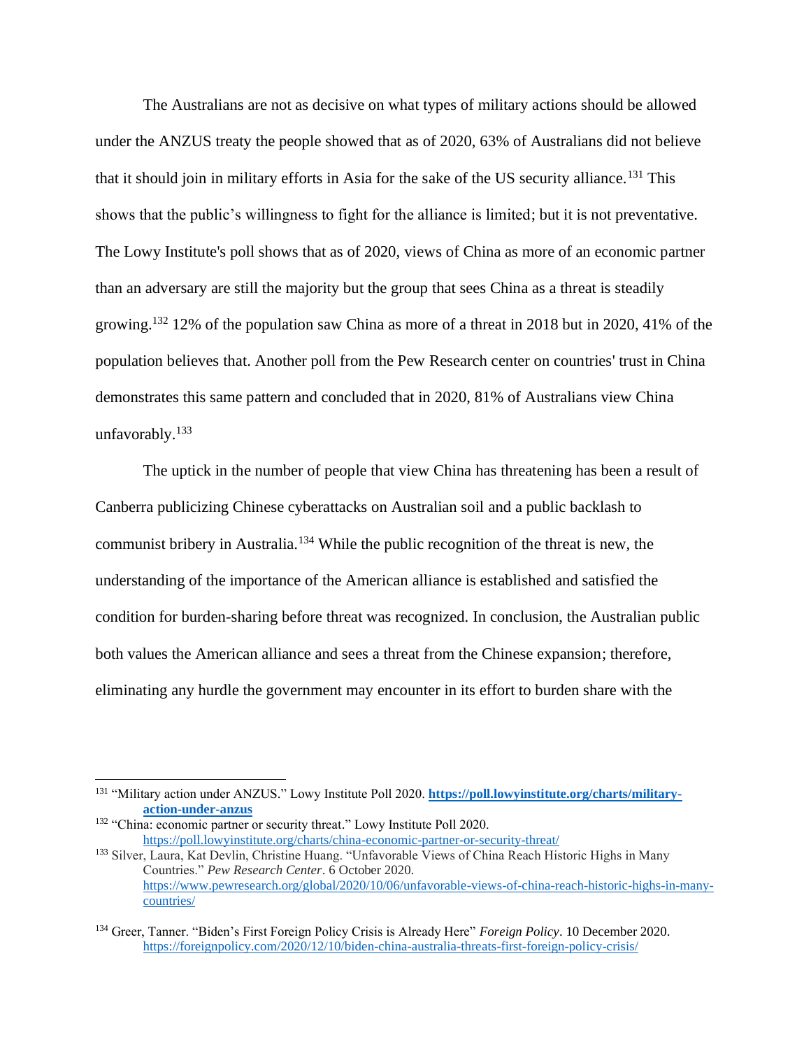The Australians are not as decisive on what types of military actions should be allowed under the ANZUS treaty the people showed that as of 2020, 63% of Australians did not believe that it should join in military efforts in Asia for the sake of the US security alliance.[131] This shows that the public's willingness to fight for the alliance is limited; but it is not preventative. The Lowy Institute's poll shows that as of 2020, views of China as more of an economic partner than an adversary are still the majority but the group that sees China as a threat is steadily growing.[132] 12% of the population saw China as more of a threat in 2018 but in 2020, 41% of the population believes that. Another poll from the Pew Research center on countries' trust in China demonstrates this same pattern and concluded that in 2020, 81% of Australians view China unfavorably.[133]

The uptick in the number of people that view China has threatening has been a result of Canberra publicizing Chinese cyberattacks on Australian soil and a public backlash to communist bribery in Australia.[134] While the public recognition of the threat is new, the understanding of the importance of the American alliance is established and satisfied the condition for burden-sharing before threat was recognized. In conclusion, the Australian public both values the American alliance and sees a threat from the Chinese expansion; therefore, eliminating any hurdle the government may encounter in its effort to burden share with the

---

[131] "Military action under ANZUS." Lowy Institute Poll 2020. **https://poll.lowyinstitute.org/charts/military-action-under-anzus**

[132] "China: economic partner or security threat." Lowy Institute Poll 2020. https://poll.lowyinstitute.org/charts/china-economic-partner-or-security-threat/

[133] Silver, Laura, Kat Devlin, Christine Huang. "Unfavorable Views of China Reach Historic Highs in Many Countries." *Pew Research Center*. 6 October 2020. https://www.pewresearch.org/global/2020/10/06/unfavorable-views-of-china-reach-historic-highs-in-many-countries/

[134] Greer, Tanner. "Biden's First Foreign Policy Crisis is Already Here" *Foreign Policy*. 10 December 2020. https://foreignpolicy.com/2020/12/10/biden-china-australia-threats-first-foreign-policy-crisis/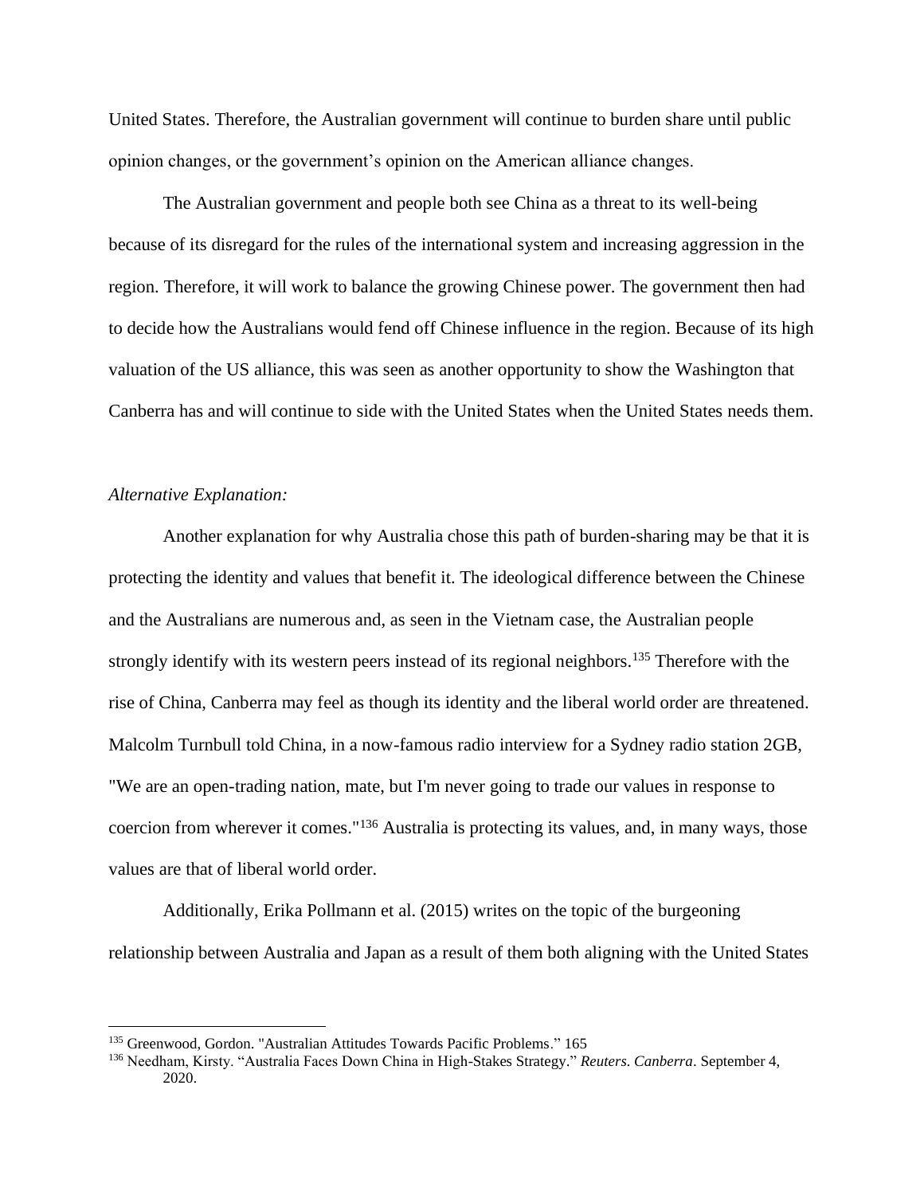United States. Therefore, the Australian government will continue to burden share until public opinion changes, or the government's opinion on the American alliance changes.

The Australian government and people both see China as a threat to its well-being because of its disregard for the rules of the international system and increasing aggression in the region. Therefore, it will work to balance the growing Chinese power. The government then had to decide how the Australians would fend off Chinese influence in the region. Because of its high valuation of the US alliance, this was seen as another opportunity to show the Washington that Canberra has and will continue to side with the United States when the United States needs them.

*Alternative Explanation:*

Another explanation for why Australia chose this path of burden-sharing may be that it is protecting the identity and values that benefit it. The ideological difference between the Chinese and the Australians are numerous and, as seen in the Vietnam case, the Australian people strongly identify with its western peers instead of its regional neighbors.[135] Therefore with the rise of China, Canberra may feel as though its identity and the liberal world order are threatened. Malcolm Turnbull told China, in a now-famous radio interview for a Sydney radio station 2GB, "We are an open-trading nation, mate, but I'm never going to trade our values in response to coercion from wherever it comes."[136] Australia is protecting its values, and, in many ways, those values are that of liberal world order.

Additionally, Erika Pollmann et al. (2015) writes on the topic of the burgeoning relationship between Australia and Japan as a result of them both aligning with the United States

---

[135] Greenwood, Gordon. "Australian Attitudes Towards Pacific Problems." 165

[136] Needham, Kirsty. "Australia Faces Down China in High-Stakes Strategy." *Reuters. Canberra*. September 4, 2020.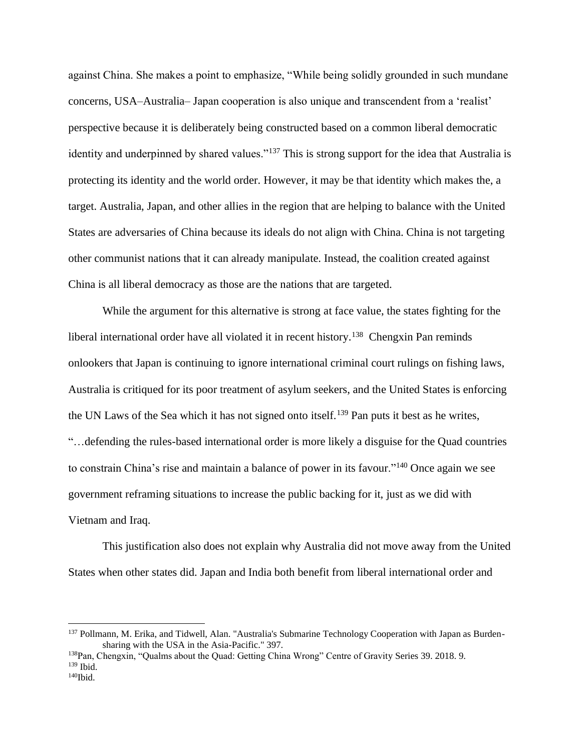against China. She makes a point to emphasize, "While being solidly grounded in such mundane concerns, USA–Australia– Japan cooperation is also unique and transcendent from a 'realist' perspective because it is deliberately being constructed based on a common liberal democratic identity and underpinned by shared values."[137] This is strong support for the idea that Australia is protecting its identity and the world order. However, it may be that identity which makes the, a target. Australia, Japan, and other allies in the region that are helping to balance with the United States are adversaries of China because its ideals do not align with China. China is not targeting other communist nations that it can already manipulate. Instead, the coalition created against China is all liberal democracy as those are the nations that are targeted.

While the argument for this alternative is strong at face value, the states fighting for the liberal international order have all violated it in recent history.[138] Chengxin Pan reminds onlookers that Japan is continuing to ignore international criminal court rulings on fishing laws, Australia is critiqued for its poor treatment of asylum seekers, and the United States is enforcing the UN Laws of the Sea which it has not signed onto itself.[139] Pan puts it best as he writes, "…defending the rules-based international order is more likely a disguise for the Quad countries to constrain China's rise and maintain a balance of power in its favour."[140] Once again we see government reframing situations to increase the public backing for it, just as we did with Vietnam and Iraq.

This justification also does not explain why Australia did not move away from the United States when other states did. Japan and India both benefit from liberal international order and

---

[137] Pollmann, M. Erika, and Tidwell, Alan. "Australia's Submarine Technology Cooperation with Japan as Burden-sharing with the USA in the Asia-Pacific." 397.

[138] Pan, Chengxin, "Qualms about the Quad: Getting China Wrong" Centre of Gravity Series 39. 2018. 9.

[139] Ibid.

[140] Ibid.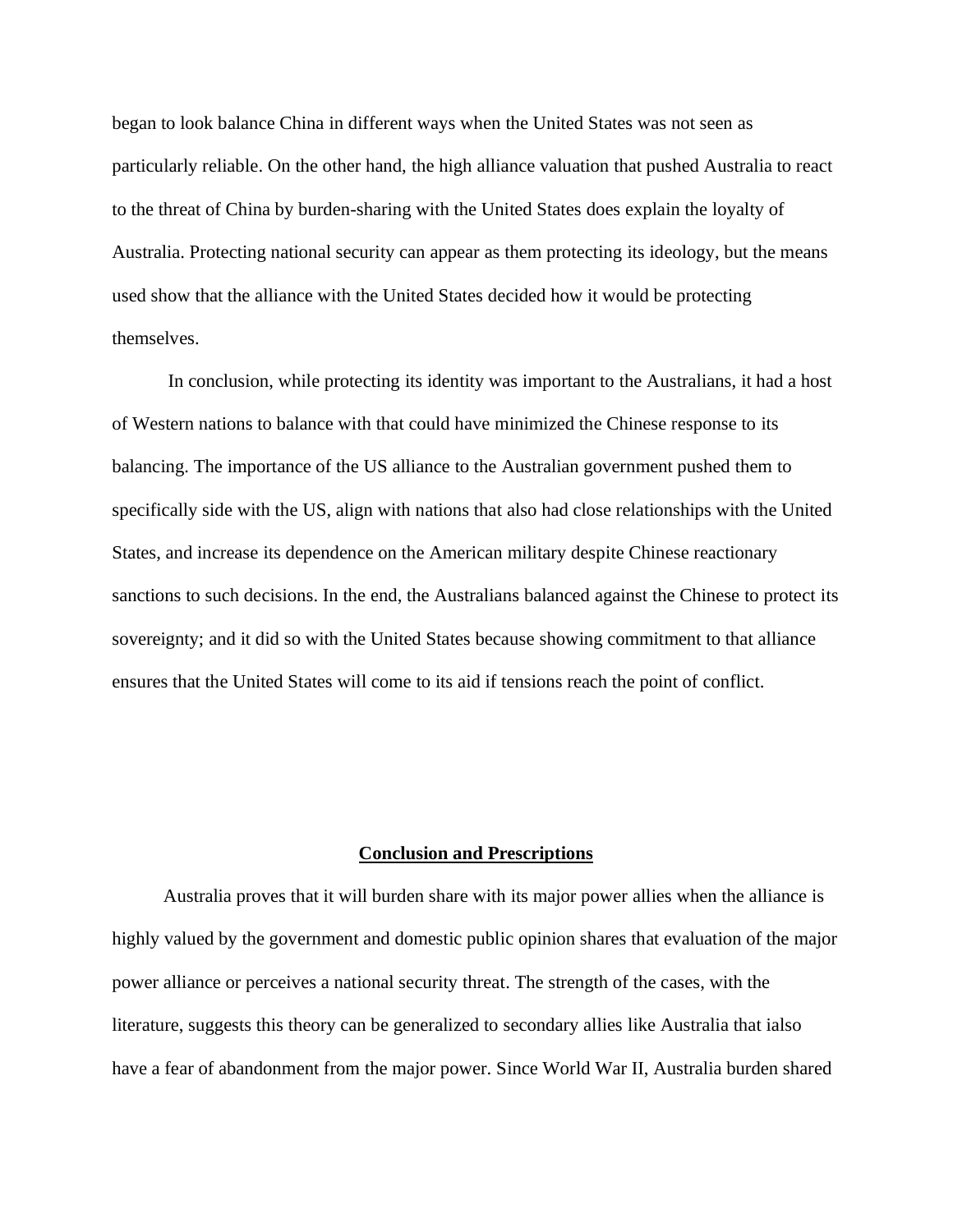began to look balance China in different ways when the United States was not seen as particularly reliable. On the other hand, the high alliance valuation that pushed Australia to react to the threat of China by burden-sharing with the United States does explain the loyalty of Australia. Protecting national security can appear as them protecting its ideology, but the means used show that the alliance with the United States decided how it would be protecting themselves.

In conclusion, while protecting its identity was important to the Australians, it had a host of Western nations to balance with that could have minimized the Chinese response to its balancing. The importance of the US alliance to the Australian government pushed them to specifically side with the US, align with nations that also had close relationships with the United States, and increase its dependence on the American military despite Chinese reactionary sanctions to such decisions. In the end, the Australians balanced against the Chinese to protect its sovereignty; and it did so with the United States because showing commitment to that alliance ensures that the United States will come to its aid if tensions reach the point of conflict.

## Conclusion and Prescriptions

Australia proves that it will burden share with its major power allies when the alliance is highly valued by the government and domestic public opinion shares that evaluation of the major power alliance or perceives a national security threat. The strength of the cases, with the literature, suggests this theory can be generalized to secondary allies like Australia that ialso have a fear of abandonment from the major power. Since World War II, Australia burden shared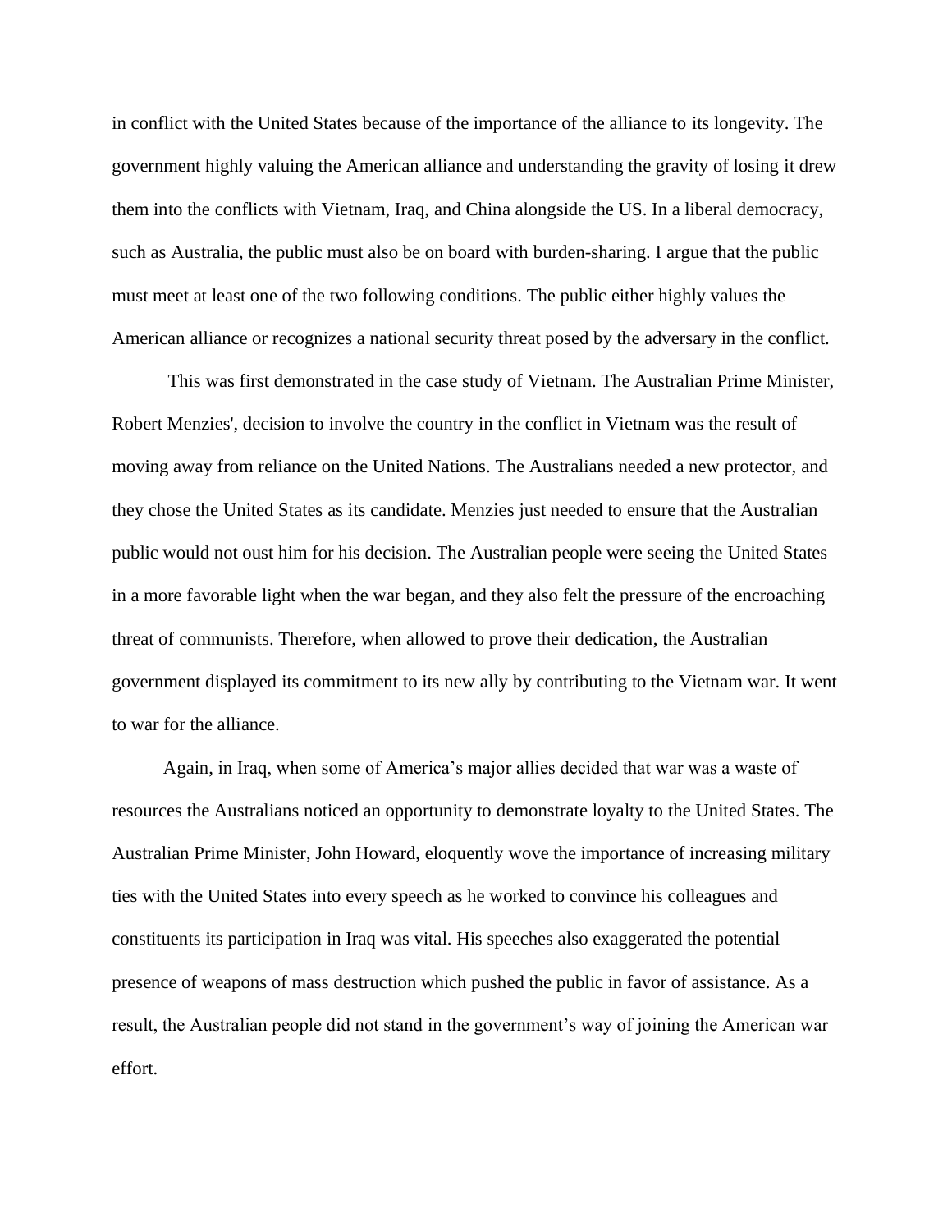in conflict with the United States because of the importance of the alliance to its longevity. The government highly valuing the American alliance and understanding the gravity of losing it drew them into the conflicts with Vietnam, Iraq, and China alongside the US. In a liberal democracy, such as Australia, the public must also be on board with burden-sharing. I argue that the public must meet at least one of the two following conditions. The public either highly values the American alliance or recognizes a national security threat posed by the adversary in the conflict.

This was first demonstrated in the case study of Vietnam. The Australian Prime Minister, Robert Menzies', decision to involve the country in the conflict in Vietnam was the result of moving away from reliance on the United Nations. The Australians needed a new protector, and they chose the United States as its candidate. Menzies just needed to ensure that the Australian public would not oust him for his decision. The Australian people were seeing the United States in a more favorable light when the war began, and they also felt the pressure of the encroaching threat of communists. Therefore, when allowed to prove their dedication, the Australian government displayed its commitment to its new ally by contributing to the Vietnam war. It went to war for the alliance.

Again, in Iraq, when some of America's major allies decided that war was a waste of resources the Australians noticed an opportunity to demonstrate loyalty to the United States. The Australian Prime Minister, John Howard, eloquently wove the importance of increasing military ties with the United States into every speech as he worked to convince his colleagues and constituents its participation in Iraq was vital. His speeches also exaggerated the potential presence of weapons of mass destruction which pushed the public in favor of assistance. As a result, the Australian people did not stand in the government's way of joining the American war effort.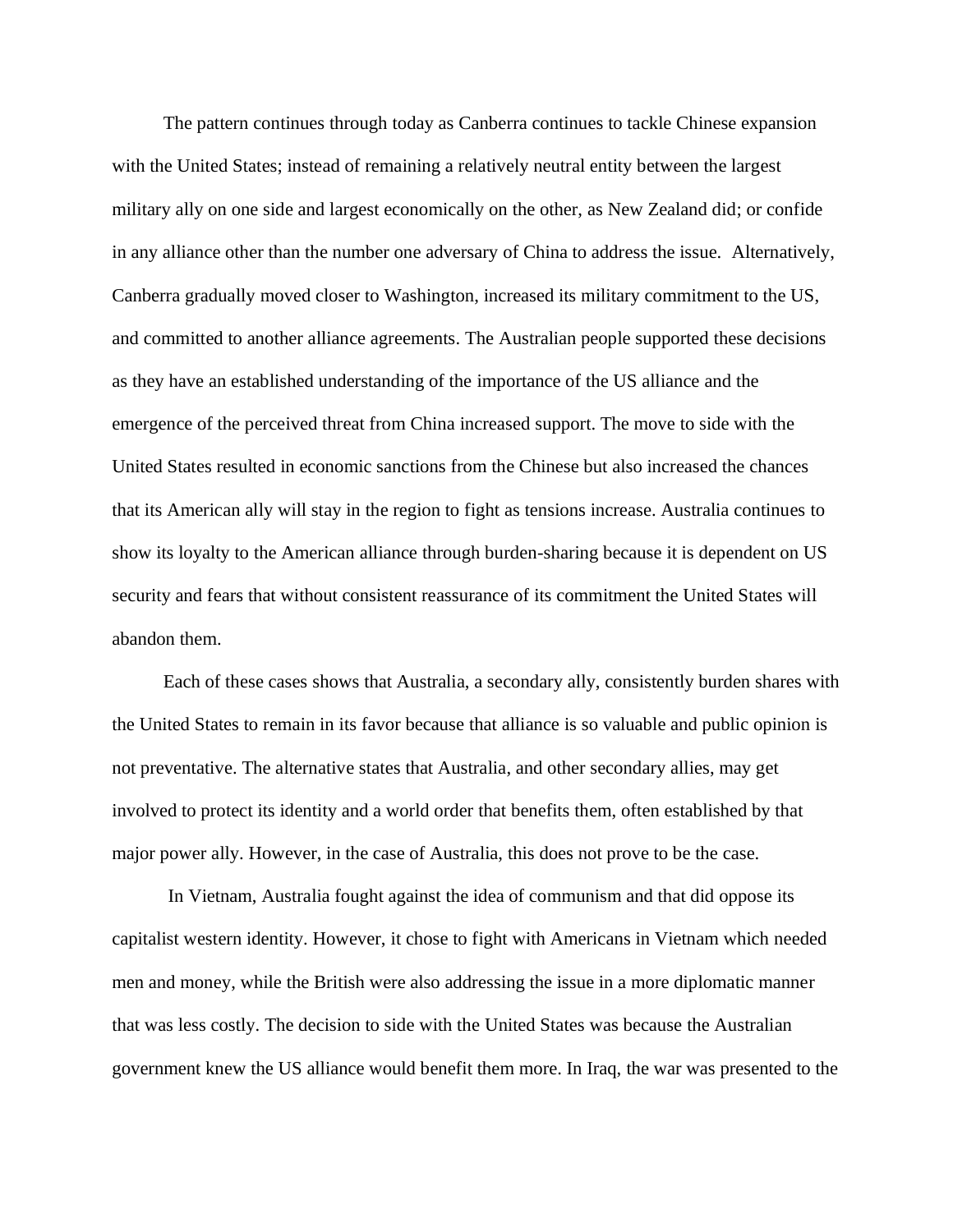The pattern continues through today as Canberra continues to tackle Chinese expansion with the United States; instead of remaining a relatively neutral entity between the largest military ally on one side and largest economically on the other, as New Zealand did; or confide in any alliance other than the number one adversary of China to address the issue. Alternatively, Canberra gradually moved closer to Washington, increased its military commitment to the US, and committed to another alliance agreements. The Australian people supported these decisions as they have an established understanding of the importance of the US alliance and the emergence of the perceived threat from China increased support. The move to side with the United States resulted in economic sanctions from the Chinese but also increased the chances that its American ally will stay in the region to fight as tensions increase. Australia continues to show its loyalty to the American alliance through burden-sharing because it is dependent on US security and fears that without consistent reassurance of its commitment the United States will abandon them.

Each of these cases shows that Australia, a secondary ally, consistently burden shares with the United States to remain in its favor because that alliance is so valuable and public opinion is not preventative. The alternative states that Australia, and other secondary allies, may get involved to protect its identity and a world order that benefits them, often established by that major power ally. However, in the case of Australia, this does not prove to be the case.

In Vietnam, Australia fought against the idea of communism and that did oppose its capitalist western identity. However, it chose to fight with Americans in Vietnam which needed men and money, while the British were also addressing the issue in a more diplomatic manner that was less costly. The decision to side with the United States was because the Australian government knew the US alliance would benefit them more. In Iraq, the war was presented to the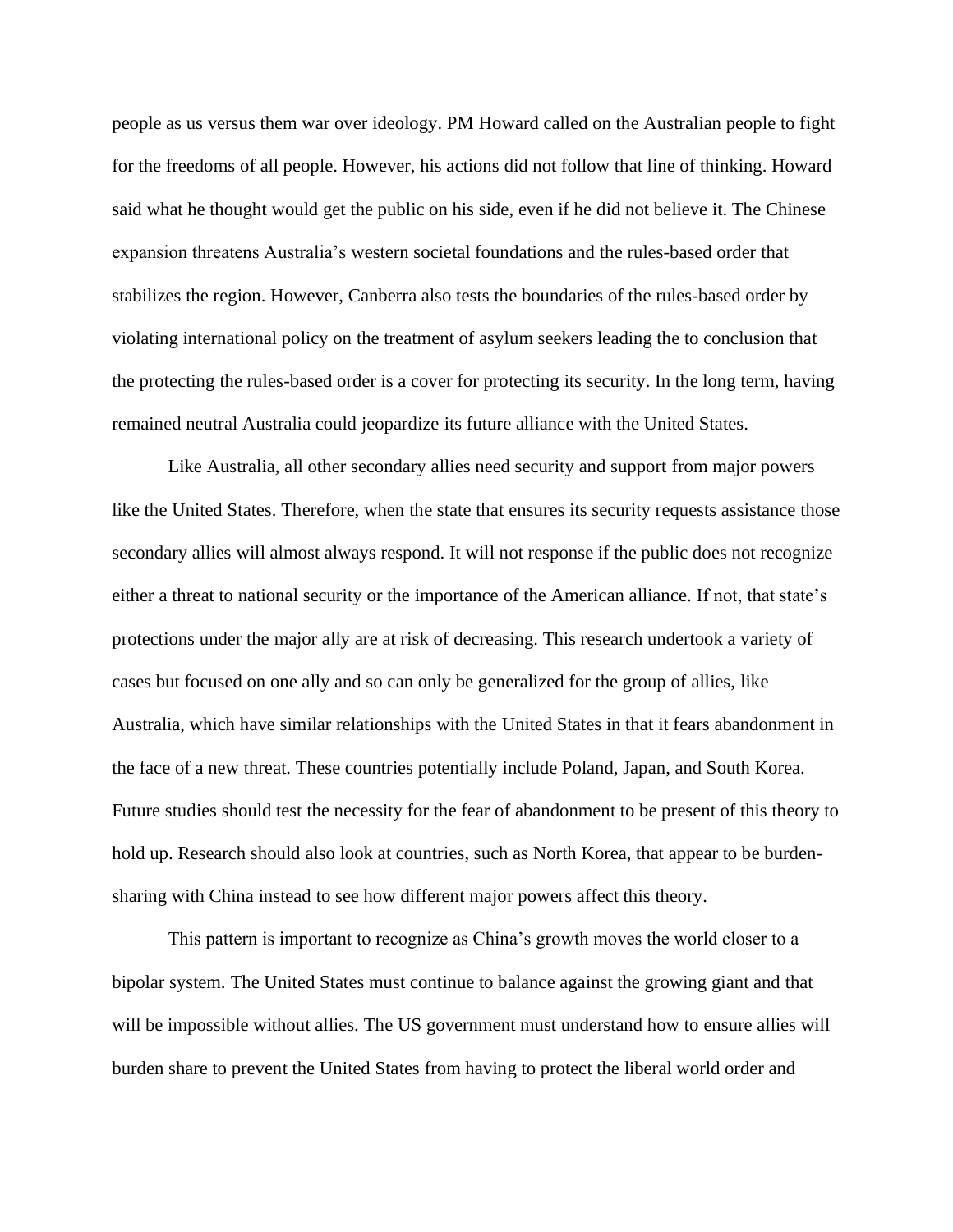people as us versus them war over ideology. PM Howard called on the Australian people to fight for the freedoms of all people. However, his actions did not follow that line of thinking. Howard said what he thought would get the public on his side, even if he did not believe it. The Chinese expansion threatens Australia's western societal foundations and the rules-based order that stabilizes the region. However, Canberra also tests the boundaries of the rules-based order by violating international policy on the treatment of asylum seekers leading the to conclusion that the protecting the rules-based order is a cover for protecting its security. In the long term, having remained neutral Australia could jeopardize its future alliance with the United States.

Like Australia, all other secondary allies need security and support from major powers like the United States. Therefore, when the state that ensures its security requests assistance those secondary allies will almost always respond. It will not response if the public does not recognize either a threat to national security or the importance of the American alliance. If not, that state's protections under the major ally are at risk of decreasing. This research undertook a variety of cases but focused on one ally and so can only be generalized for the group of allies, like Australia, which have similar relationships with the United States in that it fears abandonment in the face of a new threat. These countries potentially include Poland, Japan, and South Korea. Future studies should test the necessity for the fear of abandonment to be present of this theory to hold up. Research should also look at countries, such as North Korea, that appear to be burden-sharing with China instead to see how different major powers affect this theory.

This pattern is important to recognize as China's growth moves the world closer to a bipolar system. The United States must continue to balance against the growing giant and that will be impossible without allies. The US government must understand how to ensure allies will burden share to prevent the United States from having to protect the liberal world order and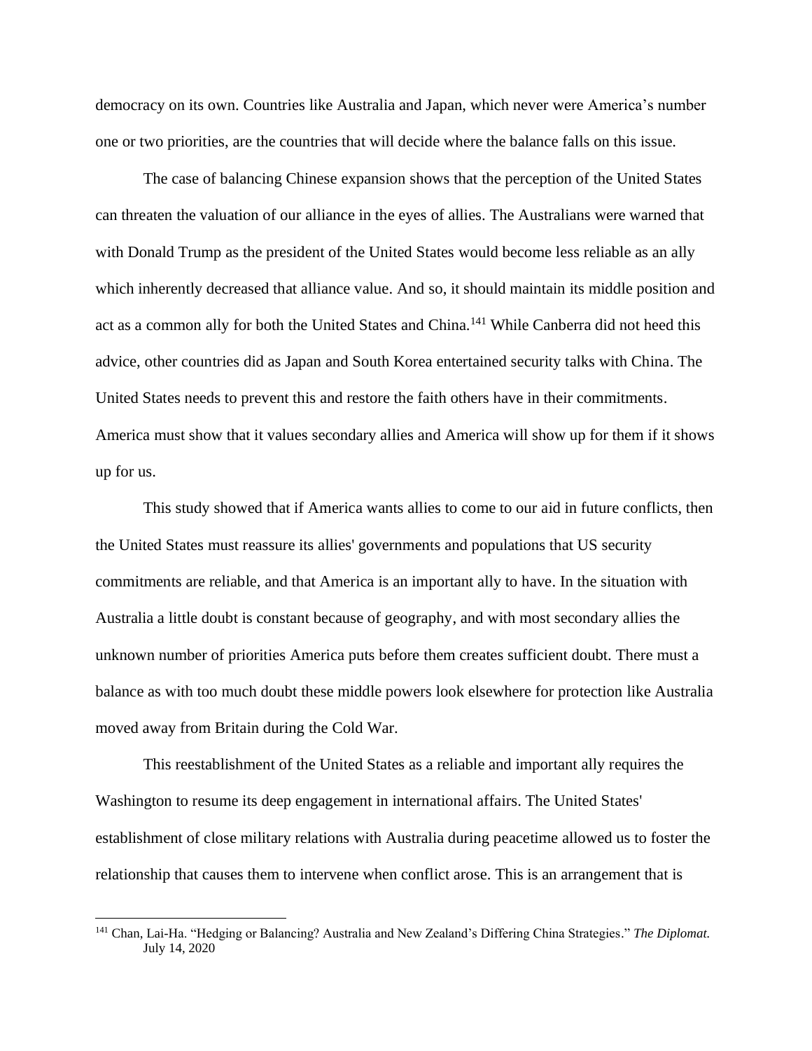democracy on its own. Countries like Australia and Japan, which never were America's number one or two priorities, are the countries that will decide where the balance falls on this issue.

The case of balancing Chinese expansion shows that the perception of the United States can threaten the valuation of our alliance in the eyes of allies. The Australians were warned that with Donald Trump as the president of the United States would become less reliable as an ally which inherently decreased that alliance value. And so, it should maintain its middle position and act as a common ally for both the United States and China.[141] While Canberra did not heed this advice, other countries did as Japan and South Korea entertained security talks with China. The United States needs to prevent this and restore the faith others have in their commitments. America must show that it values secondary allies and America will show up for them if it shows up for us.

This study showed that if America wants allies to come to our aid in future conflicts, then the United States must reassure its allies' governments and populations that US security commitments are reliable, and that America is an important ally to have. In the situation with Australia a little doubt is constant because of geography, and with most secondary allies the unknown number of priorities America puts before them creates sufficient doubt. There must a balance as with too much doubt these middle powers look elsewhere for protection like Australia moved away from Britain during the Cold War.

This reestablishment of the United States as a reliable and important ally requires the Washington to resume its deep engagement in international affairs. The United States' establishment of close military relations with Australia during peacetime allowed us to foster the relationship that causes them to intervene when conflict arose. This is an arrangement that is

---

[141] Chan, Lai-Ha. "Hedging or Balancing? Australia and New Zealand's Differing China Strategies." *The Diplomat.* July 14, 2020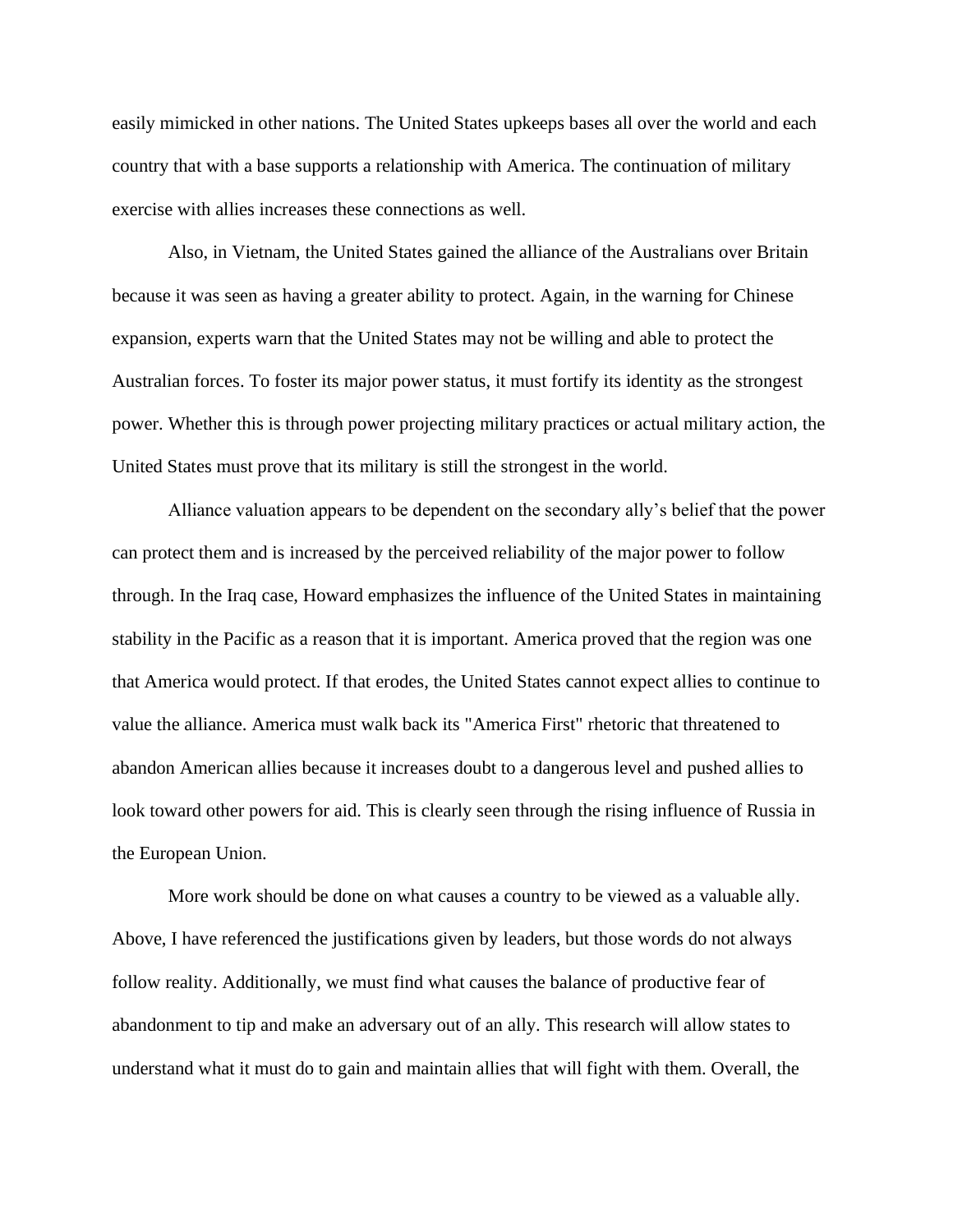easily mimicked in other nations. The United States upkeeps bases all over the world and each country that with a base supports a relationship with America. The continuation of military exercise with allies increases these connections as well.

Also, in Vietnam, the United States gained the alliance of the Australians over Britain because it was seen as having a greater ability to protect. Again, in the warning for Chinese expansion, experts warn that the United States may not be willing and able to protect the Australian forces. To foster its major power status, it must fortify its identity as the strongest power. Whether this is through power projecting military practices or actual military action, the United States must prove that its military is still the strongest in the world.

Alliance valuation appears to be dependent on the secondary ally's belief that the power can protect them and is increased by the perceived reliability of the major power to follow through. In the Iraq case, Howard emphasizes the influence of the United States in maintaining stability in the Pacific as a reason that it is important. America proved that the region was one that America would protect. If that erodes, the United States cannot expect allies to continue to value the alliance. America must walk back its "America First" rhetoric that threatened to abandon American allies because it increases doubt to a dangerous level and pushed allies to look toward other powers for aid. This is clearly seen through the rising influence of Russia in the European Union.

More work should be done on what causes a country to be viewed as a valuable ally. Above, I have referenced the justifications given by leaders, but those words do not always follow reality. Additionally, we must find what causes the balance of productive fear of abandonment to tip and make an adversary out of an ally. This research will allow states to understand what it must do to gain and maintain allies that will fight with them. Overall, the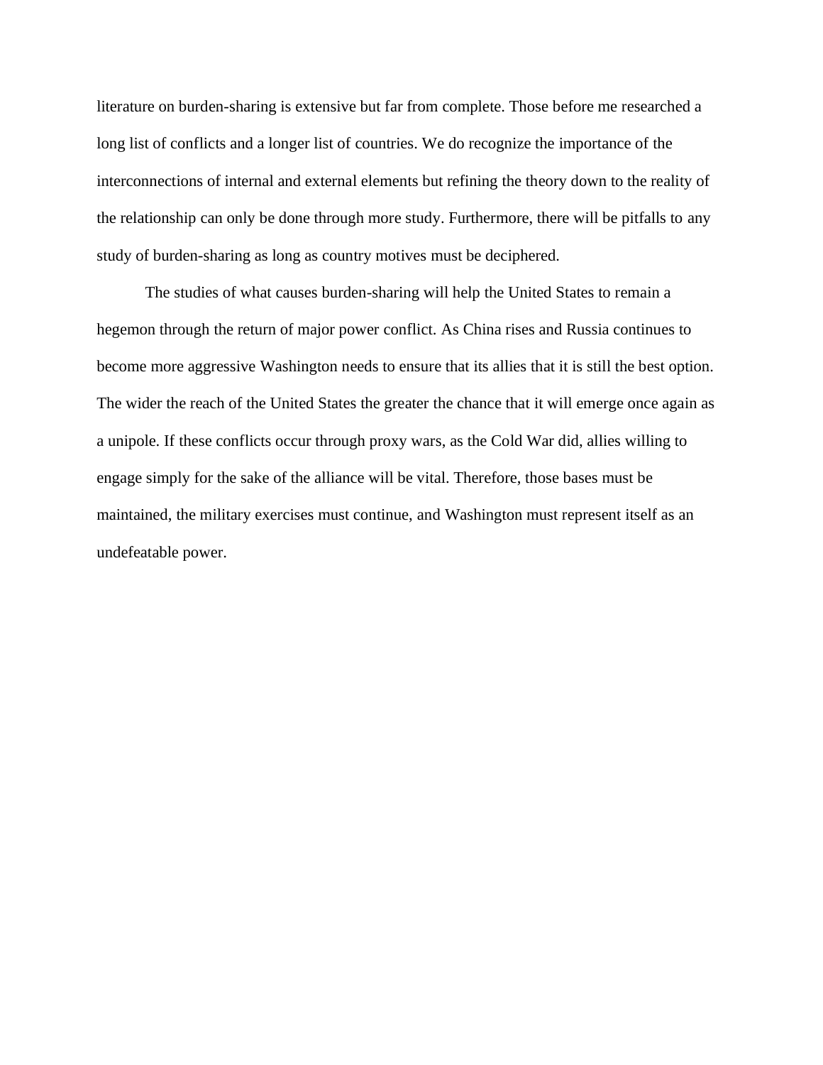literature on burden-sharing is extensive but far from complete. Those before me researched a long list of conflicts and a longer list of countries. We do recognize the importance of the interconnections of internal and external elements but refining the theory down to the reality of the relationship can only be done through more study. Furthermore, there will be pitfalls to any study of burden-sharing as long as country motives must be deciphered.

The studies of what causes burden-sharing will help the United States to remain a hegemon through the return of major power conflict. As China rises and Russia continues to become more aggressive Washington needs to ensure that its allies that it is still the best option. The wider the reach of the United States the greater the chance that it will emerge once again as a unipole. If these conflicts occur through proxy wars, as the Cold War did, allies willing to engage simply for the sake of the alliance will be vital. Therefore, those bases must be maintained, the military exercises must continue, and Washington must represent itself as an undefeatable power.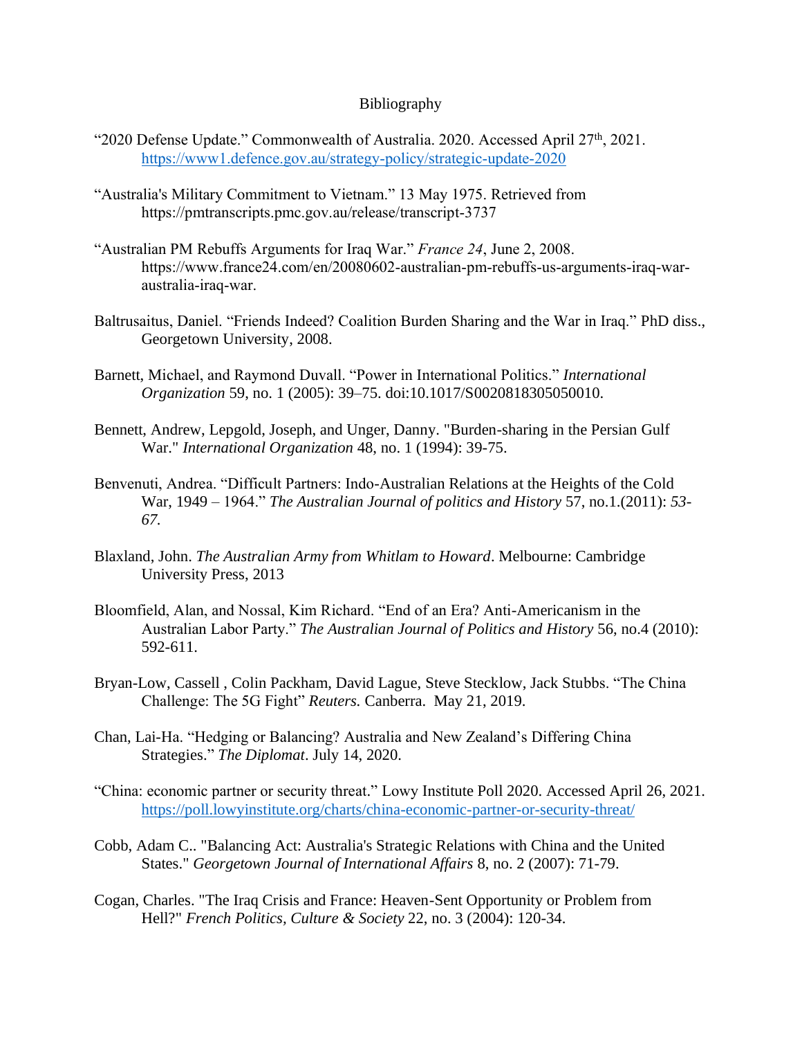Bibliography

"2020 Defense Update." Commonwealth of Australia. 2020. Accessed April 27th, 2021. https://www1.defence.gov.au/strategy-policy/strategic-update-2020

"Australia's Military Commitment to Vietnam." 13 May 1975. Retrieved from https://pmtranscripts.pmc.gov.au/release/transcript-3737

"Australian PM Rebuffs Arguments for Iraq War." *France 24*, June 2, 2008. https://www.france24.com/en/20080602-australian-pm-rebuffs-us-arguments-iraq-war-australia-iraq-war.

Baltrusaitus, Daniel. "Friends Indeed? Coalition Burden Sharing and the War in Iraq." PhD diss., Georgetown University, 2008.

Barnett, Michael, and Raymond Duvall. "Power in International Politics." *International Organization* 59, no. 1 (2005): 39–75. doi:10.1017/S0020818305050010.

Bennett, Andrew, Lepgold, Joseph, and Unger, Danny. "Burden-sharing in the Persian Gulf War." *International Organization* 48, no. 1 (1994): 39-75.

Benvenuti, Andrea. "Difficult Partners: Indo-Australian Relations at the Heights of the Cold War, 1949 – 1964." *The Australian Journal of politics and History* 57, no.1.(2011): *53-67.*

Blaxland, John. *The Australian Army from Whitlam to Howard*. Melbourne: Cambridge University Press, 2013

Bloomfield, Alan, and Nossal, Kim Richard. "End of an Era? Anti-Americanism in the Australian Labor Party." *The Australian Journal of Politics and History* 56, no.4 (2010): 592-611.

Bryan-Low, Cassell , Colin Packham, David Lague, Steve Stecklow, Jack Stubbs. "The China Challenge: The 5G Fight" *Reuters.* Canberra. May 21, 2019.

Chan, Lai-Ha. "Hedging or Balancing? Australia and New Zealand's Differing China Strategies." *The Diplomat*. July 14, 2020.

"China: economic partner or security threat." Lowy Institute Poll 2020. Accessed April 26, 2021. https://poll.lowyinstitute.org/charts/china-economic-partner-or-security-threat/

Cobb, Adam C.. "Balancing Act: Australia's Strategic Relations with China and the United States." *Georgetown Journal of International Affairs* 8, no. 2 (2007): 71-79.

Cogan, Charles. "The Iraq Crisis and France: Heaven-Sent Opportunity or Problem from Hell?" *French Politics, Culture & Society* 22, no. 3 (2004): 120-34.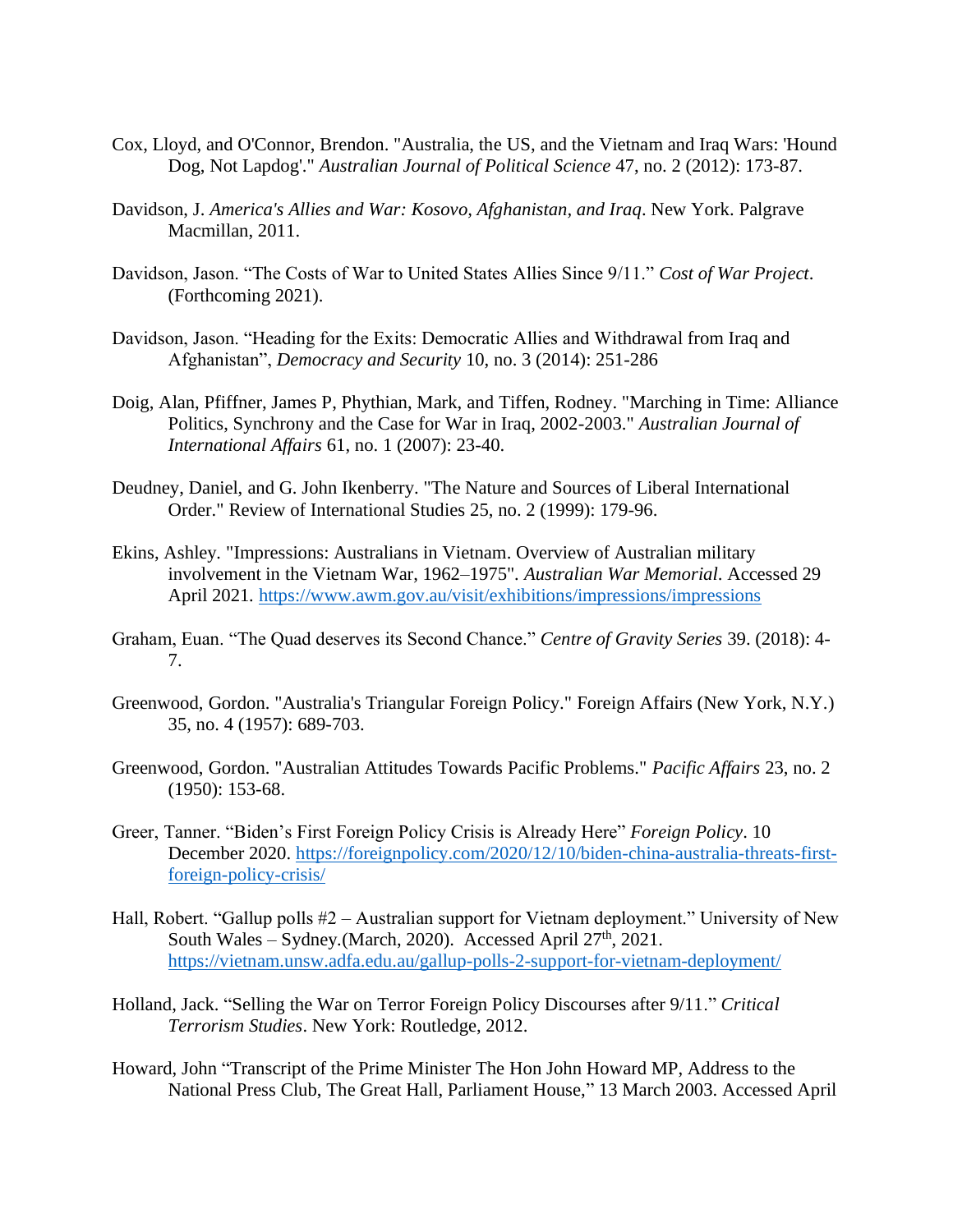Cox, Lloyd, and O'Connor, Brendon. "Australia, the US, and the Vietnam and Iraq Wars: 'Hound Dog, Not Lapdog'." *Australian Journal of Political Science* 47, no. 2 (2012): 173-87.

Davidson, J. *America's Allies and War: Kosovo, Afghanistan, and Iraq*. New York. Palgrave Macmillan, 2011.

Davidson, Jason. "The Costs of War to United States Allies Since 9/11." *Cost of War Project*. (Forthcoming 2021).

Davidson, Jason. "Heading for the Exits: Democratic Allies and Withdrawal from Iraq and Afghanistan", *Democracy and Security* 10, no. 3 (2014): 251-286

Doig, Alan, Pfiffner, James P, Phythian, Mark, and Tiffen, Rodney. "Marching in Time: Alliance Politics, Synchrony and the Case for War in Iraq, 2002-2003." *Australian Journal of International Affairs* 61, no. 1 (2007): 23-40.

Deudney, Daniel, and G. John Ikenberry. "The Nature and Sources of Liberal International Order." Review of International Studies 25, no. 2 (1999): 179-96.

Ekins, Ashley. "Impressions: Australians in Vietnam. Overview of Australian military involvement in the Vietnam War, 1962–1975". *Australian War Memorial*. Accessed 29 April 2021. https://www.awm.gov.au/visit/exhibitions/impressions/impressions

Graham, Euan. "The Quad deserves its Second Chance." *Centre of Gravity Series* 39. (2018): 4-7.

Greenwood, Gordon. "Australia's Triangular Foreign Policy." Foreign Affairs (New York, N.Y.) 35, no. 4 (1957): 689-703.

Greenwood, Gordon. "Australian Attitudes Towards Pacific Problems." *Pacific Affairs* 23, no. 2 (1950): 153-68.

Greer, Tanner. "Biden's First Foreign Policy Crisis is Already Here" *Foreign Policy*. 10 December 2020. https://foreignpolicy.com/2020/12/10/biden-china-australia-threats-first-foreign-policy-crisis/

Hall, Robert. "Gallup polls #2 – Australian support for Vietnam deployment." University of New South Wales – Sydney.(March, 2020). Accessed April 27th, 2021. https://vietnam.unsw.adfa.edu.au/gallup-polls-2-support-for-vietnam-deployment/

Holland, Jack. "Selling the War on Terror Foreign Policy Discourses after 9/11." *Critical Terrorism Studies*. New York: Routledge, 2012.

Howard, John "Transcript of the Prime Minister The Hon John Howard MP, Address to the National Press Club, The Great Hall, Parliament House," 13 March 2003. Accessed April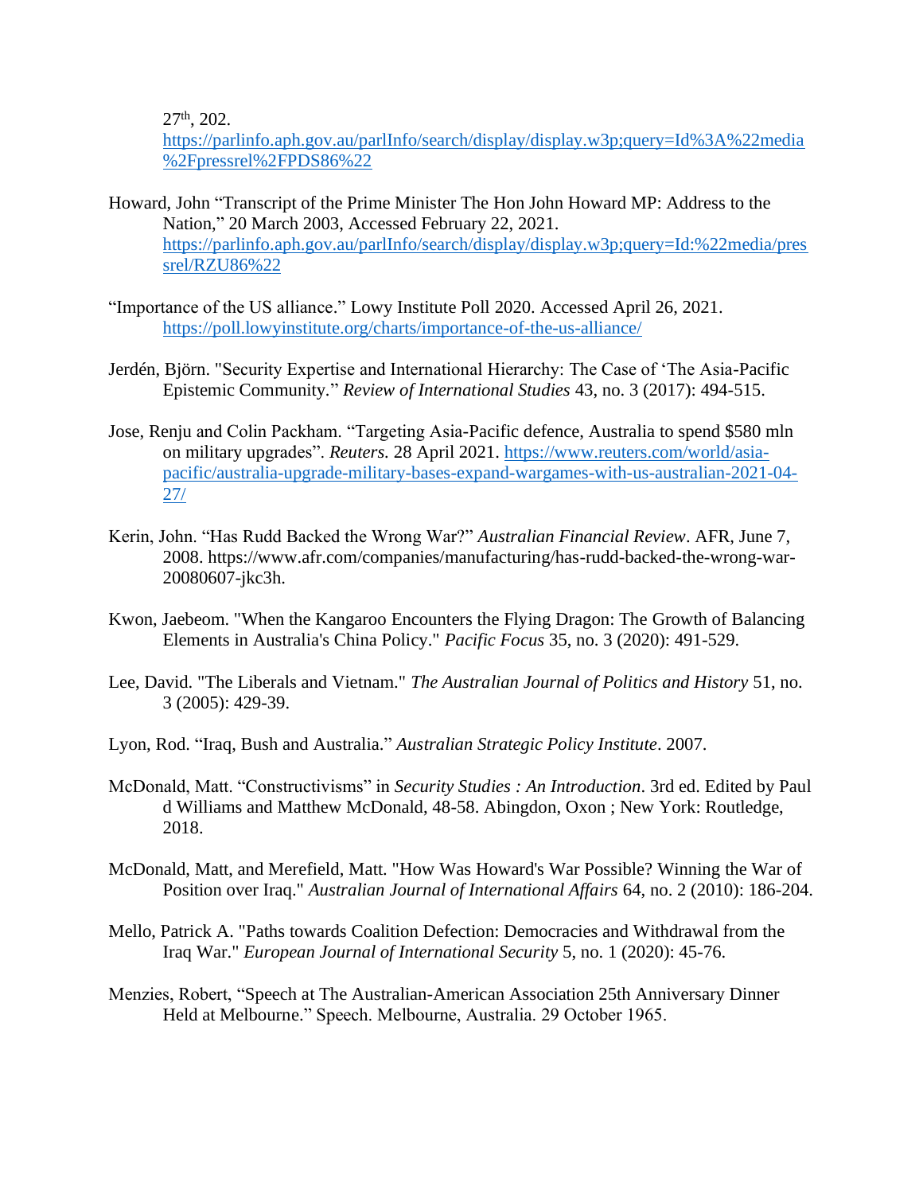27th, 202. https://parlinfo.aph.gov.au/parlInfo/search/display/display.w3p;query=Id%3A%22media%2Fpressrel%2FPDS86%22

Howard, John "Transcript of the Prime Minister The Hon John Howard MP: Address to the Nation," 20 March 2003, Accessed February 22, 2021. https://parlinfo.aph.gov.au/parlInfo/search/display/display.w3p;query=Id:%22media/pressrel/RZU86%22

"Importance of the US alliance." Lowy Institute Poll 2020. Accessed April 26, 2021. https://poll.lowyinstitute.org/charts/importance-of-the-us-alliance/

Jerdén, Björn. "Security Expertise and International Hierarchy: The Case of 'The Asia-Pacific Epistemic Community." *Review of International Studies* 43, no. 3 (2017): 494-515.

Jose, Renju and Colin Packham. "Targeting Asia-Pacific defence, Australia to spend $580 mln on military upgrades". *Reuters.* 28 April 2021. https://www.reuters.com/world/asia-pacific/australia-upgrade-military-bases-expand-wargames-with-us-australian-2021-04-27/

Kerin, John. "Has Rudd Backed the Wrong War?" *Australian Financial Review*. AFR, June 7, 2008. https://www.afr.com/companies/manufacturing/has-rudd-backed-the-wrong-war-20080607-jkc3h.

Kwon, Jaebeom. "When the Kangaroo Encounters the Flying Dragon: The Growth of Balancing Elements in Australia's China Policy." *Pacific Focus* 35, no. 3 (2020): 491-529.

Lee, David. "The Liberals and Vietnam." *The Australian Journal of Politics and History* 51, no. 3 (2005): 429-39.

Lyon, Rod. "Iraq, Bush and Australia." *Australian Strategic Policy Institute*. 2007.

McDonald, Matt. "Constructivisms" in *Security Studies : An Introduction*. 3rd ed. Edited by Paul d Williams and Matthew McDonald, 48-58. Abingdon, Oxon ; New York: Routledge, 2018.

McDonald, Matt, and Merefield, Matt. "How Was Howard's War Possible? Winning the War of Position over Iraq." *Australian Journal of International Affairs* 64, no. 2 (2010): 186-204.

Mello, Patrick A. "Paths towards Coalition Defection: Democracies and Withdrawal from the Iraq War." *European Journal of International Security* 5, no. 1 (2020): 45-76.

Menzies, Robert, "Speech at The Australian-American Association 25th Anniversary Dinner Held at Melbourne." Speech. Melbourne, Australia. 29 October 1965.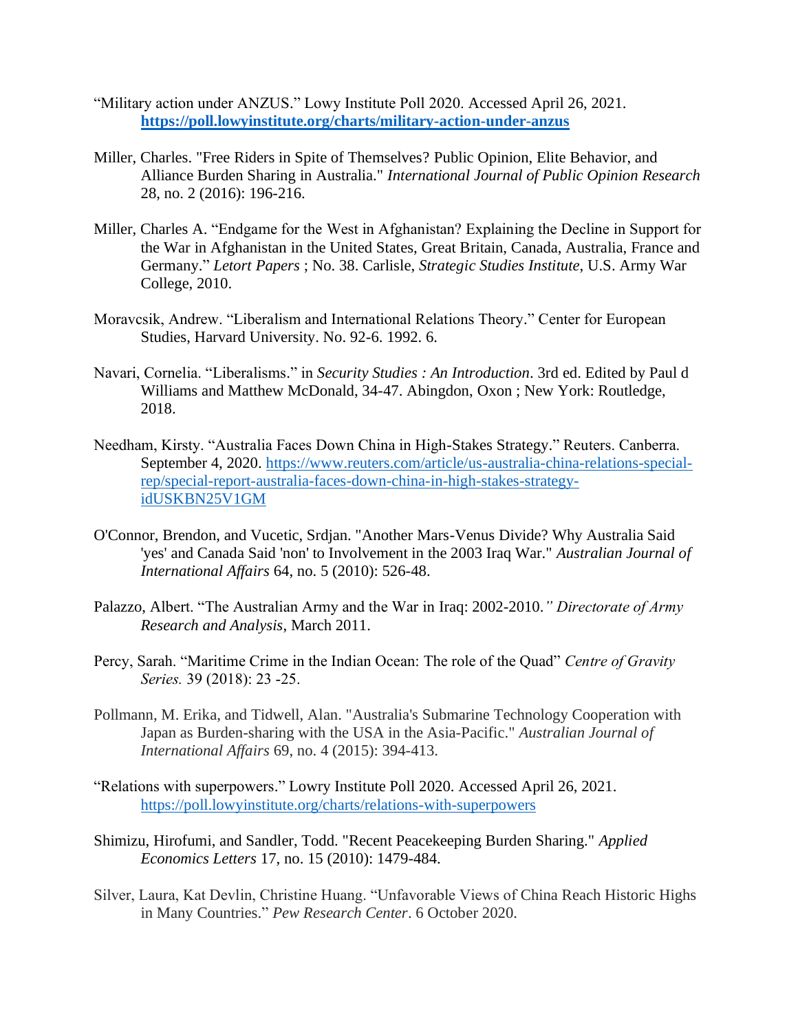"Military action under ANZUS." Lowy Institute Poll 2020. Accessed April 26, 2021. **https://poll.lowyinstitute.org/charts/military-action-under-anzus**

Miller, Charles. "Free Riders in Spite of Themselves? Public Opinion, Elite Behavior, and Alliance Burden Sharing in Australia." *International Journal of Public Opinion Research* 28, no. 2 (2016): 196-216.

Miller, Charles A. "Endgame for the West in Afghanistan? Explaining the Decline in Support for the War in Afghanistan in the United States, Great Britain, Canada, Australia, France and Germany." *Letort Papers* ; No. 38. Carlisle, *Strategic Studies Institute*, U.S. Army War College, 2010.

Moravcsik, Andrew. "Liberalism and International Relations Theory." Center for European Studies, Harvard University. No. 92-6. 1992. 6.

Navari, Cornelia. "Liberalisms." in *Security Studies : An Introduction*. 3rd ed. Edited by Paul d Williams and Matthew McDonald, 34-47. Abingdon, Oxon ; New York: Routledge, 2018.

Needham, Kirsty. "Australia Faces Down China in High-Stakes Strategy." Reuters. Canberra. September 4, 2020. https://www.reuters.com/article/us-australia-china-relations-special-rep/special-report-australia-faces-down-china-in-high-stakes-strategy-idUSKBN25V1GM

O'Connor, Brendon, and Vucetic, Srdjan. "Another Mars-Venus Divide? Why Australia Said 'yes' and Canada Said 'non' to Involvement in the 2003 Iraq War." *Australian Journal of International Affairs* 64, no. 5 (2010): 526-48.

Palazzo, Albert. "The Australian Army and the War in Iraq: 2002-2010.*" Directorate of Army Research and Analysis*, March 2011.

Percy, Sarah. "Maritime Crime in the Indian Ocean: The role of the Quad" *Centre of Gravity Series.* 39 (2018): 23 -25.

Pollmann, M. Erika, and Tidwell, Alan. "Australia's Submarine Technology Cooperation with Japan as Burden-sharing with the USA in the Asia-Pacific." *Australian Journal of International Affairs* 69, no. 4 (2015): 394-413.

"Relations with superpowers." Lowry Institute Poll 2020. Accessed April 26, 2021. https://poll.lowyinstitute.org/charts/relations-with-superpowers

Shimizu, Hirofumi, and Sandler, Todd. "Recent Peacekeeping Burden Sharing." *Applied Economics Letters* 17, no. 15 (2010): 1479-484.

Silver, Laura, Kat Devlin, Christine Huang. "Unfavorable Views of China Reach Historic Highs in Many Countries." *Pew Research Center*. 6 October 2020.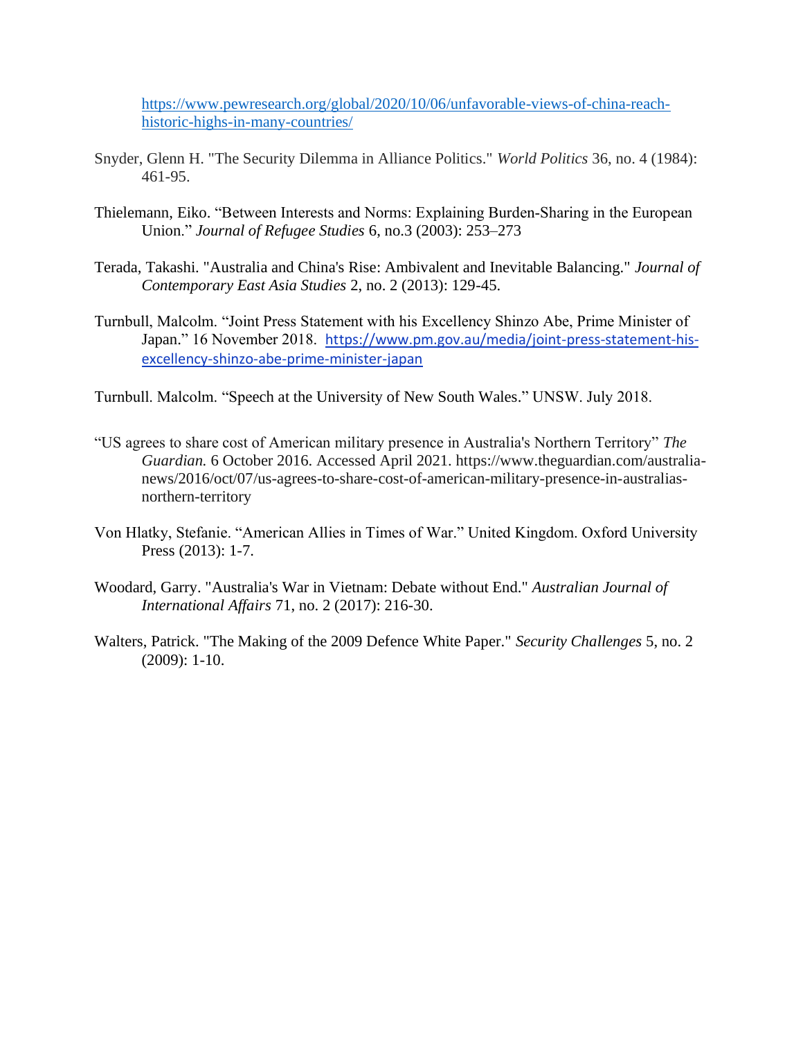https://www.pewresearch.org/global/2020/10/06/unfavorable-views-of-china-reach-historic-highs-in-many-countries/

Snyder, Glenn H. "The Security Dilemma in Alliance Politics." *World Politics* 36, no. 4 (1984): 461-95.

Thielemann, Eiko. "Between Interests and Norms: Explaining Burden-Sharing in the European Union." *Journal of Refugee Studies* 6, no.3 (2003): 253–273

Terada, Takashi. "Australia and China's Rise: Ambivalent and Inevitable Balancing." *Journal of Contemporary East Asia Studies* 2, no. 2 (2013): 129-45.

Turnbull, Malcolm. "Joint Press Statement with his Excellency Shinzo Abe, Prime Minister of Japan." 16 November 2018. https://www.pm.gov.au/media/joint-press-statement-his-excellency-shinzo-abe-prime-minister-japan

Turnbull. Malcolm. "Speech at the University of New South Wales." UNSW. July 2018.

"US agrees to share cost of American military presence in Australia's Northern Territory" *The Guardian.* 6 October 2016. Accessed April 2021. https://www.theguardian.com/australia-news/2016/oct/07/us-agrees-to-share-cost-of-american-military-presence-in-australias-northern-territory

Von Hlatky, Stefanie. "American Allies in Times of War." United Kingdom. Oxford University Press (2013): 1-7.

Woodard, Garry. "Australia's War in Vietnam: Debate without End." *Australian Journal of International Affairs* 71, no. 2 (2017): 216-30.

Walters, Patrick. "The Making of the 2009 Defence White Paper." *Security Challenges* 5, no. 2 (2009): 1-10.